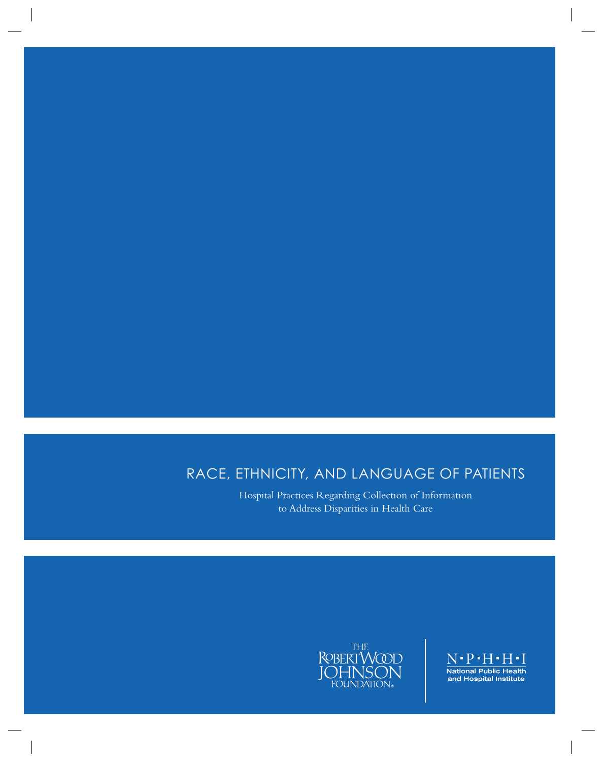# RACE, ETHNICITY, AND LANGUAGE OF PATIENTS

Hospital Practices Regarding Collection of Information to Address Disparities in Health Care

THE ROBERT WOOD JOHNSON FOUNDATION

N·P·H·H·I

National Public Health and Hospital Institute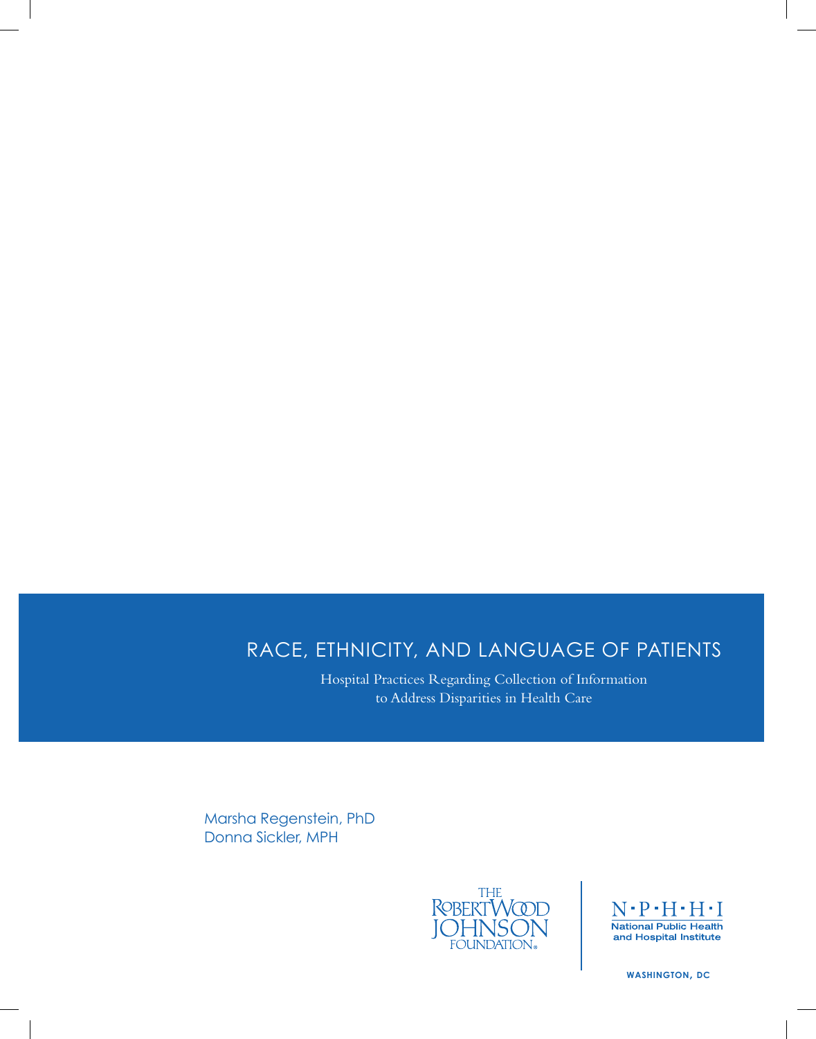# RACE, ETHNICITY, AND LANGUAGE OF PATIENTS

Hospital Practices Regarding Collection of Information to Address Disparities in Health Care

Marsha Regenstein, PhD
Donna Sickler, MPH

The Robert Wood Johnson Foundation

N·P·H·H·I
National Public Health and Hospital Institute

WASHINGTON, DC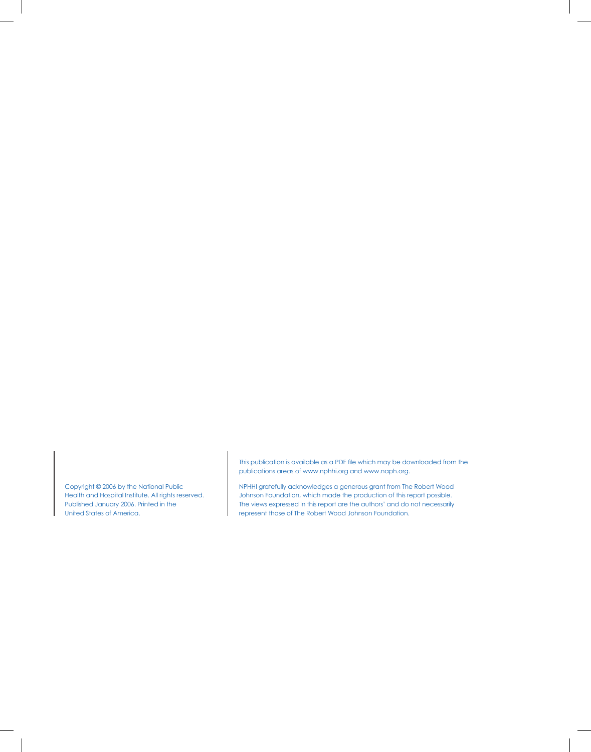Copyright © 2006 by the National Public Health and Hospital Institute. All rights reserved. Published January 2006. Printed in the United States of America.

This publication is available as a PDF file which may be downloaded from the publications areas of www.nphhi.org and www.naph.org.

NPHHI gratefully acknowledges a generous grant from The Robert Wood Johnson Foundation, which made the production of this report possible. The views expressed in this report are the authors' and do not necessarily represent those of The Robert Wood Johnson Foundation.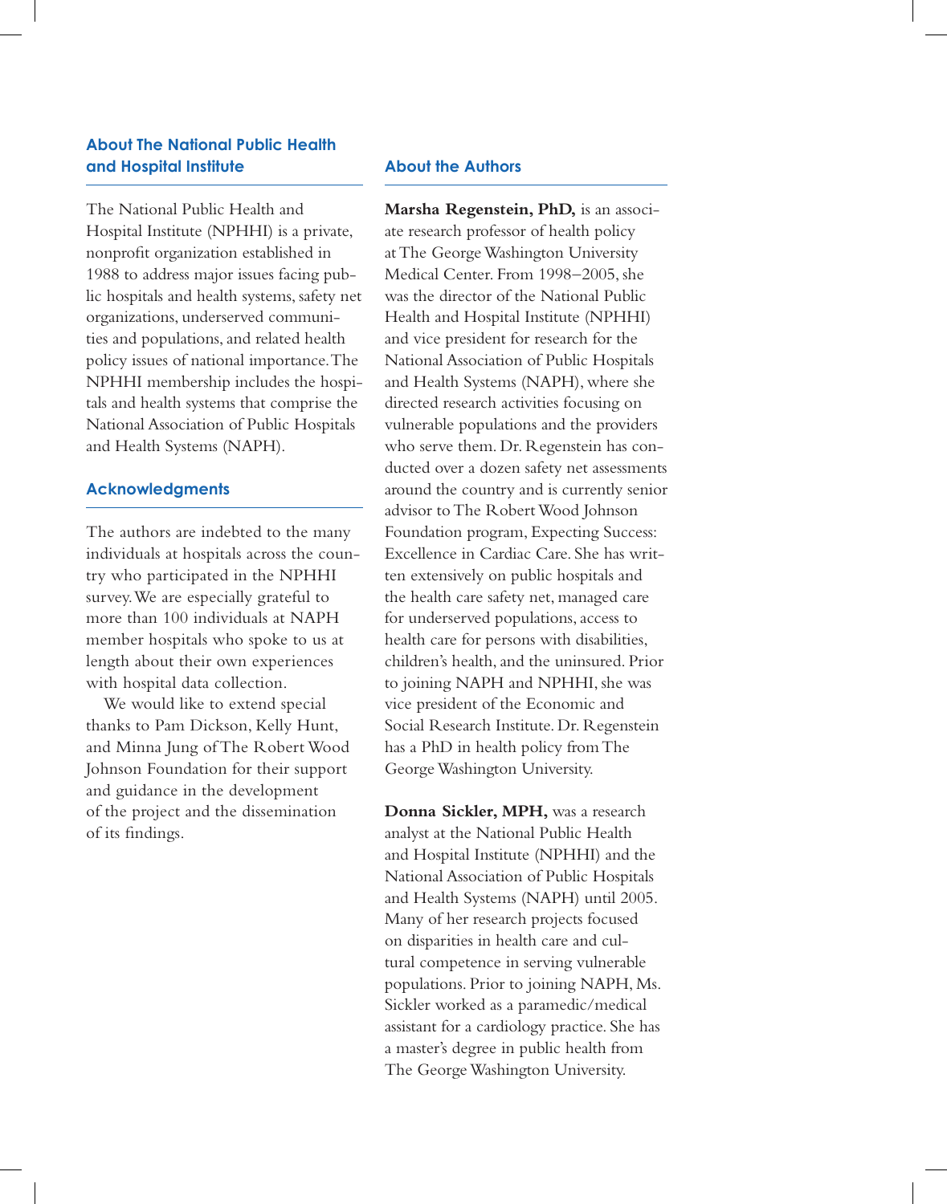## About The National Public Health and Hospital Institute

The National Public Health and Hospital Institute (NPHHI) is a private, nonprofit organization established in 1988 to address major issues facing public hospitals and health systems, safety net organizations, underserved communities and populations, and related health policy issues of national importance. The NPHHI membership includes the hospitals and health systems that comprise the National Association of Public Hospitals and Health Systems (NAPH).

## Acknowledgments

The authors are indebted to the many individuals at hospitals across the country who participated in the NPHHI survey. We are especially grateful to more than 100 individuals at NAPH member hospitals who spoke to us at length about their own experiences with hospital data collection.

We would like to extend special thanks to Pam Dickson, Kelly Hunt, and Minna Jung of The Robert Wood Johnson Foundation for their support and guidance in the development of the project and the dissemination of its findings.

## About the Authors

**Marsha Regenstein, PhD,** is an associate research professor of health policy at The George Washington University Medical Center. From 1998–2005, she was the director of the National Public Health and Hospital Institute (NPHHI) and vice president for research for the National Association of Public Hospitals and Health Systems (NAPH), where she directed research activities focusing on vulnerable populations and the providers who serve them. Dr. Regenstein has conducted over a dozen safety net assessments around the country and is currently senior advisor to The Robert Wood Johnson Foundation program, Expecting Success: Excellence in Cardiac Care. She has written extensively on public hospitals and the health care safety net, managed care for underserved populations, access to health care for persons with disabilities, children's health, and the uninsured. Prior to joining NAPH and NPHHI, she was vice president of the Economic and Social Research Institute. Dr. Regenstein has a PhD in health policy from The George Washington University.

**Donna Sickler, MPH,** was a research analyst at the National Public Health and Hospital Institute (NPHHI) and the National Association of Public Hospitals and Health Systems (NAPH) until 2005. Many of her research projects focused on disparities in health care and cultural competence in serving vulnerable populations. Prior to joining NAPH, Ms. Sickler worked as a paramedic/medical assistant for a cardiology practice. She has a master's degree in public health from The George Washington University.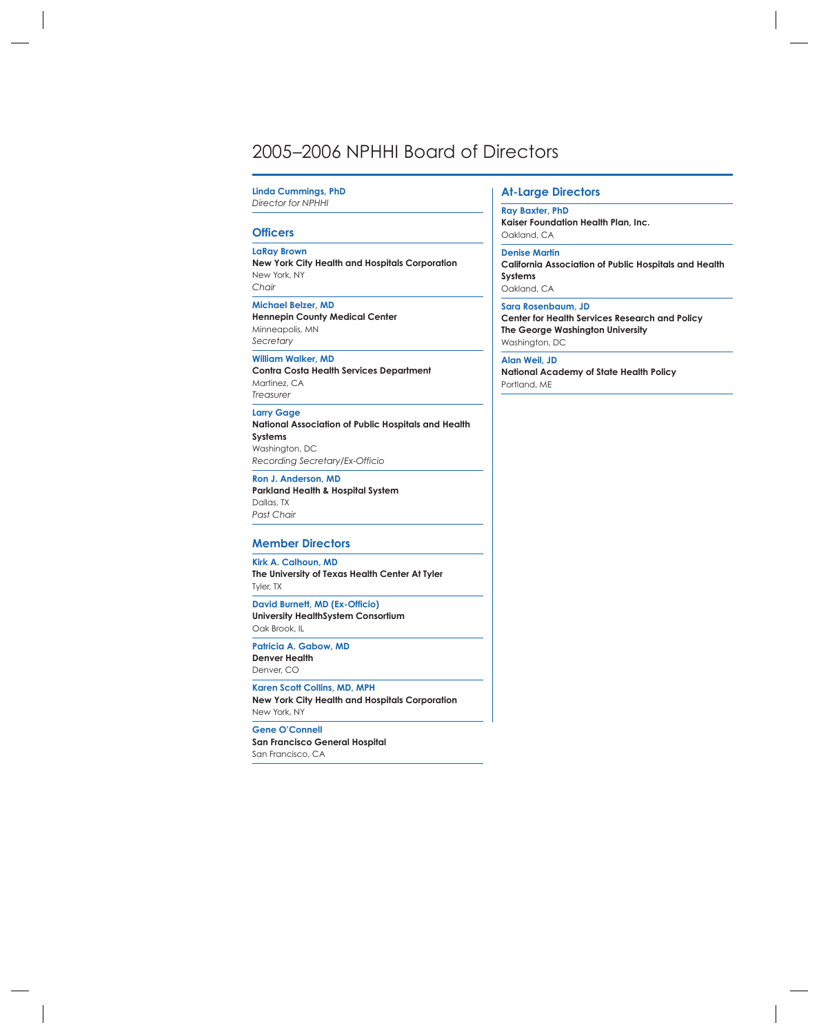# 2005–2006 NPHHI Board of Directors

**Linda Cummings, PhD**
*Director for NPHHI*

## Officers

**LaRay Brown**
**New York City Health and Hospitals Corporation**
New York, NY
*Chair*

**Michael Belzer, MD**
**Hennepin County Medical Center**
Minneapolis, MN
*Secretary*

**William Walker, MD**
**Contra Costa Health Services Department**
Martinez, CA
*Treasurer*

**Larry Gage**
**National Association of Public Hospitals and Health Systems**
Washington, DC
*Recording Secretary/Ex-Officio*

**Ron J. Anderson, MD**
**Parkland Health & Hospital System**
Dallas, TX
*Past Chair*

## Member Directors

**Kirk A. Calhoun, MD**
**The University of Texas Health Center At Tyler**
Tyler, TX

**David Burnett, MD (Ex-Officio)**
**University HealthSystem Consortium**
Oak Brook, IL

**Patricia A. Gabow, MD**
**Denver Health**
Denver, CO

**Karen Scott Collins, MD, MPH**
**New York City Health and Hospitals Corporation**
New York, NY

**Gene O'Connell**
**San Francisco General Hospital**
San Francisco, CA

## At-Large Directors

**Ray Baxter, PhD**
**Kaiser Foundation Health Plan, Inc.**
Oakland, CA

**Denise Martin**
**California Association of Public Hospitals and Health Systems**
Oakland, CA

**Sara Rosenbaum, JD**
**Center for Health Services Research and Policy**
**The George Washington University**
Washington, DC

**Alan Weil, JD**
**National Academy of State Health Policy**
Portland, ME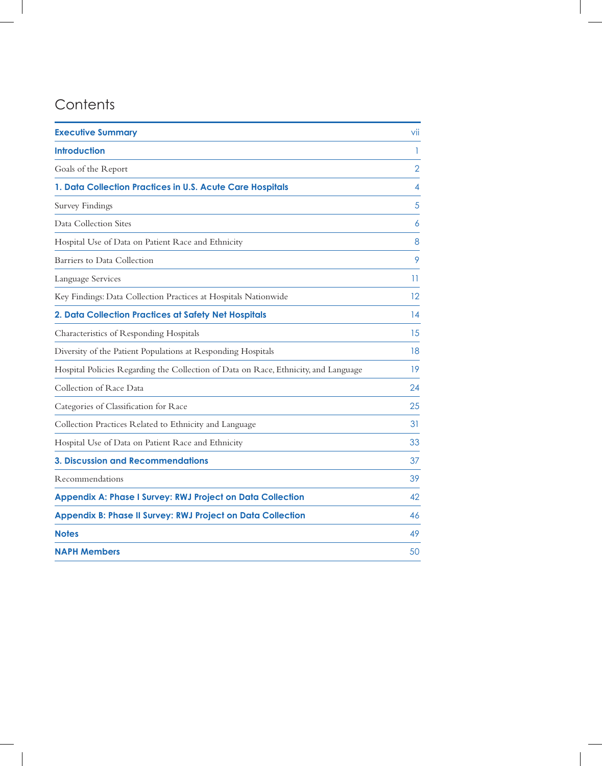# Contents

| | |
|---|---|
| **Executive Summary** | vii |
| **Introduction** | 1 |
| Goals of the Report | 2 |
| **1. Data Collection Practices in U.S. Acute Care Hospitals** | 4 |
| Survey Findings | 5 |
| Data Collection Sites | 6 |
| Hospital Use of Data on Patient Race and Ethnicity | 8 |
| Barriers to Data Collection | 9 |
| Language Services | 11 |
| Key Findings: Data Collection Practices at Hospitals Nationwide | 12 |
| **2. Data Collection Practices at Safety Net Hospitals** | 14 |
| Characteristics of Responding Hospitals | 15 |
| Diversity of the Patient Populations at Responding Hospitals | 18 |
| Hospital Policies Regarding the Collection of Data on Race, Ethnicity, and Language | 19 |
| Collection of Race Data | 24 |
| Categories of Classification for Race | 25 |
| Collection Practices Related to Ethnicity and Language | 31 |
| Hospital Use of Data on Patient Race and Ethnicity | 33 |
| **3. Discussion and Recommendations** | 37 |
| Recommendations | 39 |
| **Appendix A: Phase I Survey: RWJ Project on Data Collection** | 42 |
| **Appendix B: Phase II Survey: RWJ Project on Data Collection** | 46 |
| **Notes** | 49 |
| **NAPH Members** | 50 |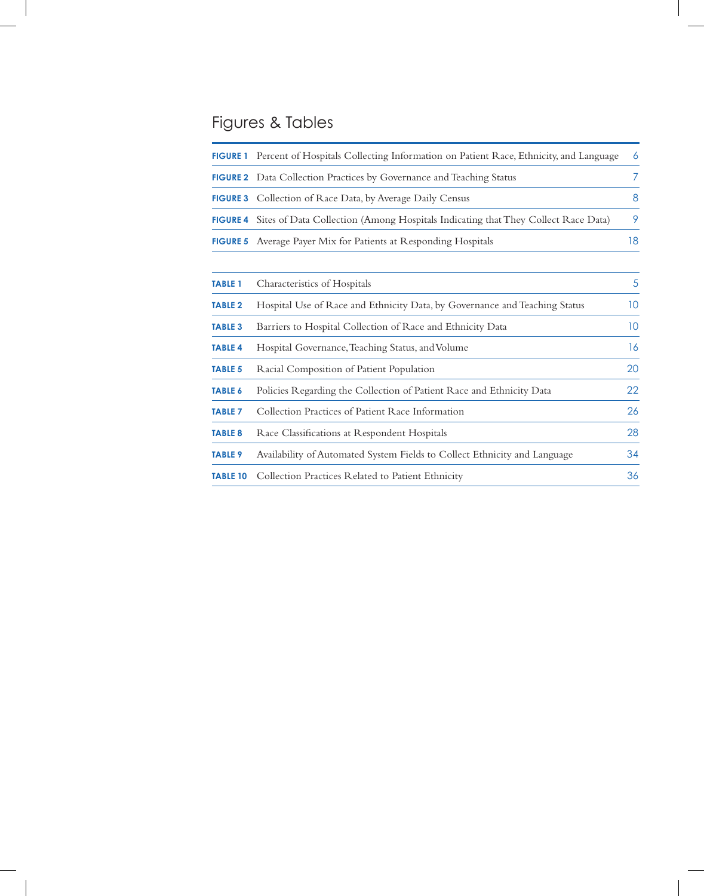# Figures & Tables

| | | |
|---|---|---|
| **FIGURE 1** | Percent of Hospitals Collecting Information on Patient Race, Ethnicity, and Language | 6 |
| **FIGURE 2** | Data Collection Practices by Governance and Teaching Status | 7 |
| **FIGURE 3** | Collection of Race Data, by Average Daily Census | 8 |
| **FIGURE 4** | Sites of Data Collection (Among Hospitals Indicating that They Collect Race Data) | 9 |
| **FIGURE 5** | Average Payer Mix for Patients at Responding Hospitals | 18 |

| | | |
|---|---|---|
| **TABLE 1** | Characteristics of Hospitals | 5 |
| **TABLE 2** | Hospital Use of Race and Ethnicity Data, by Governance and Teaching Status | 10 |
| **TABLE 3** | Barriers to Hospital Collection of Race and Ethnicity Data | 10 |
| **TABLE 4** | Hospital Governance, Teaching Status, and Volume | 16 |
| **TABLE 5** | Racial Composition of Patient Population | 20 |
| **TABLE 6** | Policies Regarding the Collection of Patient Race and Ethnicity Data | 22 |
| **TABLE 7** | Collection Practices of Patient Race Information | 26 |
| **TABLE 8** | Race Classifications at Respondent Hospitals | 28 |
| **TABLE 9** | Availability of Automated System Fields to Collect Ethnicity and Language | 34 |
| **TABLE 10** | Collection Practices Related to Patient Ethnicity | 36 |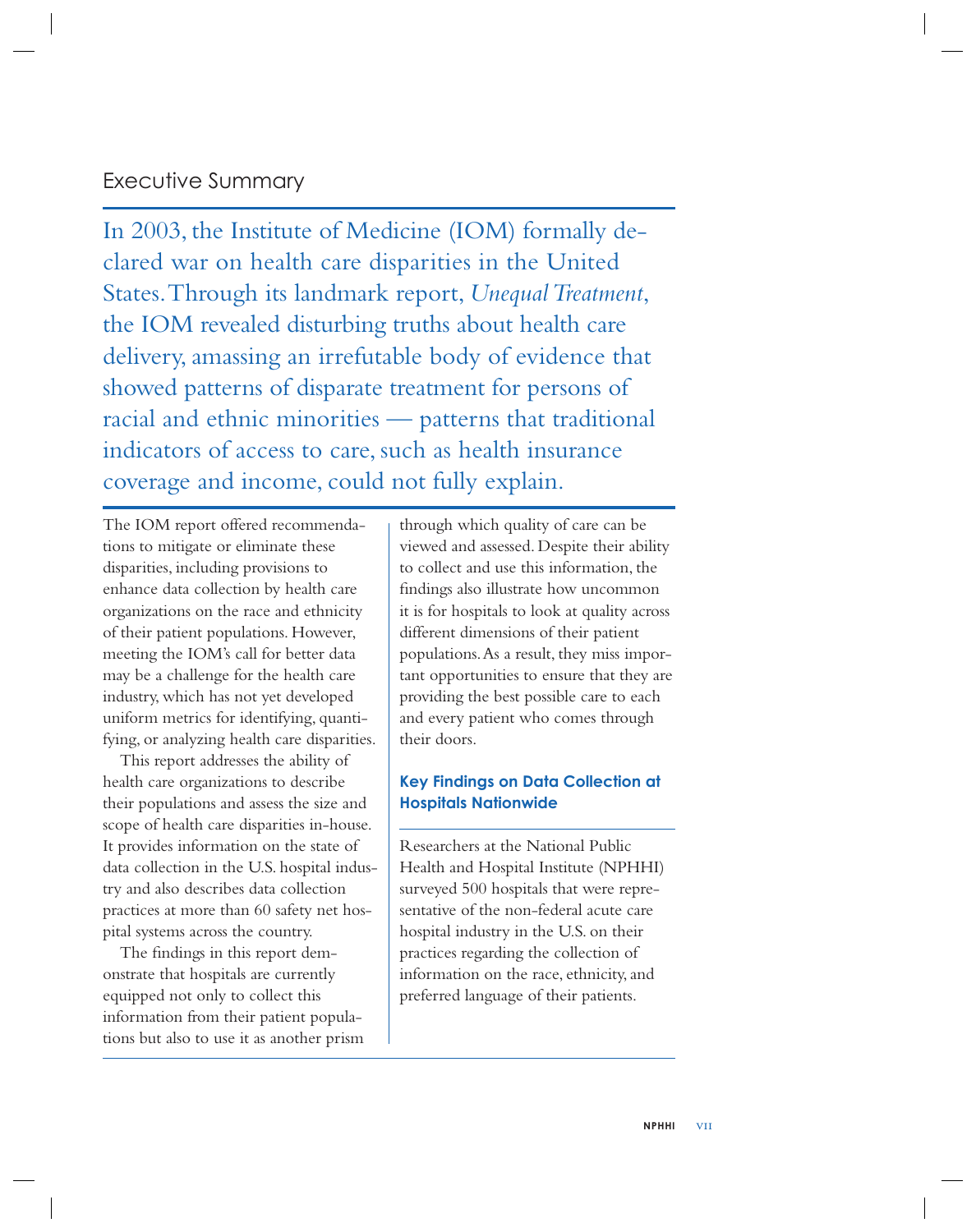# Executive Summary

In 2003, the Institute of Medicine (IOM) formally declared war on health care disparities in the United States. Through its landmark report, *Unequal Treatment*, the IOM revealed disturbing truths about health care delivery, amassing an irrefutable body of evidence that showed patterns of disparate treatment for persons of racial and ethnic minorities — patterns that traditional indicators of access to care, such as health insurance coverage and income, could not fully explain.

The IOM report offered recommendations to mitigate or eliminate these disparities, including provisions to enhance data collection by health care organizations on the race and ethnicity of their patient populations. However, meeting the IOM's call for better data may be a challenge for the health care industry, which has not yet developed uniform metrics for identifying, quantifying, or analyzing health care disparities.

This report addresses the ability of health care organizations to describe their populations and assess the size and scope of health care disparities in-house. It provides information on the state of data collection in the U.S. hospital industry and also describes data collection practices at more than 60 safety net hospital systems across the country.

The findings in this report demonstrate that hospitals are currently equipped not only to collect this information from their patient populations but also to use it as another prism through which quality of care can be viewed and assessed. Despite their ability to collect and use this information, the findings also illustrate how uncommon it is for hospitals to look at quality across different dimensions of their patient populations. As a result, they miss important opportunities to ensure that they are providing the best possible care to each and every patient who comes through their doors.

### Key Findings on Data Collection at Hospitals Nationwide

Researchers at the National Public Health and Hospital Institute (NPHHI) surveyed 500 hospitals that were representative of the non-federal acute care hospital industry in the U.S. on their practices regarding the collection of information on the race, ethnicity, and preferred language of their patients.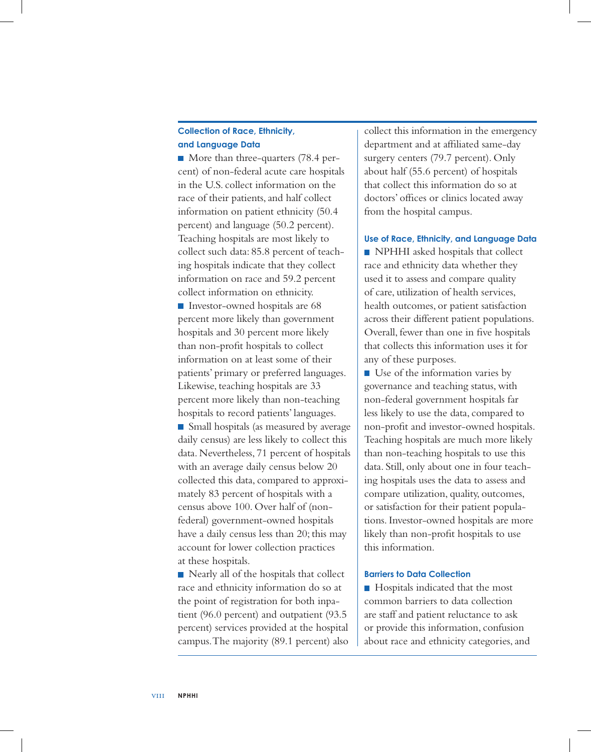### Collection of Race, Ethnicity, and Language Data

- More than three-quarters (78.4 percent) of non-federal acute care hospitals in the U.S. collect information on the race of their patients, and half collect information on patient ethnicity (50.4 percent) and language (50.2 percent). Teaching hospitals are most likely to collect such data: 85.8 percent of teaching hospitals indicate that they collect information on race and 59.2 percent collect information on ethnicity.
- Investor-owned hospitals are 68 percent more likely than government hospitals and 30 percent more likely than non-profit hospitals to collect information on at least some of their patients' primary or preferred languages. Likewise, teaching hospitals are 33 percent more likely than non-teaching hospitals to record patients' languages.
- Small hospitals (as measured by average daily census) are less likely to collect this data. Nevertheless, 71 percent of hospitals with an average daily census below 20 collected this data, compared to approximately 83 percent of hospitals with a census above 100. Over half of (non-federal) government-owned hospitals have a daily census less than 20; this may account for lower collection practices at these hospitals.
- Nearly all of the hospitals that collect race and ethnicity information do so at the point of registration for both inpatient (96.0 percent) and outpatient (93.5 percent) services provided at the hospital campus. The majority (89.1 percent) also collect this information in the emergency department and at affiliated same-day surgery centers (79.7 percent). Only about half (55.6 percent) of hospitals that collect this information do so at doctors' offices or clinics located away from the hospital campus.

### Use of Race, Ethnicity, and Language Data

- NPHHI asked hospitals that collect race and ethnicity data whether they used it to assess and compare quality of care, utilization of health services, health outcomes, or patient satisfaction across their different patient populations. Overall, fewer than one in five hospitals that collects this information uses it for any of these purposes.
- Use of the information varies by governance and teaching status, with non-federal government hospitals far less likely to use the data, compared to non-profit and investor-owned hospitals. Teaching hospitals are much more likely than non-teaching hospitals to use this data. Still, only about one in four teaching hospitals uses the data to assess and compare utilization, quality, outcomes, or satisfaction for their patient populations. Investor-owned hospitals are more likely than non-profit hospitals to use this information.

### Barriers to Data Collection

- Hospitals indicated that the most common barriers to data collection are staff and patient reluctance to ask or provide this information, confusion about race and ethnicity categories, and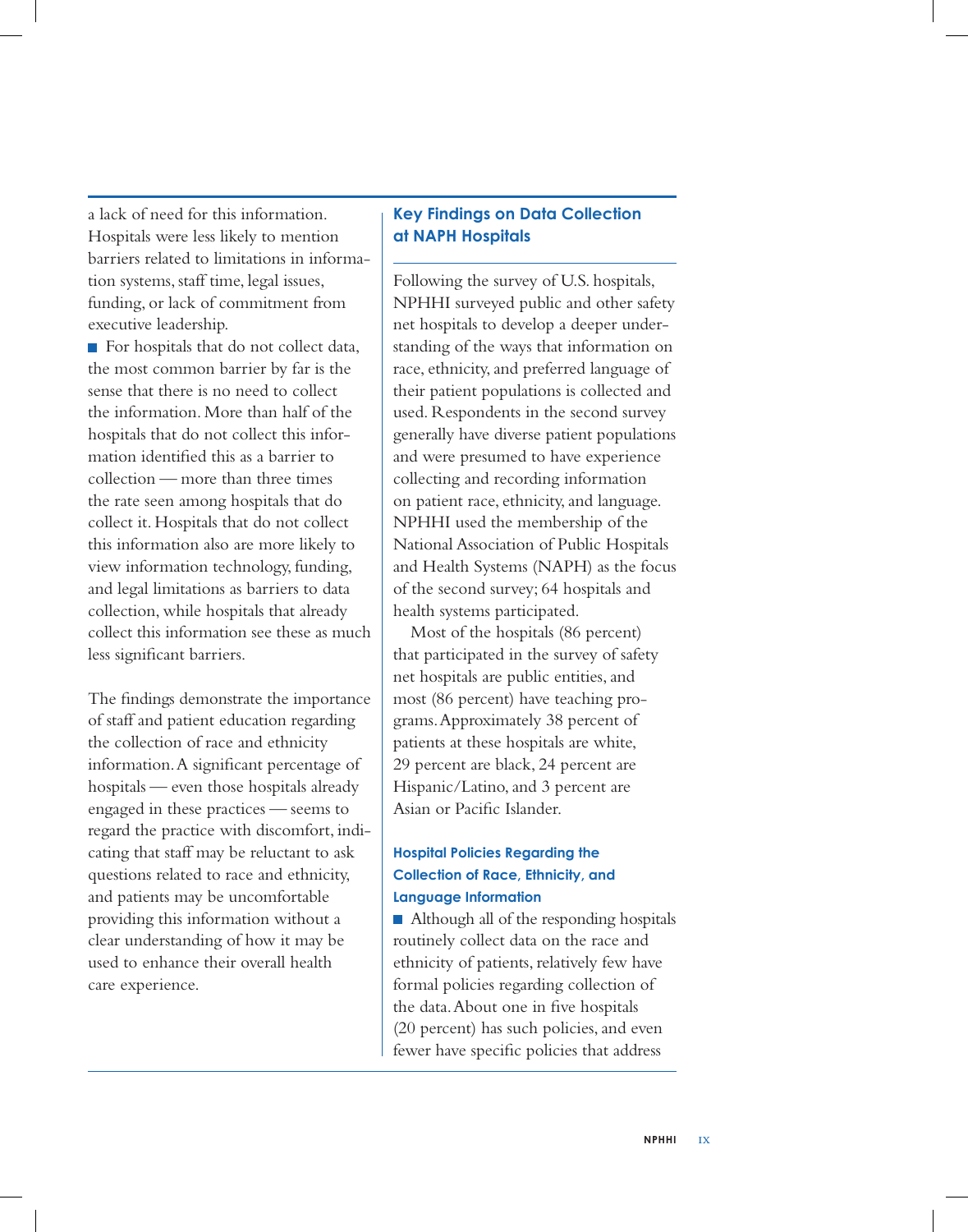a lack of need for this information. Hospitals were less likely to mention barriers related to limitations in information systems, staff time, legal issues, funding, or lack of commitment from executive leadership.

- For hospitals that do not collect data, the most common barrier by far is the sense that there is no need to collect the information. More than half of the hospitals that do not collect this information identified this as a barrier to collection — more than three times the rate seen among hospitals that do collect it. Hospitals that do not collect this information also are more likely to view information technology, funding, and legal limitations as barriers to data collection, while hospitals that already collect this information see these as much less significant barriers.

The findings demonstrate the importance of staff and patient education regarding the collection of race and ethnicity information. A significant percentage of hospitals — even those hospitals already engaged in these practices — seems to regard the practice with discomfort, indicating that staff may be reluctant to ask questions related to race and ethnicity, and patients may be uncomfortable providing this information without a clear understanding of how it may be used to enhance their overall health care experience.

## Key Findings on Data Collection at NAPH Hospitals

Following the survey of U.S. hospitals, NPHHI surveyed public and other safety net hospitals to develop a deeper understanding of the ways that information on race, ethnicity, and preferred language of their patient populations is collected and used. Respondents in the second survey generally have diverse patient populations and were presumed to have experience collecting and recording information on patient race, ethnicity, and language. NPHHI used the membership of the National Association of Public Hospitals and Health Systems (NAPH) as the focus of the second survey; 64 hospitals and health systems participated.

Most of the hospitals (86 percent) that participated in the survey of safety net hospitals are public entities, and most (86 percent) have teaching programs. Approximately 38 percent of patients at these hospitals are white, 29 percent are black, 24 percent are Hispanic/Latino, and 3 percent are Asian or Pacific Islander.

### Hospital Policies Regarding the Collection of Race, Ethnicity, and Language Information

- Although all of the responding hospitals routinely collect data on the race and ethnicity of patients, relatively few have formal policies regarding collection of the data. About one in five hospitals (20 percent) has such policies, and even fewer have specific policies that address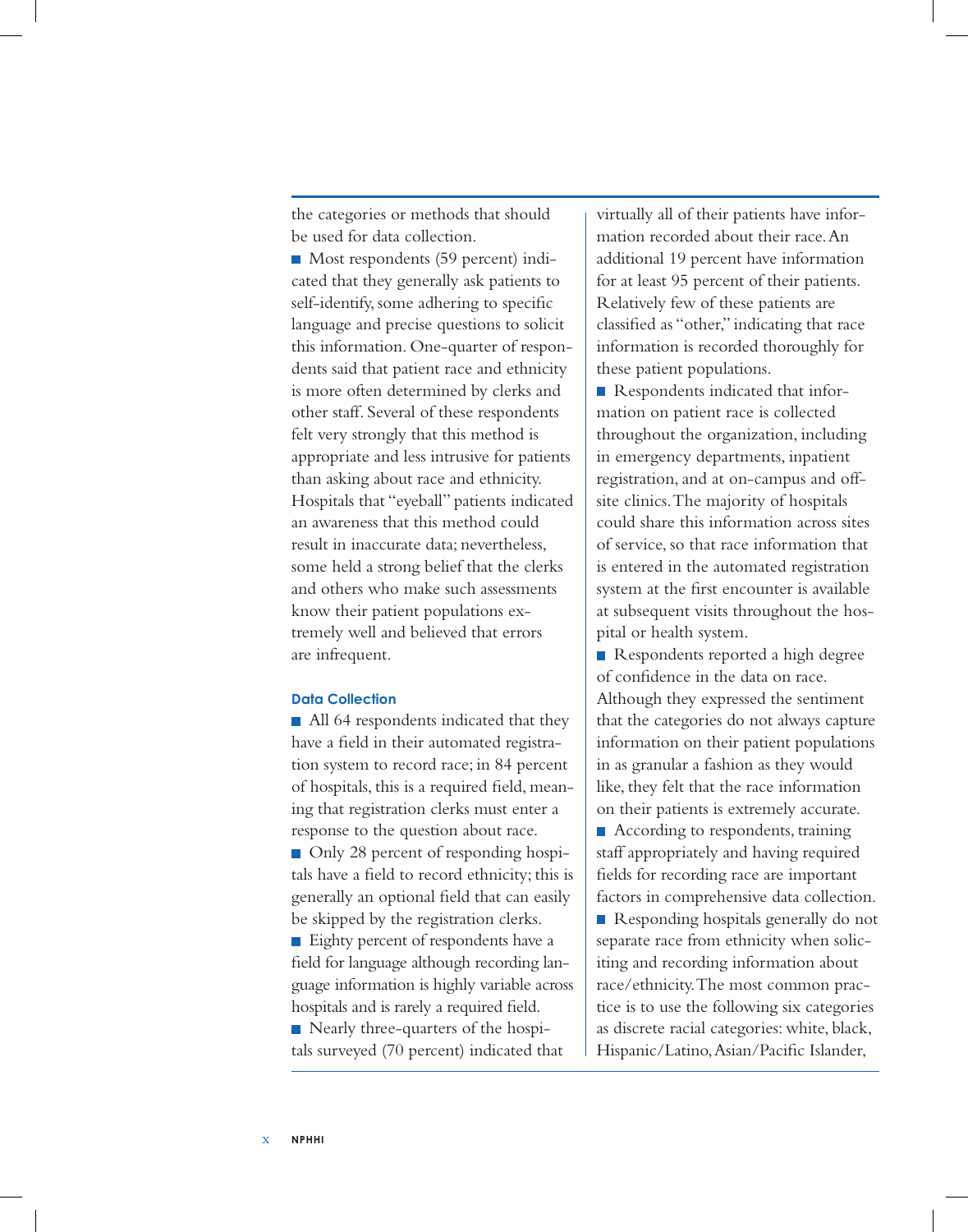the categories or methods that should be used for data collection.

- Most respondents (59 percent) indicated that they generally ask patients to self-identify, some adhering to specific language and precise questions to solicit this information. One-quarter of respondents said that patient race and ethnicity is more often determined by clerks and other staff. Several of these respondents felt very strongly that this method is appropriate and less intrusive for patients than asking about race and ethnicity. Hospitals that "eyeball" patients indicated an awareness that this method could result in inaccurate data; nevertheless, some held a strong belief that the clerks and others who make such assessments know their patient populations extremely well and believed that errors are infrequent.

### Data Collection

- All 64 respondents indicated that they have a field in their automated registration system to record race; in 84 percent of hospitals, this is a required field, meaning that registration clerks must enter a response to the question about race.
- Only 28 percent of responding hospitals have a field to record ethnicity; this is generally an optional field that can easily be skipped by the registration clerks.
- Eighty percent of respondents have a field for language although recording language information is highly variable across hospitals and is rarely a required field.
- Nearly three-quarters of the hospitals surveyed (70 percent) indicated that virtually all of their patients have information recorded about their race. An additional 19 percent have information for at least 95 percent of their patients. Relatively few of these patients are classified as "other," indicating that race information is recorded thoroughly for these patient populations.
- Respondents indicated that information on patient race is collected throughout the organization, including in emergency departments, inpatient registration, and at on-campus and off-site clinics. The majority of hospitals could share this information across sites of service, so that race information that is entered in the automated registration system at the first encounter is available at subsequent visits throughout the hospital or health system.
- Respondents reported a high degree of confidence in the data on race. Although they expressed the sentiment that the categories do not always capture information on their patient populations in as granular a fashion as they would like, they felt that the race information on their patients is extremely accurate.
- According to respondents, training staff appropriately and having required fields for recording race are important factors in comprehensive data collection.
- Responding hospitals generally do not separate race from ethnicity when soliciting and recording information about race/ethnicity. The most common practice is to use the following six categories as discrete racial categories: white, black, Hispanic/Latino, Asian/Pacific Islander,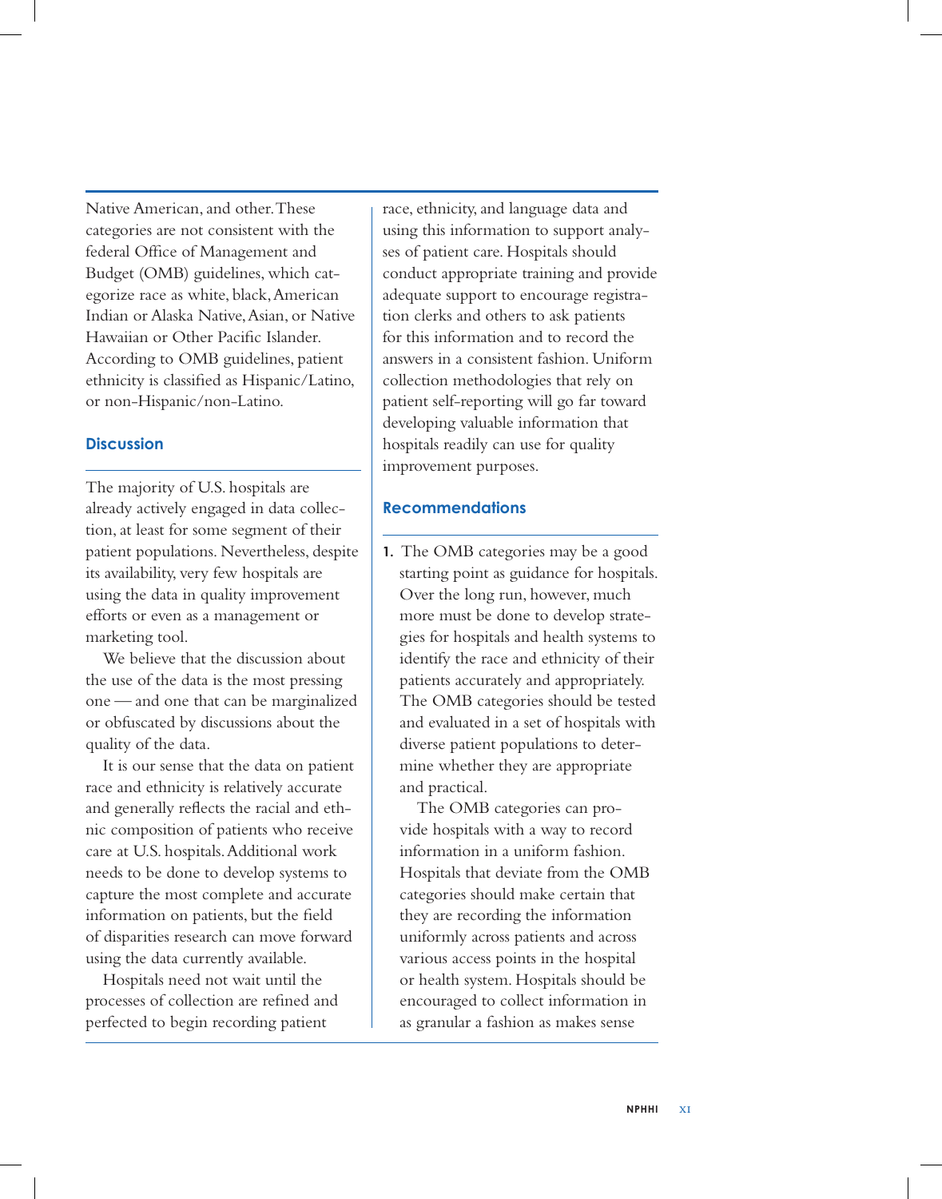Native American, and other. These categories are not consistent with the federal Office of Management and Budget (OMB) guidelines, which categorize race as white, black, American Indian or Alaska Native, Asian, or Native Hawaiian or Other Pacific Islander. According to OMB guidelines, patient ethnicity is classified as Hispanic/Latino, or non-Hispanic/non-Latino.

### Discussion

The majority of U.S. hospitals are already actively engaged in data collection, at least for some segment of their patient populations. Nevertheless, despite its availability, very few hospitals are using the data in quality improvement efforts or even as a management or marketing tool.

We believe that the discussion about the use of the data is the most pressing one — and one that can be marginalized or obfuscated by discussions about the quality of the data.

It is our sense that the data on patient race and ethnicity is relatively accurate and generally reflects the racial and ethnic composition of patients who receive care at U.S. hospitals. Additional work needs to be done to develop systems to capture the most complete and accurate information on patients, but the field of disparities research can move forward using the data currently available.

Hospitals need not wait until the processes of collection are refined and perfected to begin recording patient race, ethnicity, and language data and using this information to support analyses of patient care. Hospitals should conduct appropriate training and provide adequate support to encourage registration clerks and others to ask patients for this information and to record the answers in a consistent fashion. Uniform collection methodologies that rely on patient self-reporting will go far toward developing valuable information that hospitals readily can use for quality improvement purposes.

### Recommendations

1. The OMB categories may be a good starting point as guidance for hospitals. Over the long run, however, much more must be done to develop strategies for hospitals and health systems to identify the race and ethnicity of their patients accurately and appropriately. The OMB categories should be tested and evaluated in a set of hospitals with diverse patient populations to determine whether they are appropriate and practical.

   The OMB categories can provide hospitals with a way to record information in a uniform fashion. Hospitals that deviate from the OMB categories should make certain that they are recording the information uniformly across patients and across various access points in the hospital or health system. Hospitals should be encouraged to collect information in as granular a fashion as makes sense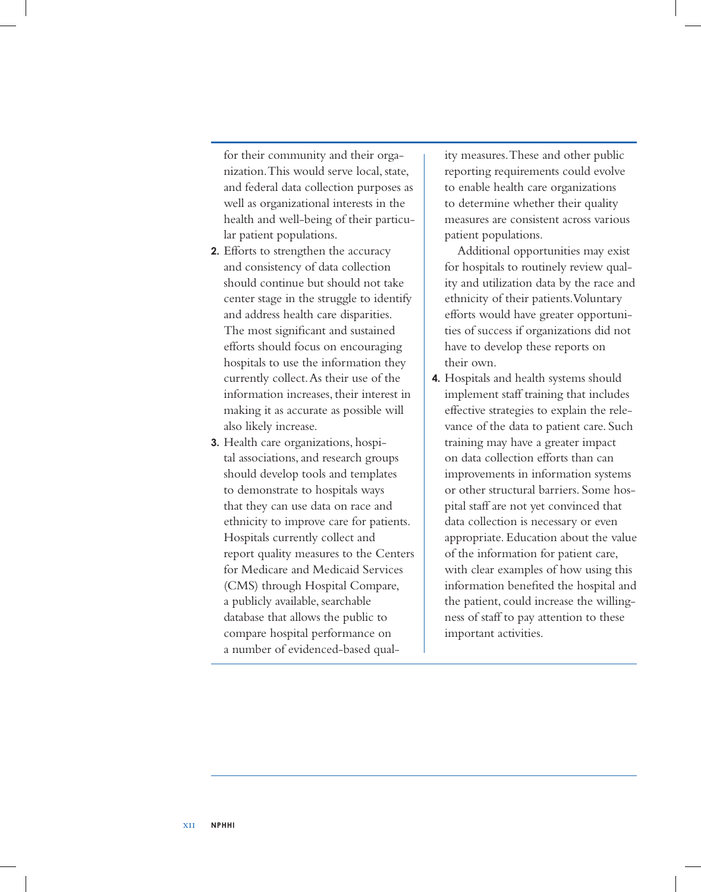for their community and their organization. This would serve local, state, and federal data collection purposes as well as organizational interests in the health and well-being of their particular patient populations.

2. Efforts to strengthen the accuracy and consistency of data collection should continue but should not take center stage in the struggle to identify and address health care disparities. The most significant and sustained efforts should focus on encouraging hospitals to use the information they currently collect. As their use of the information increases, their interest in making it as accurate as possible will also likely increase.

3. Health care organizations, hospital associations, and research groups should develop tools and templates to demonstrate to hospitals ways that they can use data on race and ethnicity to improve care for patients. Hospitals currently collect and report quality measures to the Centers for Medicare and Medicaid Services (CMS) through Hospital Compare, a publicly available, searchable database that allows the public to compare hospital performance on a number of evidenced-based quality measures. These and other public reporting requirements could evolve to enable health care organizations to determine whether their quality measures are consistent across various patient populations.

   Additional opportunities may exist for hospitals to routinely review quality and utilization data by the race and ethnicity of their patients. Voluntary efforts would have greater opportunities of success if organizations did not have to develop these reports on their own.

4. Hospitals and health systems should implement staff training that includes effective strategies to explain the relevance of the data to patient care. Such training may have a greater impact on data collection efforts than can improvements in information systems or other structural barriers. Some hospital staff are not yet convinced that data collection is necessary or even appropriate. Education about the value of the information for patient care, with clear examples of how using this information benefited the hospital and the patient, could increase the willingness of staff to pay attention to these important activities.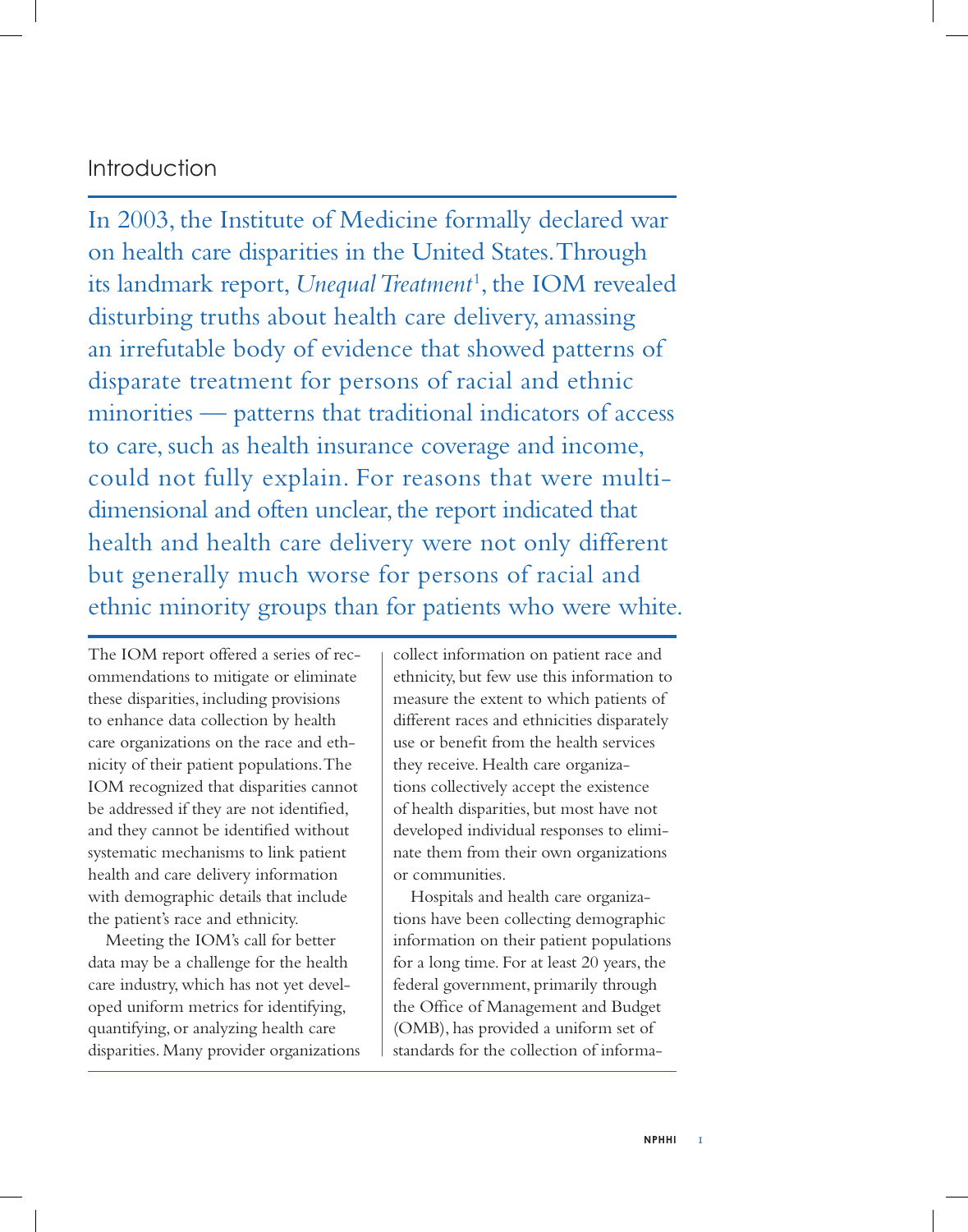## Introduction

In 2003, the Institute of Medicine formally declared war on health care disparities in the United States. Through its landmark report, *Unequal Treatment*[1], the IOM revealed disturbing truths about health care delivery, amassing an irrefutable body of evidence that showed patterns of disparate treatment for persons of racial and ethnic minorities — patterns that traditional indicators of access to care, such as health insurance coverage and income, could not fully explain. For reasons that were multi-dimensional and often unclear, the report indicated that health and health care delivery were not only different but generally much worse for persons of racial and ethnic minority groups than for patients who were white.

The IOM report offered a series of recommendations to mitigate or eliminate these disparities, including provisions to enhance data collection by health care organizations on the race and ethnicity of their patient populations. The IOM recognized that disparities cannot be addressed if they are not identified, and they cannot be identified without systematic mechanisms to link patient health and care delivery information with demographic details that include the patient's race and ethnicity.

Meeting the IOM's call for better data may be a challenge for the health care industry, which has not yet developed uniform metrics for identifying, quantifying, or analyzing health care disparities. Many provider organizations collect information on patient race and ethnicity, but few use this information to measure the extent to which patients of different races and ethnicities disparately use or benefit from the health services they receive. Health care organizations collectively accept the existence of health disparities, but most have not developed individual responses to eliminate them from their own organizations or communities.

Hospitals and health care organizations have been collecting demographic information on their patient populations for a long time. For at least 20 years, the federal government, primarily through the Office of Management and Budget (OMB), has provided a uniform set of standards for the collection of informa-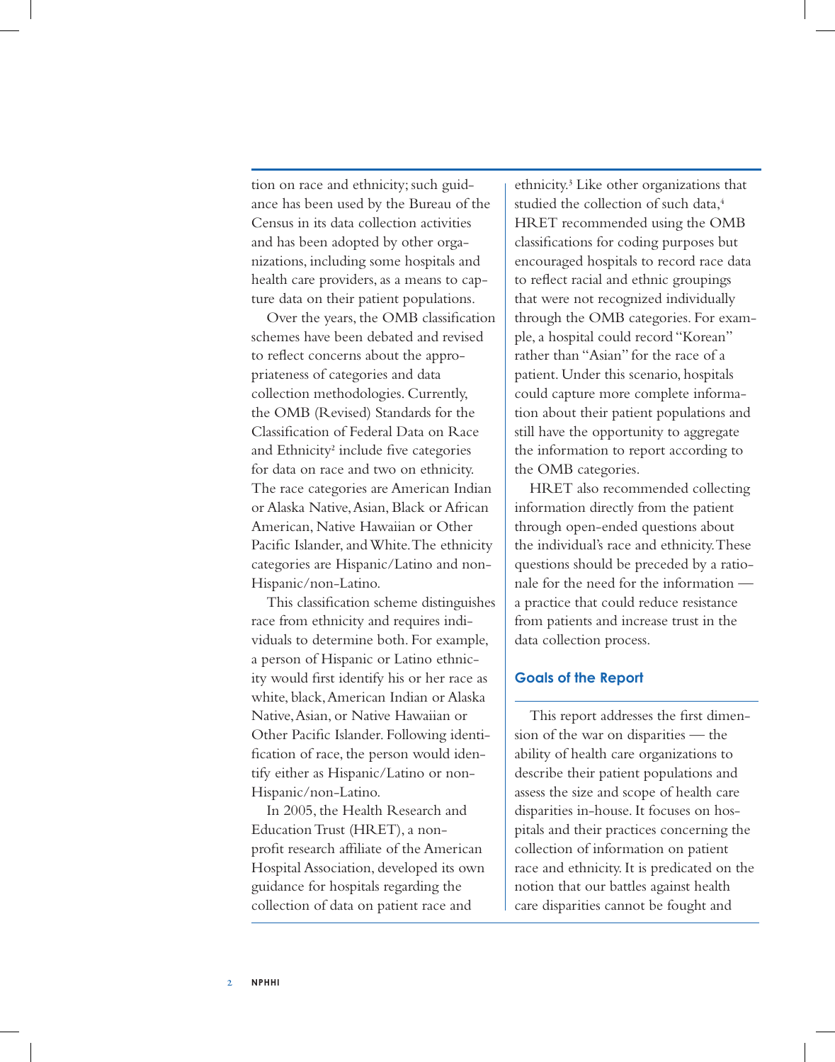tion on race and ethnicity; such guidance has been used by the Bureau of the Census in its data collection activities and has been adopted by other organizations, including some hospitals and health care providers, as a means to capture data on their patient populations.

Over the years, the OMB classification schemes have been debated and revised to reflect concerns about the appropriateness of categories and data collection methodologies. Currently, the OMB (Revised) Standards for the Classification of Federal Data on Race and Ethnicity[2] include five categories for data on race and two on ethnicity. The race categories are American Indian or Alaska Native, Asian, Black or African American, Native Hawaiian or Other Pacific Islander, and White. The ethnicity categories are Hispanic/Latino and non-Hispanic/non-Latino.

This classification scheme distinguishes race from ethnicity and requires individuals to determine both. For example, a person of Hispanic or Latino ethnicity would first identify his or her race as white, black, American Indian or Alaska Native, Asian, or Native Hawaiian or Other Pacific Islander. Following identification of race, the person would identify either as Hispanic/Latino or non-Hispanic/non-Latino.

In 2005, the Health Research and Education Trust (HRET), a non-profit research affiliate of the American Hospital Association, developed its own guidance for hospitals regarding the collection of data on patient race and ethnicity.[3] Like other organizations that studied the collection of such data,[4] HRET recommended using the OMB classifications for coding purposes but encouraged hospitals to record race data to reflect racial and ethnic groupings that were not recognized individually through the OMB categories. For example, a hospital could record "Korean" rather than "Asian" for the race of a patient. Under this scenario, hospitals could capture more complete information about their patient populations and still have the opportunity to aggregate the information to report according to the OMB categories.

HRET also recommended collecting information directly from the patient through open-ended questions about the individual's race and ethnicity. These questions should be preceded by a rationale for the need for the information — a practice that could reduce resistance from patients and increase trust in the data collection process.

## Goals of the Report

This report addresses the first dimension of the war on disparities — the ability of health care organizations to describe their patient populations and assess the size and scope of health care disparities in-house. It focuses on hospitals and their practices concerning the collection of information on patient race and ethnicity. It is predicated on the notion that our battles against health care disparities cannot be fought and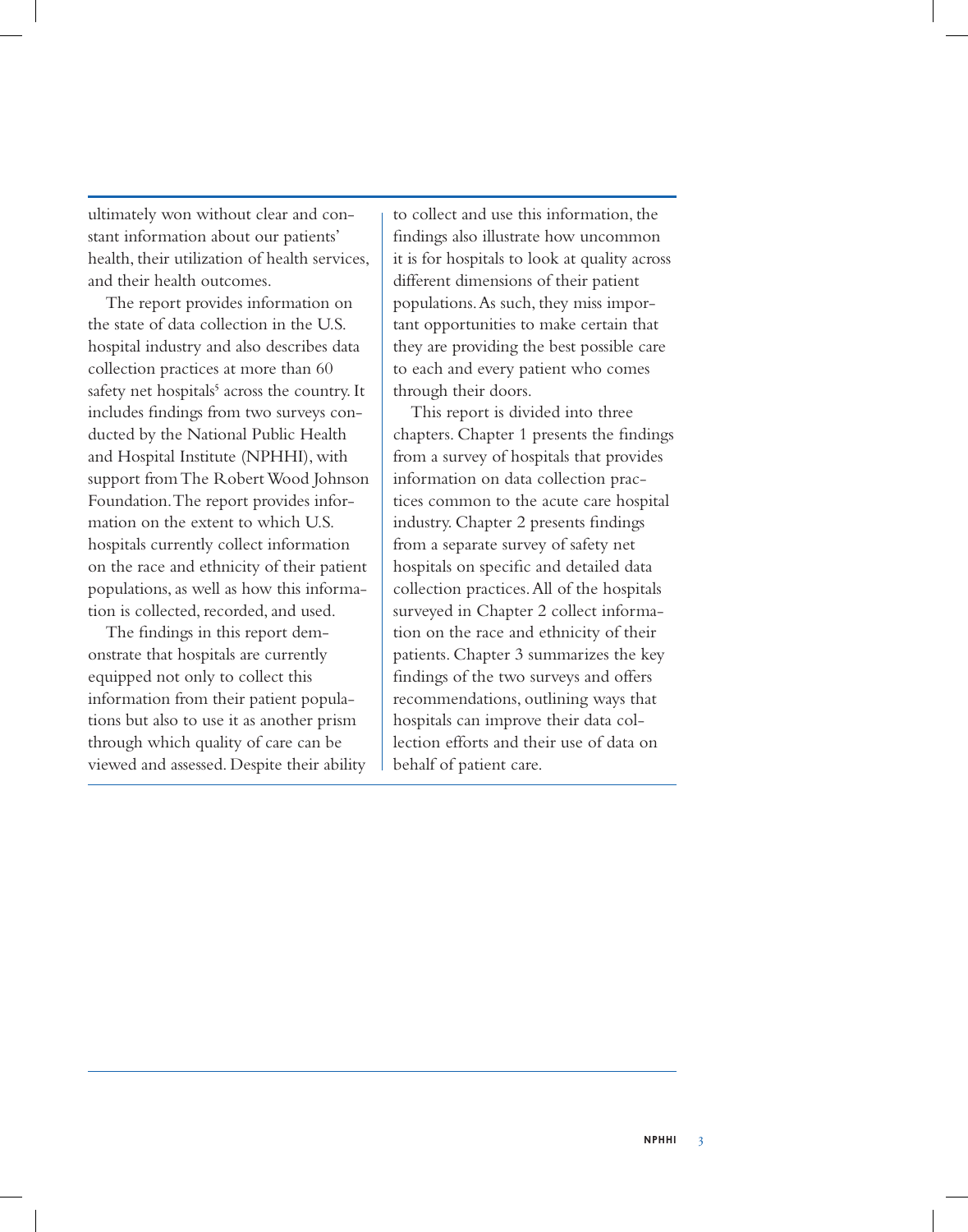ultimately won without clear and constant information about our patients' health, their utilization of health services, and their health outcomes.

The report provides information on the state of data collection in the U.S. hospital industry and also describes data collection practices at more than 60 safety net hospitals[5] across the country. It includes findings from two surveys conducted by the National Public Health and Hospital Institute (NPHHI), with support from The Robert Wood Johnson Foundation. The report provides information on the extent to which U.S. hospitals currently collect information on the race and ethnicity of their patient populations, as well as how this information is collected, recorded, and used.

The findings in this report demonstrate that hospitals are currently equipped not only to collect this information from their patient populations but also to use it as another prism through which quality of care can be viewed and assessed. Despite their ability to collect and use this information, the findings also illustrate how uncommon it is for hospitals to look at quality across different dimensions of their patient populations. As such, they miss important opportunities to make certain that they are providing the best possible care to each and every patient who comes through their doors.

This report is divided into three chapters. Chapter 1 presents the findings from a survey of hospitals that provides information on data collection practices common to the acute care hospital industry. Chapter 2 presents findings from a separate survey of safety net hospitals on specific and detailed data collection practices. All of the hospitals surveyed in Chapter 2 collect information on the race and ethnicity of their patients. Chapter 3 summarizes the key findings of the two surveys and offers recommendations, outlining ways that hospitals can improve their data collection efforts and their use of data on behalf of patient care.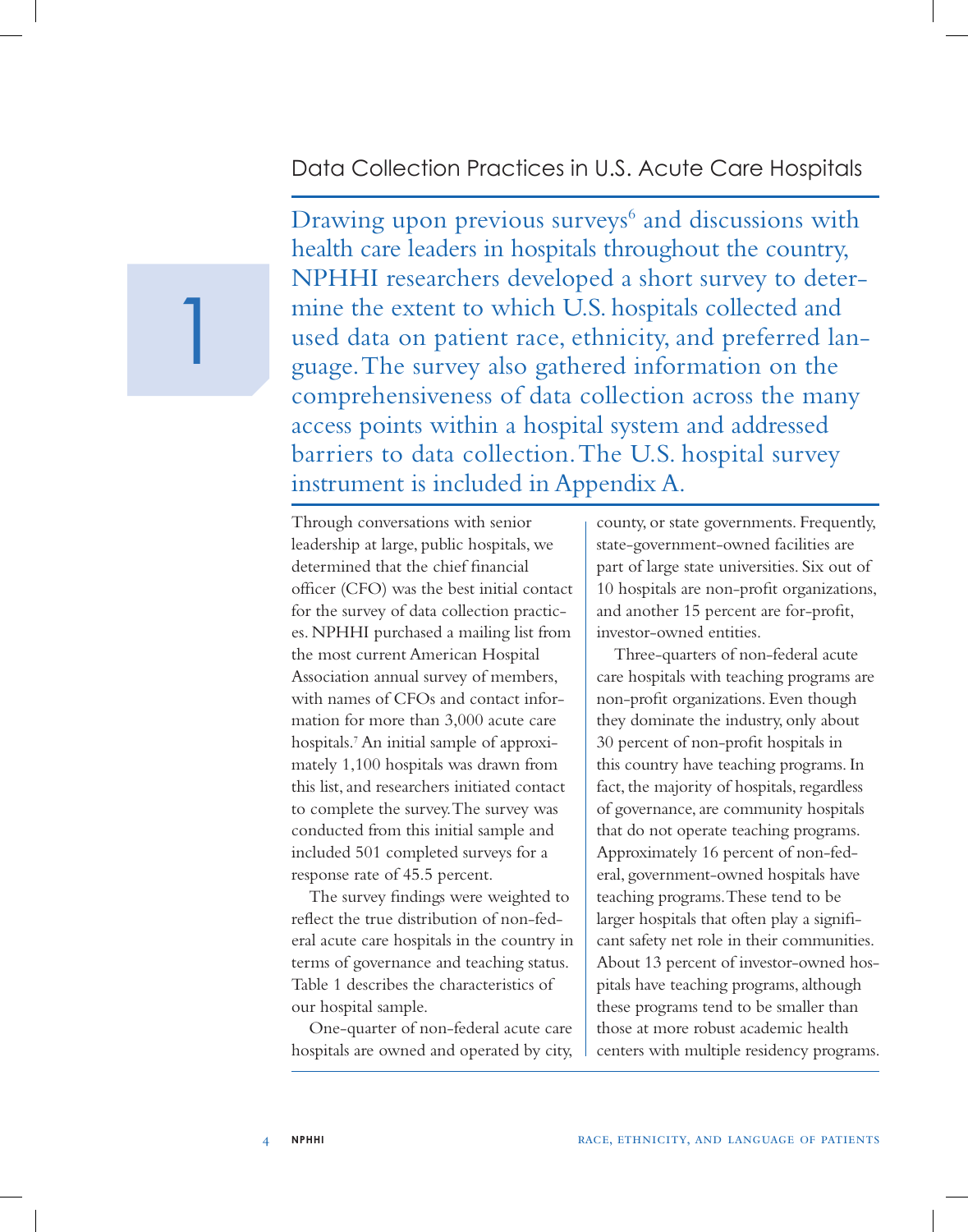# 1 Data Collection Practices in U.S. Acute Care Hospitals

Drawing upon previous surveys[6] and discussions with health care leaders in hospitals throughout the country, NPHHI researchers developed a short survey to determine the extent to which U.S. hospitals collected and used data on patient race, ethnicity, and preferred language. The survey also gathered information on the comprehensiveness of data collection across the many access points within a hospital system and addressed barriers to data collection. The U.S. hospital survey instrument is included in Appendix A.

Through conversations with senior leadership at large, public hospitals, we determined that the chief financial officer (CFO) was the best initial contact for the survey of data collection practices. NPHHI purchased a mailing list from the most current American Hospital Association annual survey of members, with names of CFOs and contact information for more than 3,000 acute care hospitals.[7] An initial sample of approximately 1,100 hospitals was drawn from this list, and researchers initiated contact to complete the survey. The survey was conducted from this initial sample and included 501 completed surveys for a response rate of 45.5 percent.

The survey findings were weighted to reflect the true distribution of non-federal acute care hospitals in the country in terms of governance and teaching status. Table 1 describes the characteristics of our hospital sample.

One-quarter of non-federal acute care hospitals are owned and operated by city, county, or state governments. Frequently, state-government-owned facilities are part of large state universities. Six out of 10 hospitals are non-profit organizations, and another 15 percent are for-profit, investor-owned entities.

Three-quarters of non-federal acute care hospitals with teaching programs are non-profit organizations. Even though they dominate the industry, only about 30 percent of non-profit hospitals in this country have teaching programs. In fact, the majority of hospitals, regardless of governance, are community hospitals that do not operate teaching programs. Approximately 16 percent of non-federal, government-owned hospitals have teaching programs. These tend to be larger hospitals that often play a significant safety net role in their communities. About 13 percent of investor-owned hospitals have teaching programs, although these programs tend to be smaller than those at more robust academic health centers with multiple residency programs.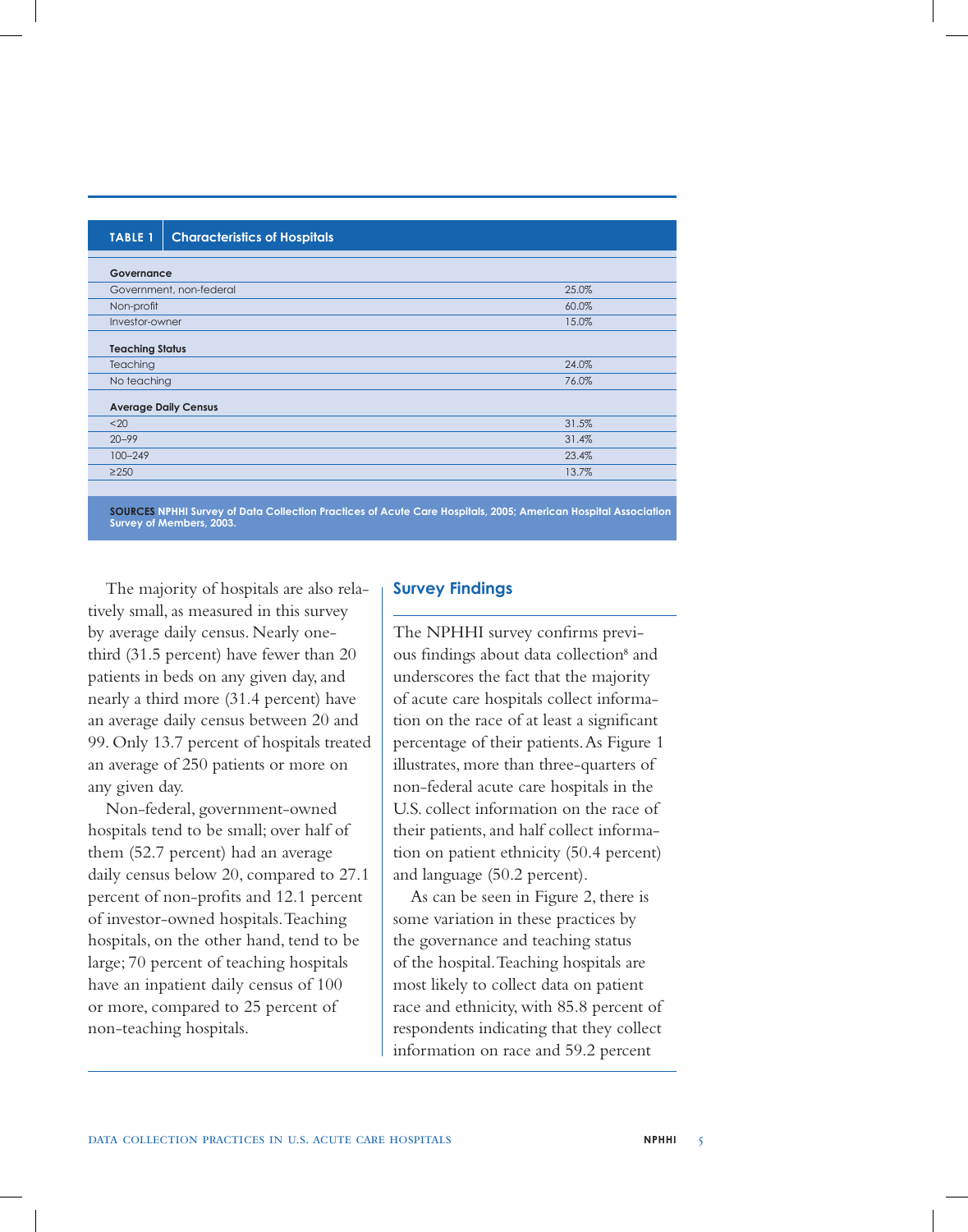**TABLE 1 Characteristics of Hospitals**

| | |
|---|---|
| **Governance** | |
| Government, non-federal | 25.0% |
| Non-profit | 60.0% |
| Investor-owner | 15.0% |
| **Teaching Status** | |
| Teaching | 24.0% |
| No teaching | 76.0% |
| **Average Daily Census** | |
| <20 | 31.5% |
| 20–99 | 31.4% |
| 100–249 | 23.4% |
| ≥250 | 13.7% |

**SOURCES** NPHHI Survey of Data Collection Practices of Acute Care Hospitals, 2005; American Hospital Association Survey of Members, 2003.

The majority of hospitals are also relatively small, as measured in this survey by average daily census. Nearly one-third (31.5 percent) have fewer than 20 patients in beds on any given day, and nearly a third more (31.4 percent) have an average daily census between 20 and 99. Only 13.7 percent of hospitals treated an average of 250 patients or more on any given day.

Non-federal, government-owned hospitals tend to be small; over half of them (52.7 percent) had an average daily census below 20, compared to 27.1 percent of non-profits and 12.1 percent of investor-owned hospitals. Teaching hospitals, on the other hand, tend to be large; 70 percent of teaching hospitals have an inpatient daily census of 100 or more, compared to 25 percent of non-teaching hospitals.

## Survey Findings

The NPHHI survey confirms previous findings about data collection[8] and underscores the fact that the majority of acute care hospitals collect information on the race of at least a significant percentage of their patients. As Figure 1 illustrates, more than three-quarters of non-federal acute care hospitals in the U.S. collect information on the race of their patients, and half collect information on patient ethnicity (50.4 percent) and language (50.2 percent).

As can be seen in Figure 2, there is some variation in these practices by the governance and teaching status of the hospital. Teaching hospitals are most likely to collect data on patient race and ethnicity, with 85.8 percent of respondents indicating that they collect information on race and 59.2 percent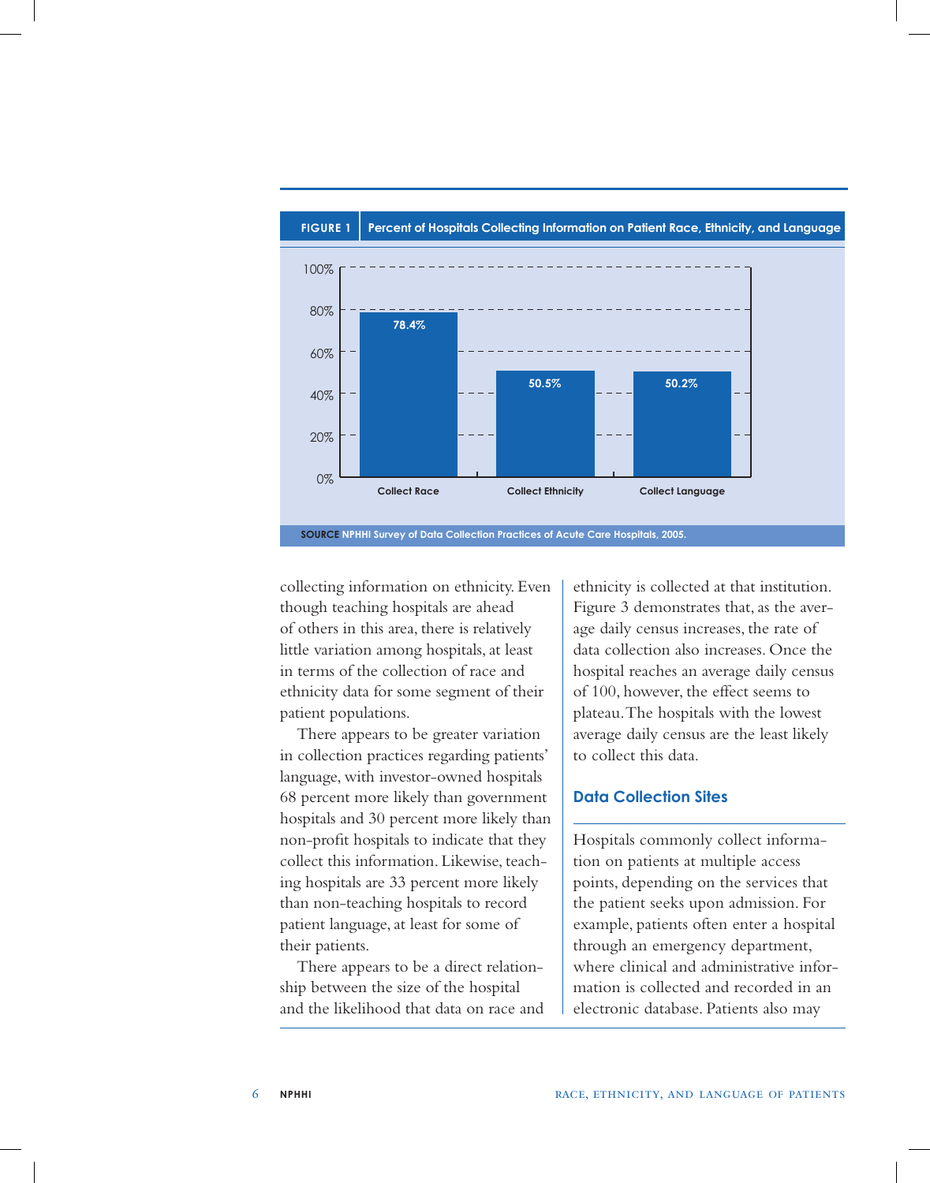**FIGURE 1** Percent of Hospitals Collecting Information on Patient Race, Ethnicity, and Language

| | Percent |
|---|---|
| Collect Race | 78.4% |
| Collect Ethnicity | 50.5% |
| Collect Language | 50.2% |

**SOURCE** NPHHI Survey of Data Collection Practices of Acute Care Hospitals, 2005.

collecting information on ethnicity. Even though teaching hospitals are ahead of others in this area, there is relatively little variation among hospitals, at least in terms of the collection of race and ethnicity data for some segment of their patient populations.

There appears to be greater variation in collection practices regarding patients' language, with investor-owned hospitals 68 percent more likely than government hospitals and 30 percent more likely than non-profit hospitals to indicate that they collect this information. Likewise, teaching hospitals are 33 percent more likely than non-teaching hospitals to record patient language, at least for some of their patients.

There appears to be a direct relationship between the size of the hospital and the likelihood that data on race and ethnicity is collected at that institution. Figure 3 demonstrates that, as the average daily census increases, the rate of data collection also increases. Once the hospital reaches an average daily census of 100, however, the effect seems to plateau. The hospitals with the lowest average daily census are the least likely to collect this data.

## Data Collection Sites

Hospitals commonly collect information on patients at multiple access points, depending on the services that the patient seeks upon admission. For example, patients often enter a hospital through an emergency department, where clinical and administrative information is collected and recorded in an electronic database. Patients also may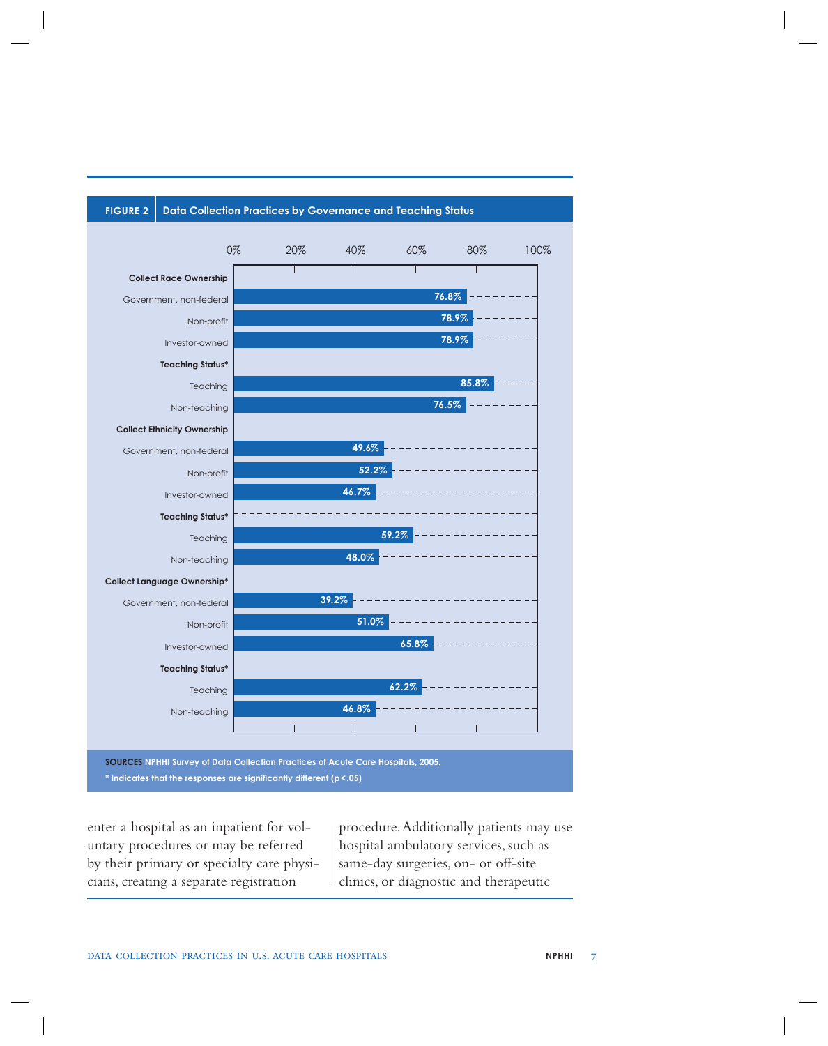**FIGURE 2** Data Collection Practices by Governance and Teaching Status

| | Percent |
|---|---|
| **Collect Race Ownership** | |
| Government, non-federal | 76.8% |
| Non-profit | 78.9% |
| Investor-owned | 78.9% |
| **Teaching Status*** | |
| Teaching | 85.8% |
| Non-teaching | 76.5% |
| **Collect Ethnicity Ownership** | |
| Government, non-federal | 49.6% |
| Non-profit | 52.2% |
| Investor-owned | 46.7% |
| **Teaching Status*** | |
| Teaching | 59.2% |
| Non-teaching | 48.0% |
| **Collect Language Ownership*** | |
| Government, non-federal | 39.2% |
| Non-profit | 51.0% |
| Investor-owned | 65.8% |
| **Teaching Status*** | |
| Teaching | 62.2% |
| Non-teaching | 46.8% |

**SOURCES** NPHHI Survey of Data Collection Practices of Acute Care Hospitals, 2005.

* Indicates that the responses are significantly different ($p < .05$)

enter a hospital as an inpatient for voluntary procedures or may be referred by their primary or specialty care physicians, creating a separate registration procedure. Additionally patients may use hospital ambulatory services, such as same-day surgeries, on- or off-site clinics, or diagnostic and therapeutic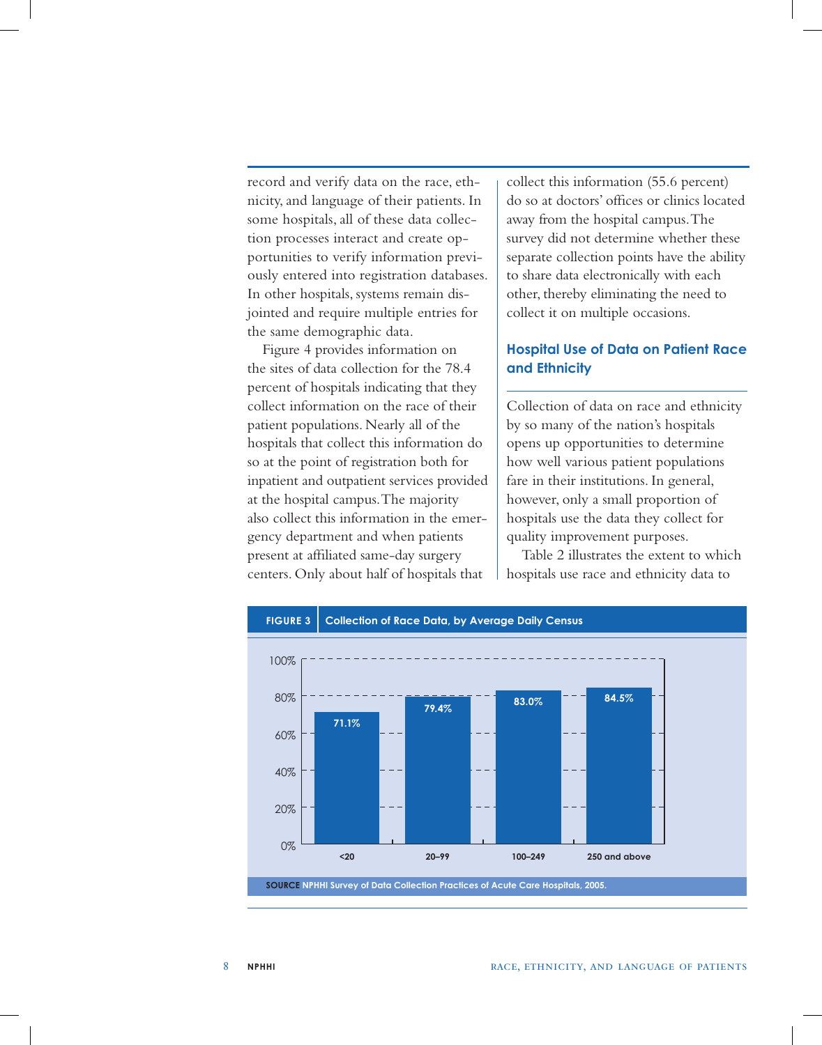record and verify data on the race, ethnicity, and language of their patients. In some hospitals, all of these data collection processes interact and create opportunities to verify information previously entered into registration databases. In other hospitals, systems remain disjointed and require multiple entries for the same demographic data.

Figure 4 provides information on the sites of data collection for the 78.4 percent of hospitals indicating that they collect information on the race of their patient populations. Nearly all of the hospitals that collect this information do so at the point of registration both for inpatient and outpatient services provided at the hospital campus. The majority also collect this information in the emergency department and when patients present at affiliated same-day surgery centers. Only about half of hospitals that collect this information (55.6 percent) do so at doctors' offices or clinics located away from the hospital campus. The survey did not determine whether these separate collection points have the ability to share data electronically with each other, thereby eliminating the need to collect it on multiple occasions.

## Hospital Use of Data on Patient Race and Ethnicity

Collection of data on race and ethnicity by so many of the nation's hospitals opens up opportunities to determine how well various patient populations fare in their institutions. In general, however, only a small proportion of hospitals use the data they collect for quality improvement purposes.

Table 2 illustrates the extent to which hospitals use race and ethnicity data to

**FIGURE 3** Collection of Race Data, by Average Daily Census

| Average Daily Census | Percent |
|---|---|
| <20 | 71.1% |
| 20–99 | 79.4% |
| 100–249 | 83.0% |
| 250 and above | 84.5% |

**SOURCE** NPHHI Survey of Data Collection Practices of Acute Care Hospitals, 2005.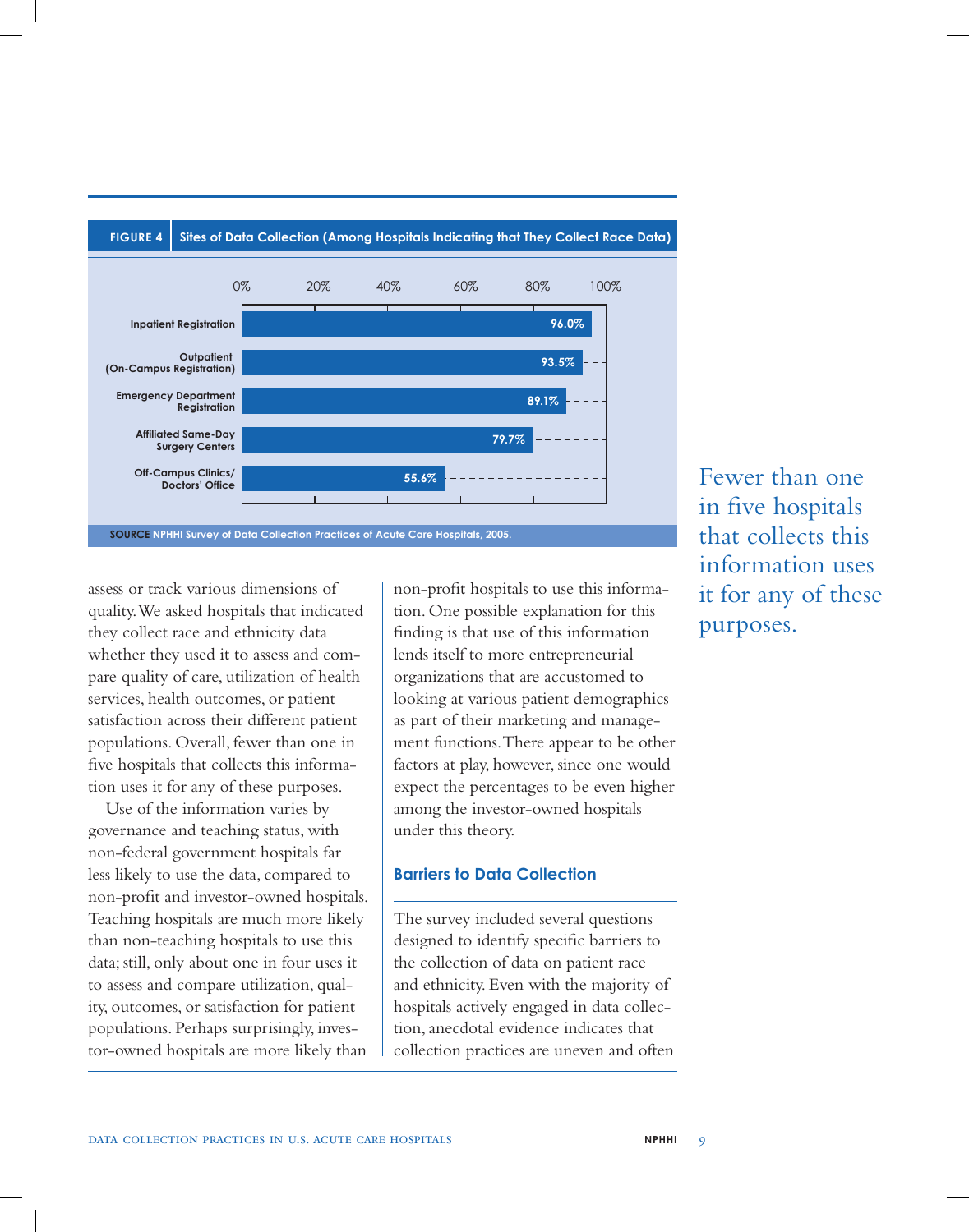**FIGURE 4** Sites of Data Collection (Among Hospitals Indicating that They Collect Race Data)

| Site | Percentage |
|---|---|
| Inpatient Registration | 96.0% |
| Outpatient (On-Campus Registration) | 93.5% |
| Emergency Department Registration | 89.1% |
| Affiliated Same-Day Surgery Centers | 79.7% |
| Off-Campus Clinics/ Doctors' Office | 55.6% |

**SOURCE** NPHHI Survey of Data Collection Practices of Acute Care Hospitals, 2005.

assess or track various dimensions of quality. We asked hospitals that indicated they collect race and ethnicity data whether they used it to assess and compare quality of care, utilization of health services, health outcomes, or patient satisfaction across their different patient populations. Overall, fewer than one in five hospitals that collects this information uses it for any of these purposes.

Use of the information varies by governance and teaching status, with non-federal government hospitals far less likely to use the data, compared to non-profit and investor-owned hospitals. Teaching hospitals are much more likely than non-teaching hospitals to use this data; still, only about one in four uses it to assess and compare utilization, quality, outcomes, or satisfaction for patient populations. Perhaps surprisingly, investor-owned hospitals are more likely than non-profit hospitals to use this information. One possible explanation for this finding is that use of this information lends itself to more entrepreneurial organizations that are accustomed to looking at various patient demographics as part of their marketing and management functions. There appear to be other factors at play, however, since one would expect the percentages to be even higher among the investor-owned hospitals under this theory.

> Fewer than one in five hospitals that collects this information uses it for any of these purposes.

### Barriers to Data Collection

The survey included several questions designed to identify specific barriers to the collection of data on patient race and ethnicity. Even with the majority of hospitals actively engaged in data collection, anecdotal evidence indicates that collection practices are uneven and often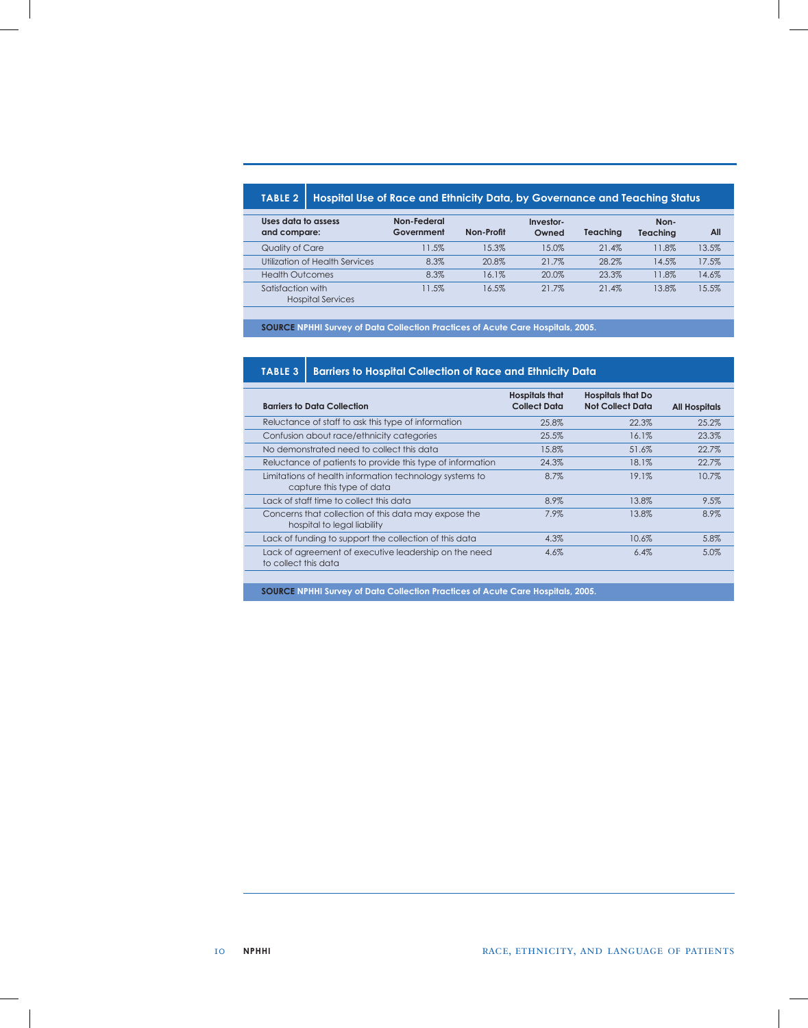**TABLE 2 Hospital Use of Race and Ethnicity Data, by Governance and Teaching Status**

| Uses data to assess and compare: | Non-Federal Government | Non-Profit | Investor-Owned | Teaching | Non-Teaching | All |
|---|---|---|---|---|---|---|
| Quality of Care | 11.5% | 15.3% | 15.0% | 21.4% | 11.8% | 13.5% |
| Utilization of Health Services | 8.3% | 20.8% | 21.7% | 28.2% | 14.5% | 17.5% |
| Health Outcomes | 8.3% | 16.1% | 20.0% | 23.3% | 11.8% | 14.6% |
| Satisfaction with Hospital Services | 11.5% | 16.5% | 21.7% | 21.4% | 13.8% | 15.5% |

**SOURCE** NPHHI Survey of Data Collection Practices of Acute Care Hospitals, 2005.

**TABLE 3 Barriers to Hospital Collection of Race and Ethnicity Data**

| Barriers to Data Collection | Hospitals that Collect Data | Hospitals that Do Not Collect Data | All Hospitals |
|---|---|---|---|
| Reluctance of staff to ask this type of information | 25.8% | 22.3% | 25.2% |
| Confusion about race/ethnicity categories | 25.5% | 16.1% | 23.3% |
| No demonstrated need to collect this data | 15.8% | 51.6% | 22.7% |
| Reluctance of patients to provide this type of information | 24.3% | 18.1% | 22.7% |
| Limitations of health information technology systems to capture this type of data | 8.7% | 19.1% | 10.7% |
| Lack of staff time to collect this data | 8.9% | 13.8% | 9.5% |
| Concerns that collection of this data may expose the hospital to legal liability | 7.9% | 13.8% | 8.9% |
| Lack of funding to support the collection of this data | 4.3% | 10.6% | 5.8% |
| Lack of agreement of executive leadership on the need to collect this data | 4.6% | 6.4% | 5.0% |

**SOURCE** NPHHI Survey of Data Collection Practices of Acute Care Hospitals, 2005.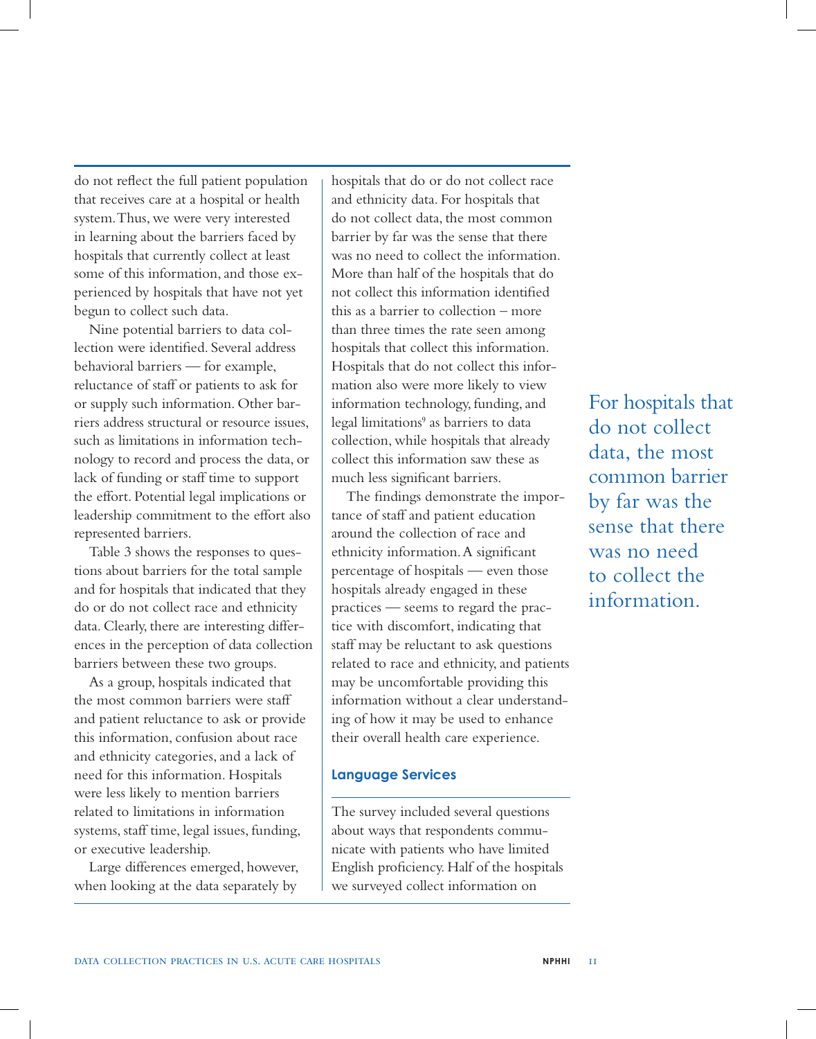do not reflect the full patient population that receives care at a hospital or health system. Thus, we were very interested in learning about the barriers faced by hospitals that currently collect at least some of this information, and those experienced by hospitals that have not yet begun to collect such data.

Nine potential barriers to data collection were identified. Several address behavioral barriers — for example, reluctance of staff or patients to ask for or supply such information. Other barriers address structural or resource issues, such as limitations in information technology to record and process the data, or lack of funding or staff time to support the effort. Potential legal implications or leadership commitment to the effort also represented barriers.

Table 3 shows the responses to questions about barriers for the total sample and for hospitals that indicated that they do or do not collect race and ethnicity data. Clearly, there are interesting differences in the perception of data collection barriers between these two groups.

As a group, hospitals indicated that the most common barriers were staff and patient reluctance to ask or provide this information, confusion about race and ethnicity categories, and a lack of need for this information. Hospitals were less likely to mention barriers related to limitations in information systems, staff time, legal issues, funding, or executive leadership.

Large differences emerged, however, when looking at the data separately by hospitals that do or do not collect race and ethnicity data. For hospitals that do not collect data, the most common barrier by far was the sense that there was no need to collect the information. More than half of the hospitals that do not collect this information identified this as a barrier to collection – more than three times the rate seen among hospitals that collect this information. Hospitals that do not collect this information also were more likely to view information technology, funding, and legal limitations[9] as barriers to data collection, while hospitals that already collect this information saw these as much less significant barriers.

The findings demonstrate the importance of staff and patient education around the collection of race and ethnicity information. A significant percentage of hospitals — even those hospitals already engaged in these practices — seems to regard the practice with discomfort, indicating that staff may be reluctant to ask questions related to race and ethnicity, and patients may be uncomfortable providing this information without a clear understanding of how it may be used to enhance their overall health care experience.

> For hospitals that do not collect data, the most common barrier by far was the sense that there was no need to collect the information.

### Language Services

The survey included several questions about ways that respondents communicate with patients who have limited English proficiency. Half of the hospitals we surveyed collect information on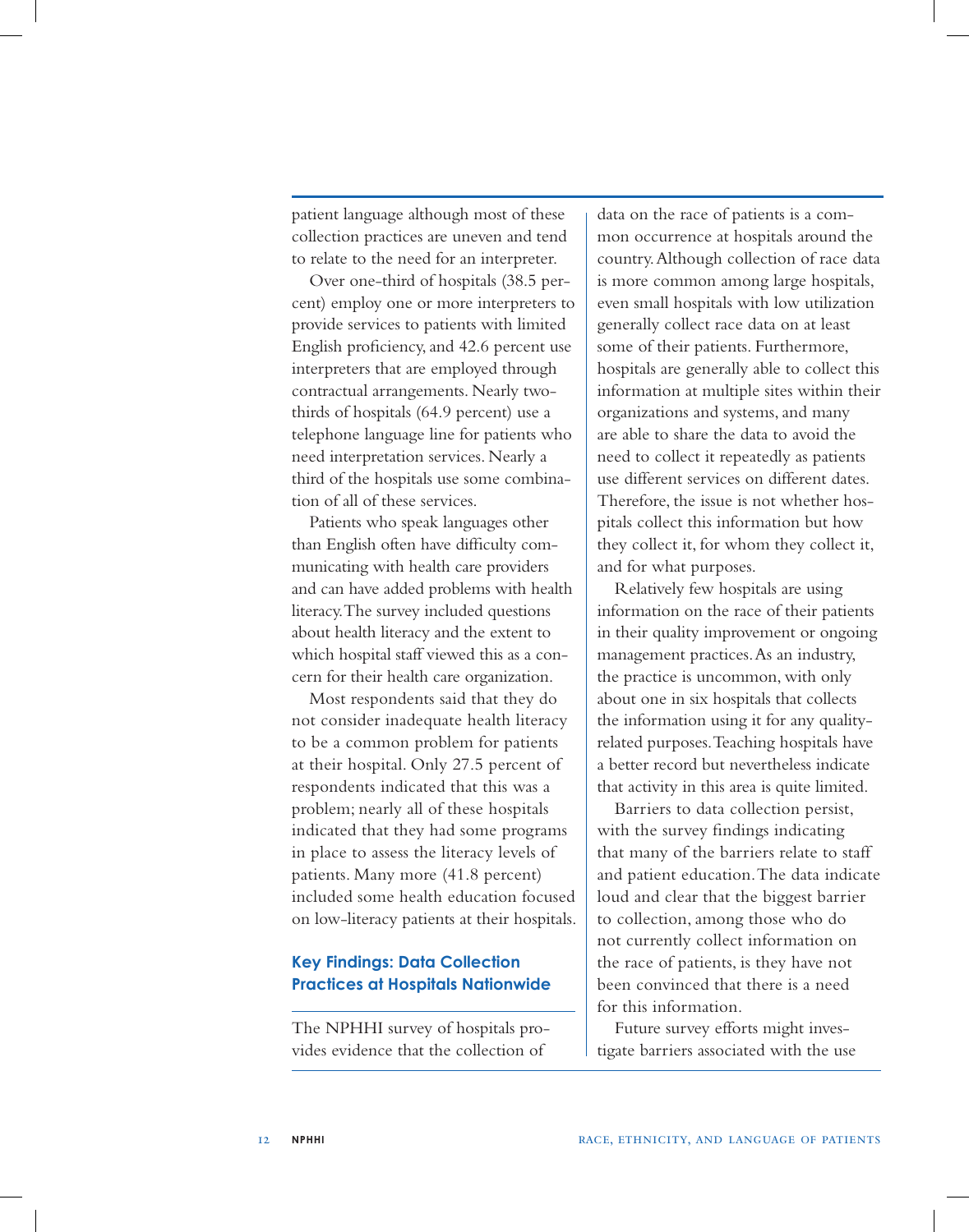patient language although most of these collection practices are uneven and tend to relate to the need for an interpreter.

Over one-third of hospitals (38.5 percent) employ one or more interpreters to provide services to patients with limited English proficiency, and 42.6 percent use interpreters that are employed through contractual arrangements. Nearly two-thirds of hospitals (64.9 percent) use a telephone language line for patients who need interpretation services. Nearly a third of the hospitals use some combination of all of these services.

Patients who speak languages other than English often have difficulty communicating with health care providers and can have added problems with health literacy. The survey included questions about health literacy and the extent to which hospital staff viewed this as a concern for their health care organization.

Most respondents said that they do not consider inadequate health literacy to be a common problem for patients at their hospital. Only 27.5 percent of respondents indicated that this was a problem; nearly all of these hospitals indicated that they had some programs in place to assess the literacy levels of patients. Many more (41.8 percent) included some health education focused on low-literacy patients at their hospitals.

## Key Findings: Data Collection Practices at Hospitals Nationwide

The NPHHI survey of hospitals provides evidence that the collection of data on the race of patients is a common occurrence at hospitals around the country. Although collection of race data is more common among large hospitals, even small hospitals with low utilization generally collect race data on at least some of their patients. Furthermore, hospitals are generally able to collect this information at multiple sites within their organizations and systems, and many are able to share the data to avoid the need to collect it repeatedly as patients use different services on different dates. Therefore, the issue is not whether hospitals collect this information but how they collect it, for whom they collect it, and for what purposes.

Relatively few hospitals are using information on the race of their patients in their quality improvement or ongoing management practices. As an industry, the practice is uncommon, with only about one in six hospitals that collects the information using it for any quality-related purposes. Teaching hospitals have a better record but nevertheless indicate that activity in this area is quite limited.

Barriers to data collection persist, with the survey findings indicating that many of the barriers relate to staff and patient education. The data indicate loud and clear that the biggest barrier to collection, among those who do not currently collect information on the race of patients, is they have not been convinced that there is a need for this information.

Future survey efforts might investigate barriers associated with the use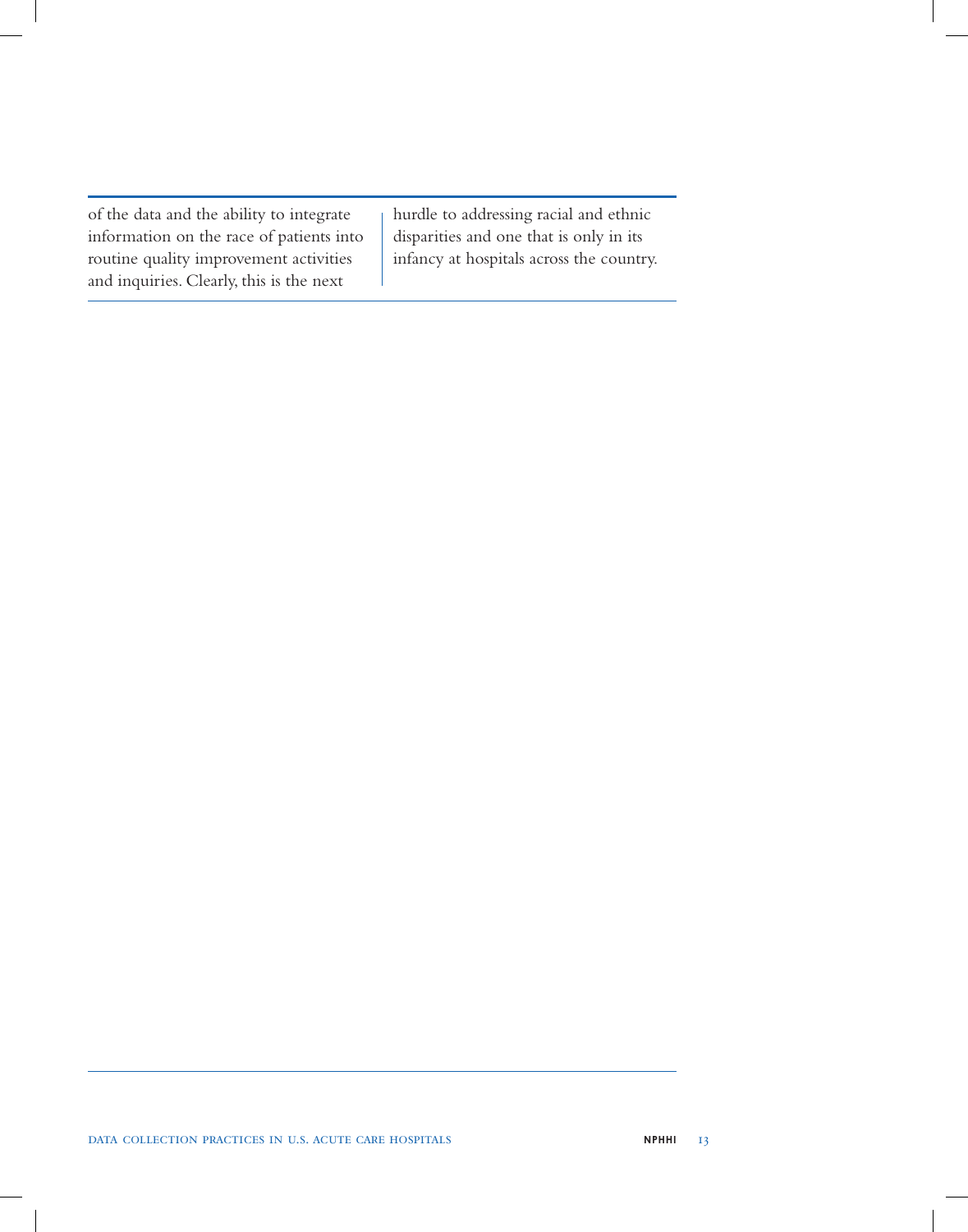of the data and the ability to integrate information on the race of patients into routine quality improvement activities and inquiries. Clearly, this is the next hurdle to addressing racial and ethnic disparities and one that is only in its infancy at hospitals across the country.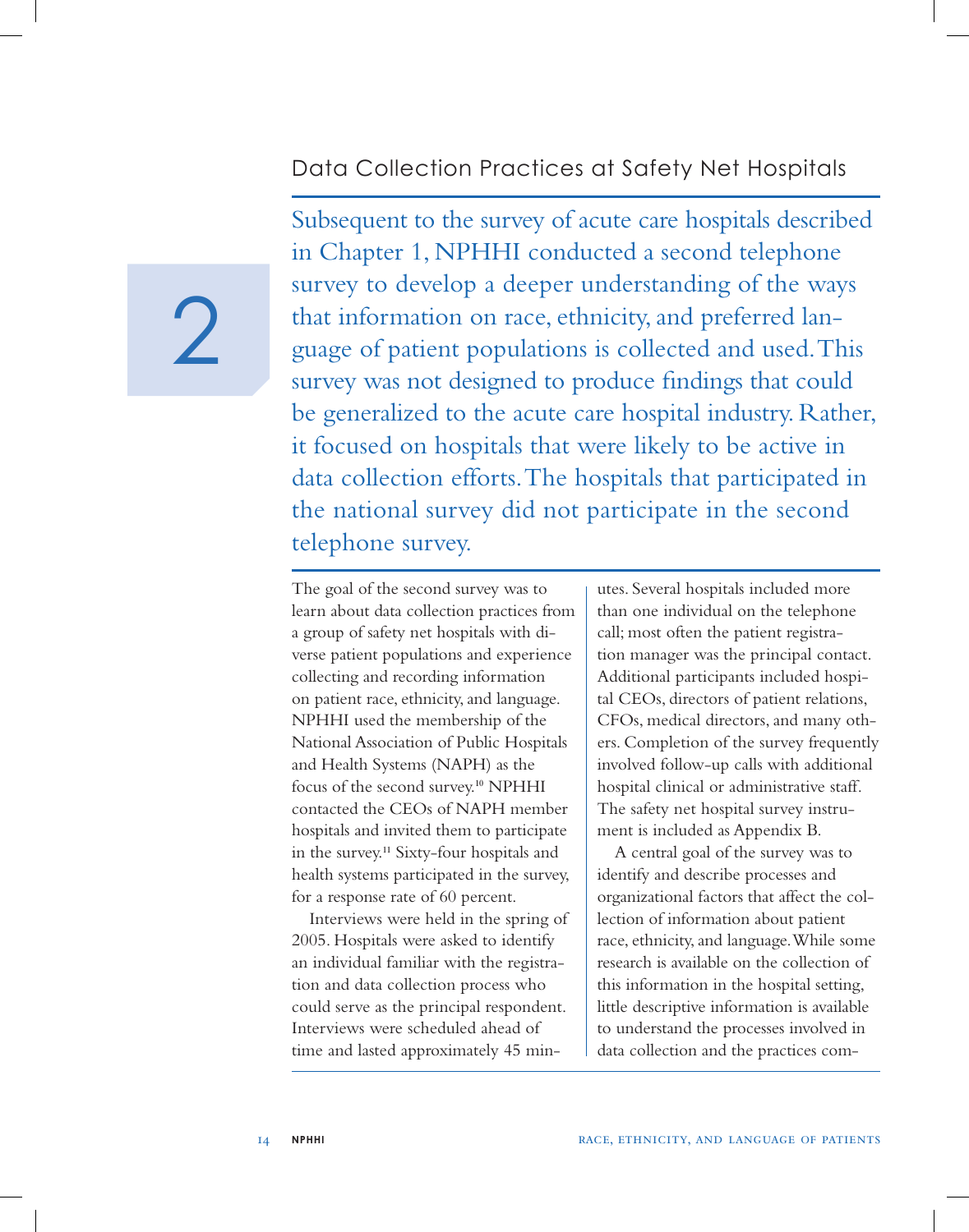# 2

## Data Collection Practices at Safety Net Hospitals

Subsequent to the survey of acute care hospitals described in Chapter 1, NPHHI conducted a second telephone survey to develop a deeper understanding of the ways that information on race, ethnicity, and preferred language of patient populations is collected and used. This survey was not designed to produce findings that could be generalized to the acute care hospital industry. Rather, it focused on hospitals that were likely to be active in data collection efforts. The hospitals that participated in the national survey did not participate in the second telephone survey.

The goal of the second survey was to learn about data collection practices from a group of safety net hospitals with diverse patient populations and experience collecting and recording information on patient race, ethnicity, and language. NPHHI used the membership of the National Association of Public Hospitals and Health Systems (NAPH) as the focus of the second survey.[10] NPHHI contacted the CEOs of NAPH member hospitals and invited them to participate in the survey.[11] Sixty-four hospitals and health systems participated in the survey, for a response rate of 60 percent.

Interviews were held in the spring of 2005. Hospitals were asked to identify an individual familiar with the registration and data collection process who could serve as the principal respondent. Interviews were scheduled ahead of time and lasted approximately 45 minutes. Several hospitals included more than one individual on the telephone call; most often the patient registration manager was the principal contact. Additional participants included hospital CEOs, directors of patient relations, CFOs, medical directors, and many others. Completion of the survey frequently involved follow-up calls with additional hospital clinical or administrative staff. The safety net hospital survey instrument is included as Appendix B.

A central goal of the survey was to identify and describe processes and organizational factors that affect the collection of information about patient race, ethnicity, and language. While some research is available on the collection of this information in the hospital setting, little descriptive information is available to understand the processes involved in data collection and the practices com-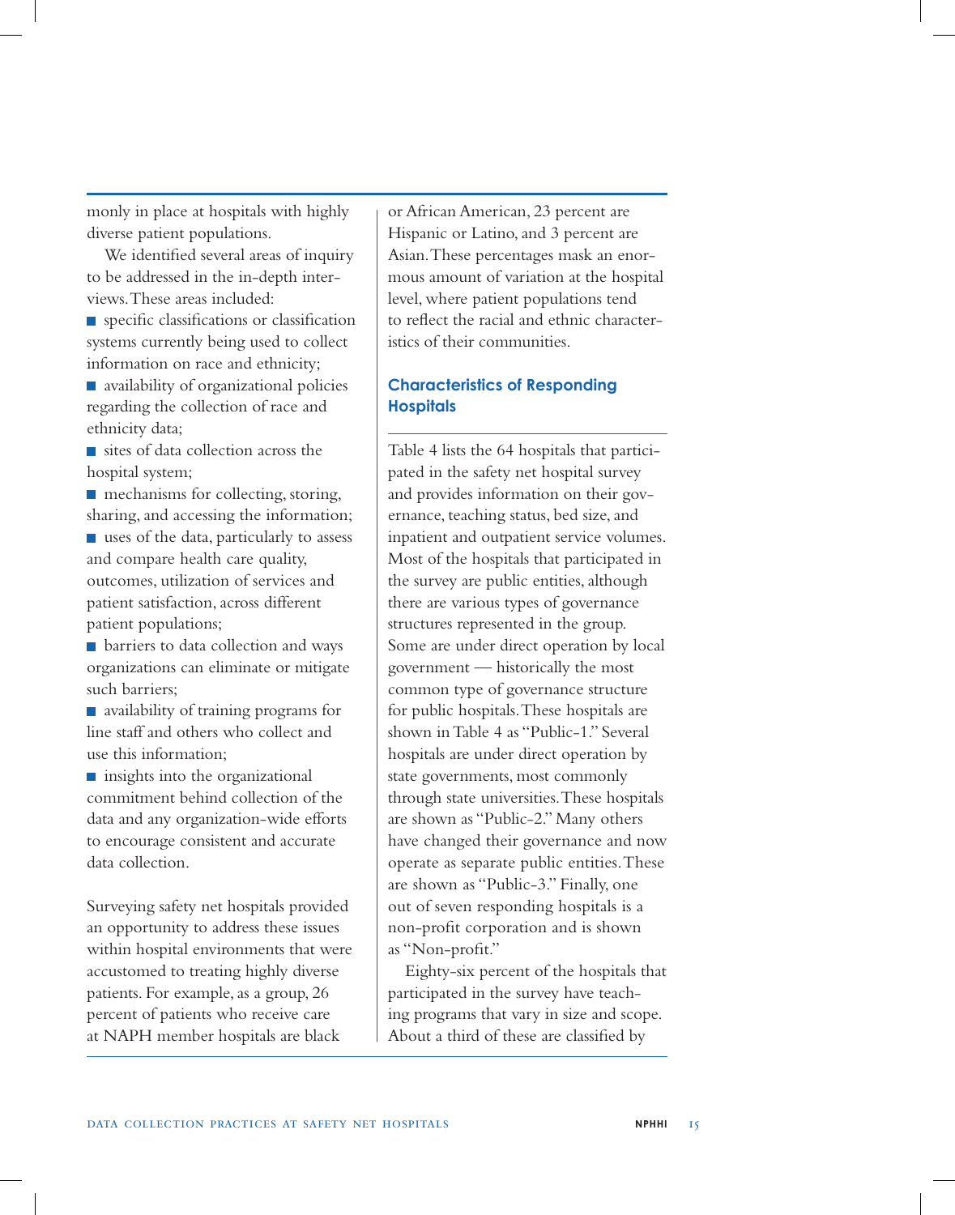monly in place at hospitals with highly diverse patient populations.

We identified several areas of inquiry to be addressed in the in-depth interviews. These areas included:

- specific classifications or classification systems currently being used to collect information on race and ethnicity;
- availability of organizational policies regarding the collection of race and ethnicity data;
- sites of data collection across the hospital system;
- mechanisms for collecting, storing, sharing, and accessing the information;
- uses of the data, particularly to assess and compare health care quality, outcomes, utilization of services and patient satisfaction, across different patient populations;
- barriers to data collection and ways organizations can eliminate or mitigate such barriers;
- availability of training programs for line staff and others who collect and use this information;
- insights into the organizational commitment behind collection of the data and any organization-wide efforts to encourage consistent and accurate data collection.

Surveying safety net hospitals provided an opportunity to address these issues within hospital environments that were accustomed to treating highly diverse patients. For example, as a group, 26 percent of patients who receive care at NAPH member hospitals are black or African American, 23 percent are Hispanic or Latino, and 3 percent are Asian. These percentages mask an enormous amount of variation at the hospital level, where patient populations tend to reflect the racial and ethnic characteristics of their communities.

## Characteristics of Responding Hospitals

Table 4 lists the 64 hospitals that participated in the safety net hospital survey and provides information on their governance, teaching status, bed size, and inpatient and outpatient service volumes. Most of the hospitals that participated in the survey are public entities, although there are various types of governance structures represented in the group. Some are under direct operation by local government — historically the most common type of governance structure for public hospitals. These hospitals are shown in Table 4 as "Public-1." Several hospitals are under direct operation by state governments, most commonly through state universities. These hospitals are shown as "Public-2." Many others have changed their governance and now operate as separate public entities. These are shown as "Public-3." Finally, one out of seven responding hospitals is a non-profit corporation and is shown as "Non-profit."

Eighty-six percent of the hospitals that participated in the survey have teaching programs that vary in size and scope. About a third of these are classified by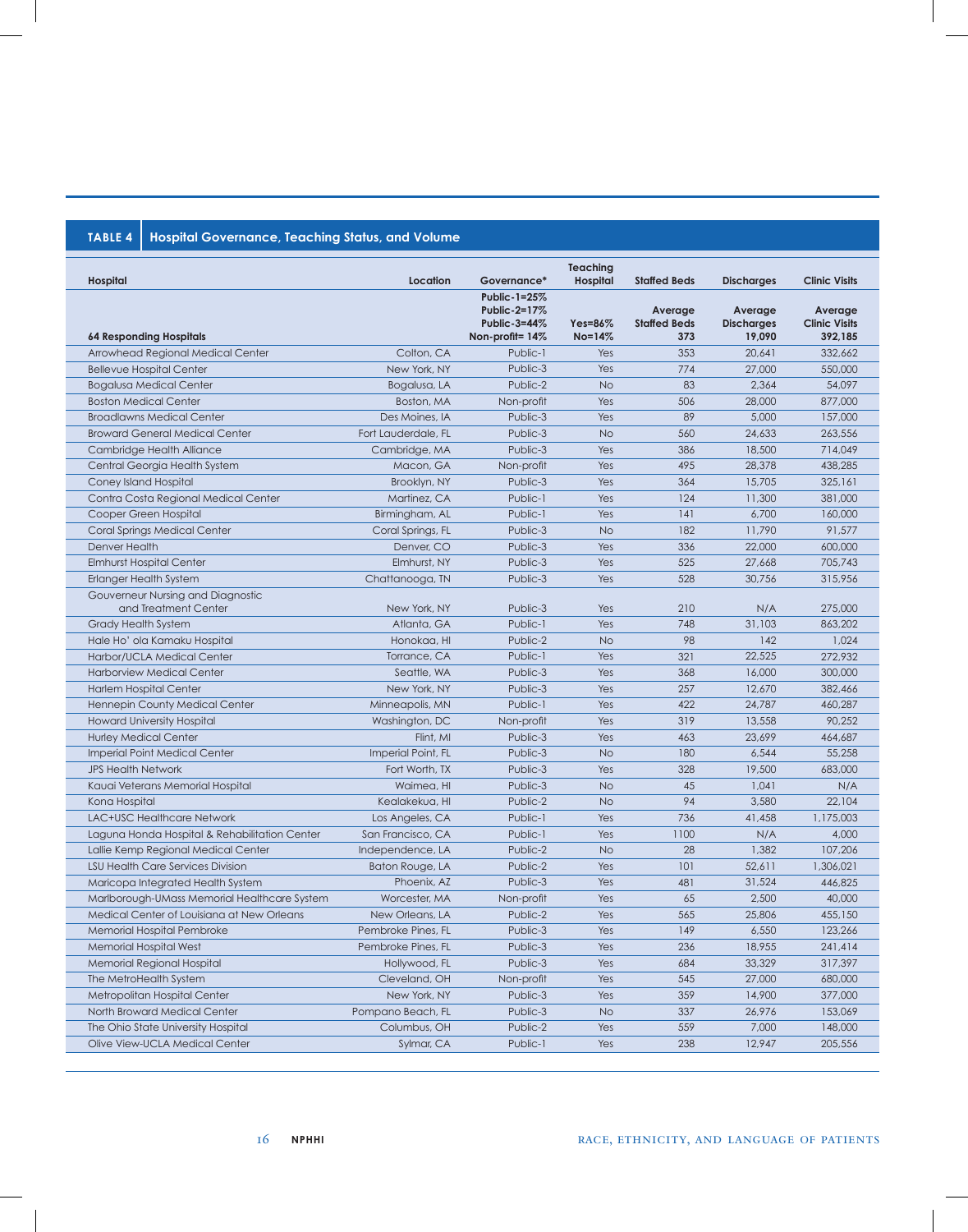**TABLE 4 Hospital Governance, Teaching Status, and Volume**

| Hospital | Location | Governance* | Teaching Hospital | Staffed Beds | Discharges | Clinic Visits |
|---|---|---|---|---|---|---|
| **64 Responding Hospitals** | | **Public-1=25% Public-2=17% Public-3=44% Non-profit= 14%** | **Yes=86% No=14%** | **Average Staffed Beds 373** | **Average Discharges 19,090** | **Average Clinic Visits 392,185** |
| Arrowhead Regional Medical Center | Colton, CA | Public-1 | Yes | 353 | 20,641 | 332,662 |
| Bellevue Hospital Center | New York, NY | Public-3 | Yes | 774 | 27,000 | 550,000 |
| Bogalusa Medical Center | Bogalusa, LA | Public-2 | No | 83 | 2,364 | 54,097 |
| Boston Medical Center | Boston, MA | Non-profit | Yes | 506 | 28,000 | 877,000 |
| Broadlawns Medical Center | Des Moines, IA | Public-3 | Yes | 89 | 5,000 | 157,000 |
| Broward General Medical Center | Fort Lauderdale, FL | Public-3 | No | 560 | 24,633 | 263,556 |
| Cambridge Health Alliance | Cambridge, MA | Public-3 | Yes | 386 | 18,500 | 714,049 |
| Central Georgia Health System | Macon, GA | Non-profit | Yes | 495 | 28,378 | 438,285 |
| Coney Island Hospital | Brooklyn, NY | Public-3 | Yes | 364 | 15,705 | 325,161 |
| Contra Costa Regional Medical Center | Martinez, CA | Public-1 | Yes | 124 | 11,300 | 381,000 |
| Cooper Green Hospital | Birmingham, AL | Public-1 | Yes | 141 | 6,700 | 160,000 |
| Coral Springs Medical Center | Coral Springs, FL | Public-3 | No | 182 | 11,790 | 91,577 |
| Denver Health | Denver, CO | Public-3 | Yes | 336 | 22,000 | 600,000 |
| Elmhurst Hospital Center | Elmhurst, NY | Public-3 | Yes | 525 | 27,668 | 705,743 |
| Erlanger Health System | Chattanooga, TN | Public-3 | Yes | 528 | 30,756 | 315,956 |
| Gouverneur Nursing and Diagnostic and Treatment Center | New York, NY | Public-3 | Yes | 210 | N/A | 275,000 |
| Grady Health System | Atlanta, GA | Public-1 | Yes | 748 | 31,103 | 863,202 |
| Hale Ho' ola Kamaku Hospital | Honokaa, HI | Public-2 | No | 98 | 142 | 1,024 |
| Harbor/UCLA Medical Center | Torrance, CA | Public-1 | Yes | 321 | 22,525 | 272,932 |
| Harborview Medical Center | Seattle, WA | Public-3 | Yes | 368 | 16,000 | 300,000 |
| Harlem Hospital Center | New York, NY | Public-3 | Yes | 257 | 12,670 | 382,466 |
| Hennepin County Medical Center | Minneapolis, MN | Public-1 | Yes | 422 | 24,787 | 460,287 |
| Howard University Hospital | Washington, DC | Non-profit | Yes | 319 | 13,558 | 90,252 |
| Hurley Medical Center | Flint, MI | Public-3 | Yes | 463 | 23,699 | 464,687 |
| Imperial Point Medical Center | Imperial Point, FL | Public-3 | No | 180 | 6,544 | 55,258 |
| JPS Health Network | Fort Worth, TX | Public-3 | Yes | 328 | 19,500 | 683,000 |
| Kauai Veterans Memorial Hospital | Waimea, HI | Public-3 | No | 45 | 1,041 | N/A |
| Kona Hospital | Kealakekua, HI | Public-2 | No | 94 | 3,580 | 22,104 |
| LAC+USC Healthcare Network | Los Angeles, CA | Public-1 | Yes | 736 | 41,458 | 1,175,003 |
| Laguna Honda Hospital & Rehabilitation Center | San Francisco, CA | Public-1 | Yes | 1100 | N/A | 4,000 |
| Lallie Kemp Regional Medical Center | Independence, LA | Public-2 | No | 28 | 1,382 | 107,206 |
| LSU Health Care Services Division | Baton Rouge, LA | Public-2 | Yes | 101 | 52,611 | 1,306,021 |
| Maricopa Integrated Health System | Phoenix, AZ | Public-3 | Yes | 481 | 31,524 | 446,825 |
| Marlborough-UMass Memorial Healthcare System | Worcester, MA | Non-profit | Yes | 65 | 2,500 | 40,000 |
| Medical Center of Louisiana at New Orleans | New Orleans, LA | Public-2 | Yes | 565 | 25,806 | 455,150 |
| Memorial Hospital Pembroke | Pembroke Pines, FL | Public-3 | Yes | 149 | 6,550 | 123,266 |
| Memorial Hospital West | Pembroke Pines, FL | Public-3 | Yes | 236 | 18,955 | 241,414 |
| Memorial Regional Hospital | Hollywood, FL | Public-3 | Yes | 684 | 33,329 | 317,397 |
| The MetroHealth System | Cleveland, OH | Non-profit | Yes | 545 | 27,000 | 680,000 |
| Metropolitan Hospital Center | New York, NY | Public-3 | Yes | 359 | 14,900 | 377,000 |
| North Broward Medical Center | Pompano Beach, FL | Public-3 | No | 337 | 26,976 | 153,069 |
| The Ohio State University Hospital | Columbus, OH | Public-2 | Yes | 559 | 7,000 | 148,000 |
| Olive View-UCLA Medical Center | Sylmar, CA | Public-1 | Yes | 238 | 12,947 | 205,556 |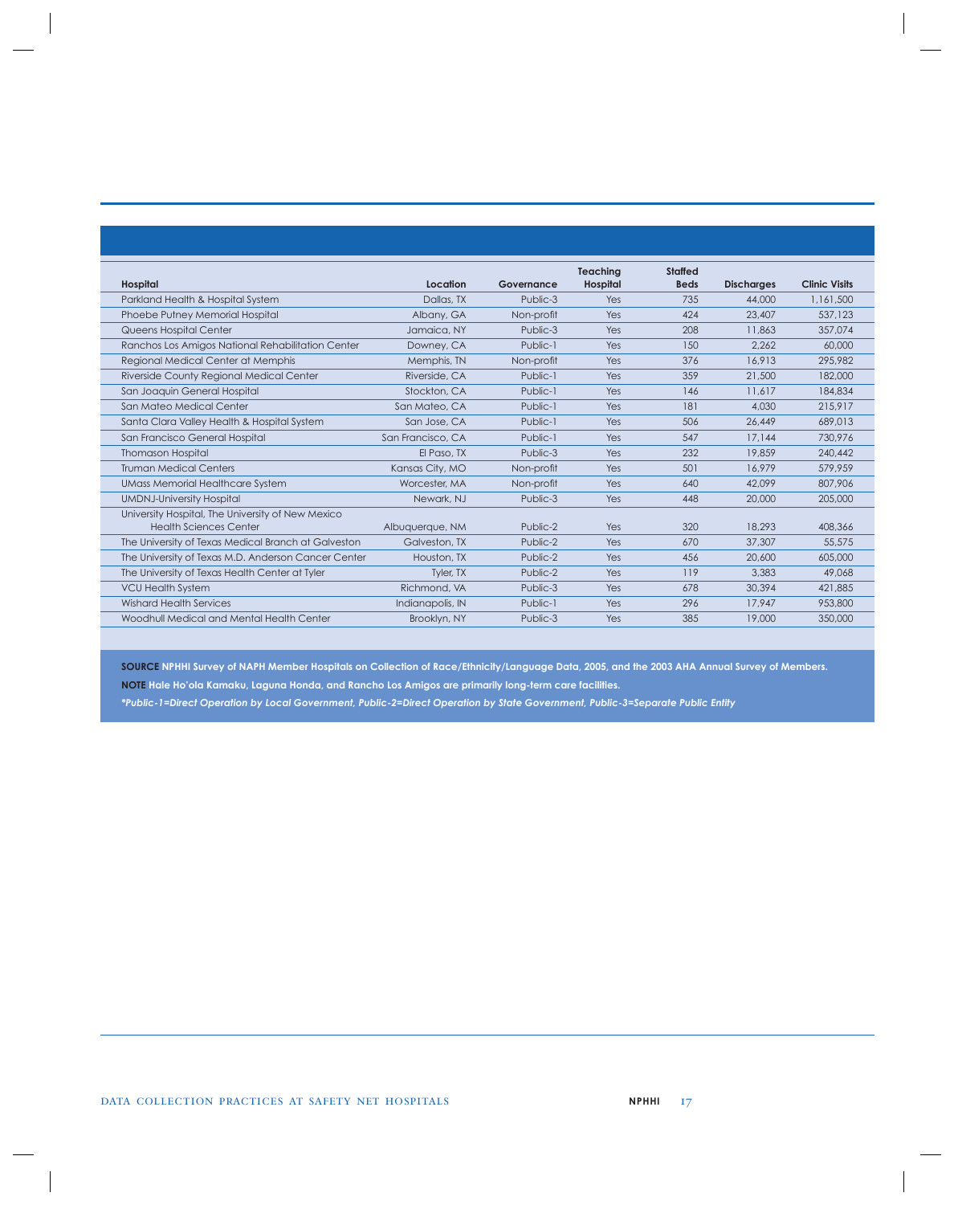| Hospital | Location | Governance | Teaching Hospital | Staffed Beds | Discharges | Clinic Visits |
|---|---|---|---|---|---|---|
| Parkland Health & Hospital System | Dallas, TX | Public-3 | Yes | 735 | 44,000 | 1,161,500 |
| Phoebe Putney Memorial Hospital | Albany, GA | Non-profit | Yes | 424 | 23,407 | 537,123 |
| Queens Hospital Center | Jamaica, NY | Public-3 | Yes | 208 | 11,863 | 357,074 |
| Ranchos Los Amigos National Rehabilitation Center | Downey, CA | Public-1 | Yes | 150 | 2,262 | 60,000 |
| Regional Medical Center at Memphis | Memphis, TN | Non-profit | Yes | 376 | 16,913 | 295,982 |
| Riverside County Regional Medical Center | Riverside, CA | Public-1 | Yes | 359 | 21,500 | 182,000 |
| San Joaquin General Hospital | Stockton, CA | Public-1 | Yes | 146 | 11,617 | 184,834 |
| San Mateo Medical Center | San Mateo, CA | Public-1 | Yes | 181 | 4,030 | 215,917 |
| Santa Clara Valley Health & Hospital System | San Jose, CA | Public-1 | Yes | 506 | 26,449 | 689,013 |
| San Francisco General Hospital | San Francisco, CA | Public-1 | Yes | 547 | 17,144 | 730,976 |
| Thomason Hospital | El Paso, TX | Public-3 | Yes | 232 | 19,859 | 240,442 |
| Truman Medical Centers | Kansas City, MO | Non-profit | Yes | 501 | 16,979 | 579,959 |
| UMass Memorial Healthcare System | Worcester, MA | Non-profit | Yes | 640 | 42,099 | 807,906 |
| UMDNJ-University Hospital | Newark, NJ | Public-3 | Yes | 448 | 20,000 | 205,000 |
| University Hospital, The University of New Mexico Health Sciences Center | Albuquerque, NM | Public-2 | Yes | 320 | 18,293 | 408,366 |
| The University of Texas Medical Branch at Galveston | Galveston, TX | Public-2 | Yes | 670 | 37,307 | 55,575 |
| The University of Texas M.D. Anderson Cancer Center | Houston, TX | Public-2 | Yes | 456 | 20,600 | 605,000 |
| The University of Texas Health Center at Tyler | Tyler, TX | Public-2 | Yes | 119 | 3,383 | 49,068 |
| VCU Health System | Richmond, VA | Public-3 | Yes | 678 | 30,394 | 421,885 |
| Wishard Health Services | Indianapolis, IN | Public-1 | Yes | 296 | 17,947 | 953,800 |
| Woodhull Medical and Mental Health Center | Brooklyn, NY | Public-3 | Yes | 385 | 19,000 | 350,000 |

**SOURCE** NPHHI Survey of NAPH Member Hospitals on Collection of Race/Ethnicity/Language Data, 2005, and the 2003 AHA Annual Survey of Members.

**NOTE** Hale Ho'ola Kamaku, Laguna Honda, and Rancho Los Amigos are primarily long-term care facilities.

*\*Public-1=Direct Operation by Local Government, Public-2=Direct Operation by State Government, Public-3=Separate Public Entity*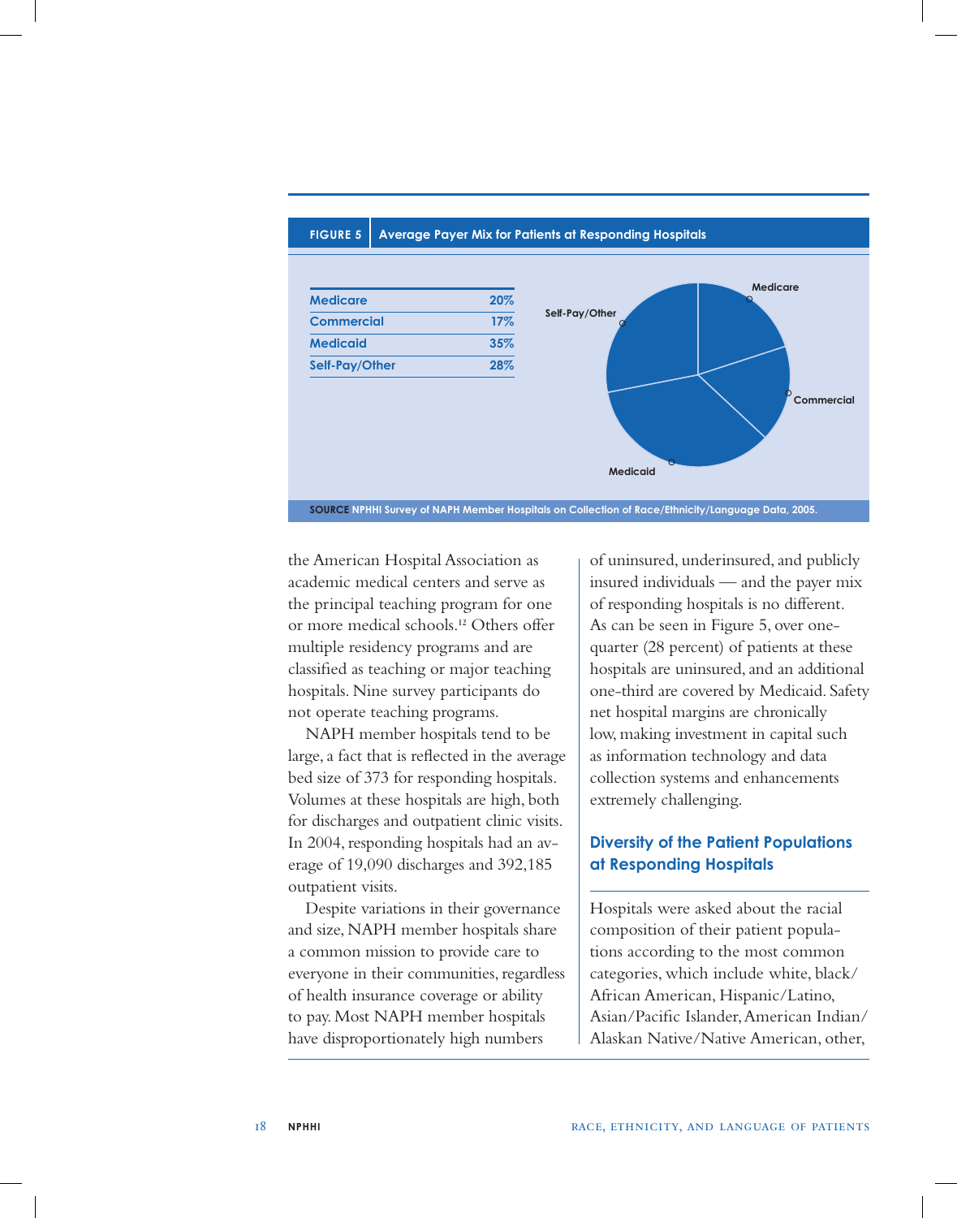**FIGURE 5** Average Payer Mix for Patients at Responding Hospitals

| Payer | Percent |
|---|---|
| Medicare | 20% |
| Commercial | 17% |
| Medicaid | 35% |
| Self-Pay/Other | 28% |

**SOURCE** NPHHI Survey of NAPH Member Hospitals on Collection of Race/Ethnicity/Language Data, 2005.

the American Hospital Association as academic medical centers and serve as the principal teaching program for one or more medical schools.[12] Others offer multiple residency programs and are classified as teaching or major teaching hospitals. Nine survey participants do not operate teaching programs.

NAPH member hospitals tend to be large, a fact that is reflected in the average bed size of 373 for responding hospitals. Volumes at these hospitals are high, both for discharges and outpatient clinic visits. In 2004, responding hospitals had an average of 19,090 discharges and 392,185 outpatient visits.

Despite variations in their governance and size, NAPH member hospitals share a common mission to provide care to everyone in their communities, regardless of health insurance coverage or ability to pay. Most NAPH member hospitals have disproportionately high numbers of uninsured, underinsured, and publicly insured individuals — and the payer mix of responding hospitals is no different. As can be seen in Figure 5, over one-quarter (28 percent) of patients at these hospitals are uninsured, and an additional one-third are covered by Medicaid. Safety net hospital margins are chronically low, making investment in capital such as information technology and data collection systems and enhancements extremely challenging.

## Diversity of the Patient Populations at Responding Hospitals

Hospitals were asked about the racial composition of their patient populations according to the most common categories, which include white, black/African American, Hispanic/Latino, Asian/Pacific Islander, American Indian/Alaskan Native/Native American, other,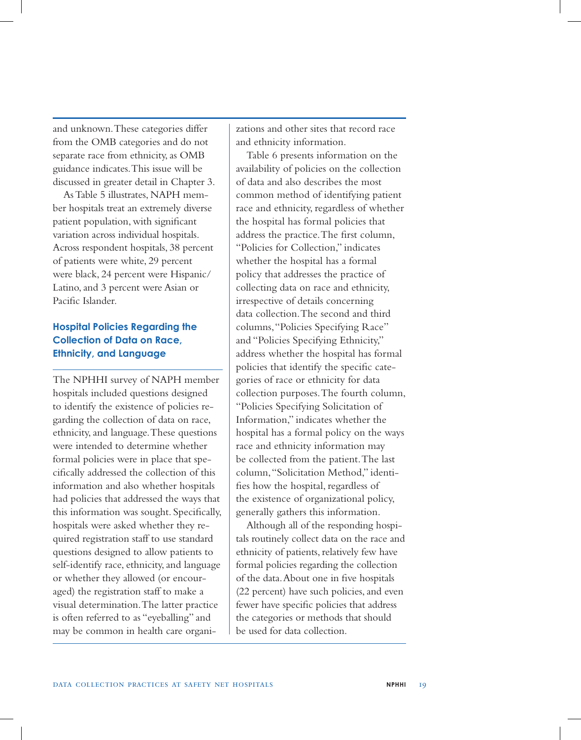and unknown. These categories differ from the OMB categories and do not separate race from ethnicity, as OMB guidance indicates. This issue will be discussed in greater detail in Chapter 3.

As Table 5 illustrates, NAPH member hospitals treat an extremely diverse patient population, with significant variation across individual hospitals. Across respondent hospitals, 38 percent of patients were white, 29 percent were black, 24 percent were Hispanic/Latino, and 3 percent were Asian or Pacific Islander.

### Hospital Policies Regarding the Collection of Data on Race, Ethnicity, and Language

The NPHHI survey of NAPH member hospitals included questions designed to identify the existence of policies regarding the collection of data on race, ethnicity, and language. These questions were intended to determine whether formal policies were in place that specifically addressed the collection of this information and also whether hospitals had policies that addressed the ways that this information was sought. Specifically, hospitals were asked whether they required registration staff to use standard questions designed to allow patients to self-identify race, ethnicity, and language or whether they allowed (or encouraged) the registration staff to make a visual determination. The latter practice is often referred to as "eyeballing" and may be common in health care organizations and other sites that record race and ethnicity information.

Table 6 presents information on the availability of policies on the collection of data and also describes the most common method of identifying patient race and ethnicity, regardless of whether the hospital has formal policies that address the practice. The first column, "Policies for Collection," indicates whether the hospital has a formal policy that addresses the practice of collecting data on race and ethnicity, irrespective of details concerning data collection. The second and third columns, "Policies Specifying Race" and "Policies Specifying Ethnicity," address whether the hospital has formal policies that identify the specific categories of race or ethnicity for data collection purposes. The fourth column, "Policies Specifying Solicitation of Information," indicates whether the hospital has a formal policy on the ways race and ethnicity information may be collected from the patient. The last column, "Solicitation Method," identifies how the hospital, regardless of the existence of organizational policy, generally gathers this information.

Although all of the responding hospitals routinely collect data on the race and ethnicity of patients, relatively few have formal policies regarding the collection of the data. About one in five hospitals (22 percent) have such policies, and even fewer have specific policies that address the categories or methods that should be used for data collection.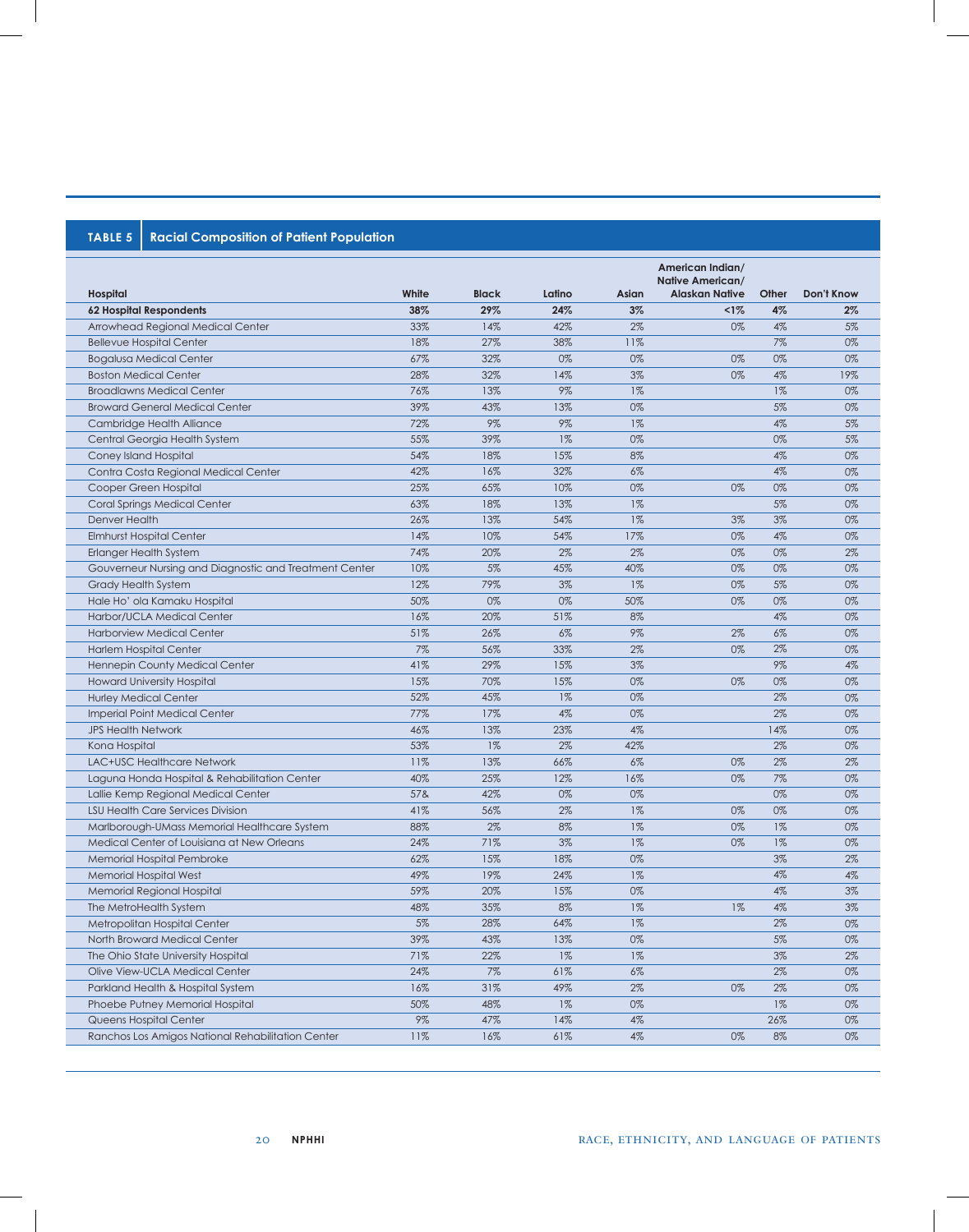**TABLE 5 Racial Composition of Patient Population**

| Hospital | White | Black | Latino | Asian | American Indian/ Native American/ Alaskan Native | Other | Don't Know |
|---|---|---|---|---|---|---|---|
| **62 Hospital Respondents** | **38%** | **29%** | **24%** | **3%** | **<1%** | **4%** | **2%** |
| Arrowhead Regional Medical Center | 33% | 14% | 42% | 2% | 0% | 4% | 5% |
| Bellevue Hospital Center | 18% | 27% | 38% | 11% | | 7% | 0% |
| Bogalusa Medical Center | 67% | 32% | 0% | 0% | 0% | 0% | 0% |
| Boston Medical Center | 28% | 32% | 14% | 3% | 0% | 4% | 19% |
| Broadlawns Medical Center | 76% | 13% | 9% | 1% | | 1% | 0% |
| Broward General Medical Center | 39% | 43% | 13% | 0% | | 5% | 0% |
| Cambridge Health Alliance | 72% | 9% | 9% | 1% | | 4% | 5% |
| Central Georgia Health System | 55% | 39% | 1% | 0% | | 0% | 5% |
| Coney Island Hospital | 54% | 18% | 15% | 8% | | 4% | 0% |
| Contra Costa Regional Medical Center | 42% | 16% | 32% | 6% | | 4% | 0% |
| Cooper Green Hospital | 25% | 65% | 10% | 0% | 0% | 0% | 0% |
| Coral Springs Medical Center | 63% | 18% | 13% | 1% | | 5% | 0% |
| Denver Health | 26% | 13% | 54% | 1% | 3% | 3% | 0% |
| Elmhurst Hospital Center | 14% | 10% | 54% | 17% | 0% | 4% | 0% |
| Erlanger Health System | 74% | 20% | 2% | 2% | 0% | 0% | 2% |
| Gouverneur Nursing and Diagnostic and Treatment Center | 10% | 5% | 45% | 40% | 0% | 0% | 0% |
| Grady Health System | 12% | 79% | 3% | 1% | 0% | 5% | 0% |
| Hale Ho' ola Kamaku Hospital | 50% | 0% | 0% | 50% | 0% | 0% | 0% |
| Harbor/UCLA Medical Center | 16% | 20% | 51% | 8% | | 4% | 0% |
| Harborview Medical Center | 51% | 26% | 6% | 9% | 2% | 6% | 0% |
| Harlem Hospital Center | 7% | 56% | 33% | 2% | 0% | 2% | 0% |
| Hennepin County Medical Center | 41% | 29% | 15% | 3% | | 9% | 4% |
| Howard University Hospital | 15% | 70% | 15% | 0% | 0% | 0% | 0% |
| Hurley Medical Center | 52% | 45% | 1% | 0% | | 2% | 0% |
| Imperial Point Medical Center | 77% | 17% | 4% | 0% | | 2% | 0% |
| JPS Health Network | 46% | 13% | 23% | 4% | | 14% | 0% |
| Kona Hospital | 53% | 1% | 2% | 42% | | 2% | 0% |
| LAC+USC Healthcare Network | 11% | 13% | 66% | 6% | 0% | 2% | 2% |
| Laguna Honda Hospital & Rehabilitation Center | 40% | 25% | 12% | 16% | 0% | 7% | 0% |
| Lallie Kemp Regional Medical Center | 57& | 42% | 0% | 0% | | 0% | 0% |
| LSU Health Care Services Division | 41% | 56% | 2% | 1% | 0% | 0% | 0% |
| Marlborough-UMass Memorial Healthcare System | 88% | 2% | 8% | 1% | 0% | 1% | 0% |
| Medical Center of Louisiana at New Orleans | 24% | 71% | 3% | 1% | 0% | 1% | 0% |
| Memorial Hospital Pembroke | 62% | 15% | 18% | 0% | | 3% | 2% |
| Memorial Hospital West | 49% | 19% | 24% | 1% | | 4% | 4% |
| Memorial Regional Hospital | 59% | 20% | 15% | 0% | | 4% | 3% |
| The MetroHealth System | 48% | 35% | 8% | 1% | 1% | 4% | 3% |
| Metropolitan Hospital Center | 5% | 28% | 64% | 1% | | 2% | 0% |
| North Broward Medical Center | 39% | 43% | 13% | 0% | | 5% | 0% |
| The Ohio State University Hospital | 71% | 22% | 1% | 1% | | 3% | 2% |
| Olive View-UCLA Medical Center | 24% | 7% | 61% | 6% | | 2% | 0% |
| Parkland Health & Hospital System | 16% | 31% | 49% | 2% | 0% | 2% | 0% |
| Phoebe Putney Memorial Hospital | 50% | 48% | 1% | 0% | | 1% | 0% |
| Queens Hospital Center | 9% | 47% | 14% | 4% | | 26% | 0% |
| Ranchos Los Amigos National Rehabilitation Center | 11% | 16% | 61% | 4% | 0% | 8% | 0% |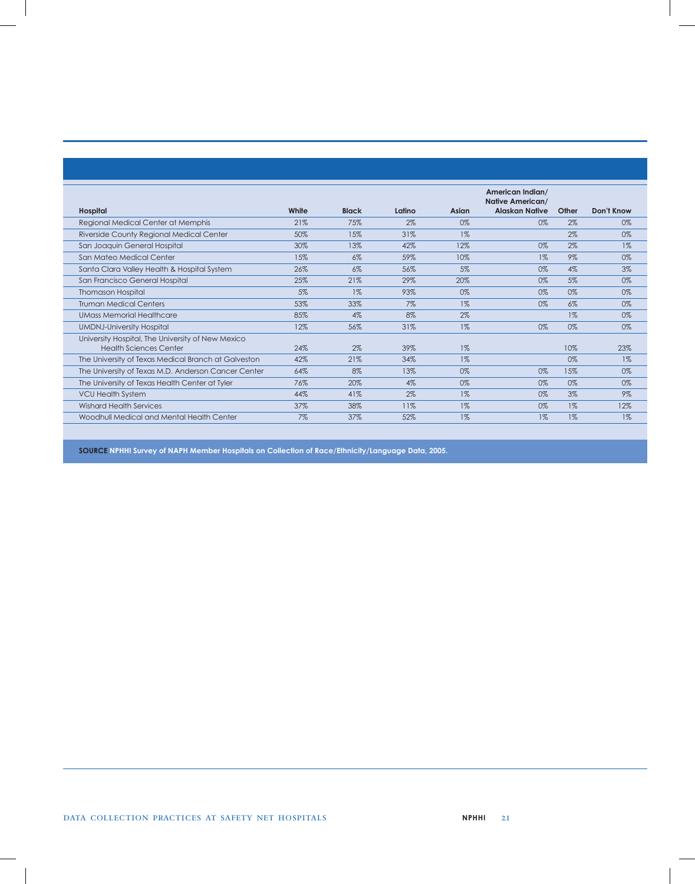| Hospital | White | Black | Latino | Asian | American Indian/ Native American/ Alaskan Native | Other | Don't Know |
|---|---|---|---|---|---|---|---|
| Regional Medical Center at Memphis | 21% | 75% | 2% | 0% | 0% | 2% | 0% |
| Riverside County Regional Medical Center | 50% | 15% | 31% | 1% | | 2% | 0% |
| San Joaquin General Hospital | 30% | 13% | 42% | 12% | 0% | 2% | 1% |
| San Mateo Medical Center | 15% | 6% | 59% | 10% | 1% | 9% | 0% |
| Santa Clara Valley Health & Hospital System | 26% | 6% | 56% | 5% | 0% | 4% | 3% |
| San Francisco General Hospital | 25% | 21% | 29% | 20% | 0% | 5% | 0% |
| Thomason Hospital | 5% | 1% | 93% | 0% | 0% | 0% | 0% |
| Truman Medical Centers | 53% | 33% | 7% | 1% | 0% | 6% | 0% |
| UMass Memorial Healthcare | 85% | 4% | 8% | 2% | | 1% | 0% |
| UMDNJ-University Hospital | 12% | 56% | 31% | 1% | 0% | 0% | 0% |
| University Hospital, The University of New Mexico Health Sciences Center | 24% | 2% | 39% | 1% | | 10% | 23% |
| The University of Texas Medical Branch at Galveston | 42% | 21% | 34% | 1% | | 0% | 1% |
| The University of Texas M.D. Anderson Cancer Center | 64% | 8% | 13% | 0% | 0% | 15% | 0% |
| The University of Texas Health Center at Tyler | 76% | 20% | 4% | 0% | 0% | 0% | 0% |
| VCU Health System | 44% | 41% | 2% | 1% | 0% | 3% | 9% |
| Wishard Health Services | 37% | 38% | 11% | 1% | 0% | 1% | 12% |
| Woodhull Medical and Mental Health Center | 7% | 37% | 52% | 1% | 1% | 1% | 1% |

**SOURCE** NPHHI Survey of NAPH Member Hospitals on Collection of Race/Ethnicity/Language Data, 2005.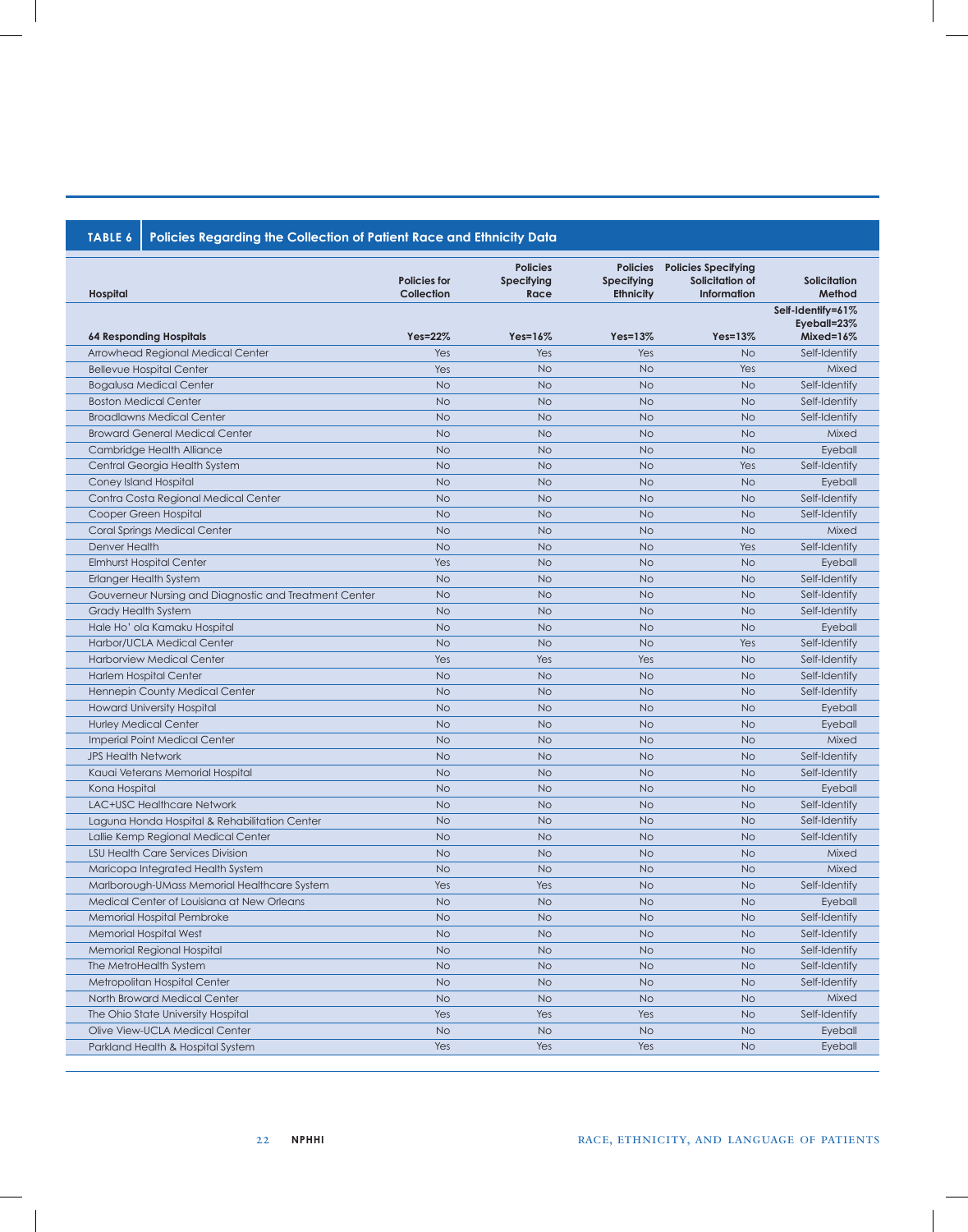**TABLE 6 Policies Regarding the Collection of Patient Race and Ethnicity Data**

| Hospital | Policies for Collection | Policies Specifying Race | Policies Specifying Ethnicity | Policies Specifying Solicitation of Information | Solicitation Method |
|---|---|---|---|---|---|
| **64 Responding Hospitals** | **Yes=22%** | **Yes=16%** | **Yes=13%** | **Yes=13%** | **Self-Identify=61% Eyeball=23% Mixed=16%** |
| Arrowhead Regional Medical Center | Yes | Yes | Yes | No | Self-Identify |
| Bellevue Hospital Center | Yes | No | No | Yes | Mixed |
| Bogalusa Medical Center | No | No | No | No | Self-Identify |
| Boston Medical Center | No | No | No | No | Self-Identify |
| Broadlawns Medical Center | No | No | No | No | Self-Identify |
| Broward General Medical Center | No | No | No | No | Mixed |
| Cambridge Health Alliance | No | No | No | No | Eyeball |
| Central Georgia Health System | No | No | No | Yes | Self-Identify |
| Coney Island Hospital | No | No | No | No | Eyeball |
| Contra Costa Regional Medical Center | No | No | No | No | Self-Identify |
| Cooper Green Hospital | No | No | No | No | Self-Identify |
| Coral Springs Medical Center | No | No | No | No | Mixed |
| Denver Health | No | No | No | Yes | Self-Identify |
| Elmhurst Hospital Center | Yes | No | No | No | Eyeball |
| Erlanger Health System | No | No | No | No | Self-Identify |
| Gouverneur Nursing and Diagnostic and Treatment Center | No | No | No | No | Self-Identify |
| Grady Health System | No | No | No | No | Self-Identify |
| Hale Ho' ola Kamaku Hospital | No | No | No | No | Eyeball |
| Harbor/UCLA Medical Center | No | No | No | Yes | Self-Identify |
| Harborview Medical Center | Yes | Yes | Yes | No | Self-Identify |
| Harlem Hospital Center | No | No | No | No | Self-Identify |
| Hennepin County Medical Center | No | No | No | No | Self-Identify |
| Howard University Hospital | No | No | No | No | Eyeball |
| Hurley Medical Center | No | No | No | No | Eyeball |
| Imperial Point Medical Center | No | No | No | No | Mixed |
| JPS Health Network | No | No | No | No | Self-Identify |
| Kauai Veterans Memorial Hospital | No | No | No | No | Self-Identify |
| Kona Hospital | No | No | No | No | Eyeball |
| LAC+USC Healthcare Network | No | No | No | No | Self-Identify |
| Laguna Honda Hospital & Rehabilitation Center | No | No | No | No | Self-Identify |
| Lallie Kemp Regional Medical Center | No | No | No | No | Self-Identify |
| LSU Health Care Services Division | No | No | No | No | Mixed |
| Maricopa Integrated Health System | No | No | No | No | Mixed |
| Marlborough-UMass Memorial Healthcare System | Yes | Yes | No | No | Self-Identify |
| Medical Center of Louisiana at New Orleans | No | No | No | No | Eyeball |
| Memorial Hospital Pembroke | No | No | No | No | Self-Identify |
| Memorial Hospital West | No | No | No | No | Self-Identify |
| Memorial Regional Hospital | No | No | No | No | Self-Identify |
| The MetroHealth System | No | No | No | No | Self-Identify |
| Metropolitan Hospital Center | No | No | No | No | Self-Identify |
| North Broward Medical Center | No | No | No | No | Mixed |
| The Ohio State University Hospital | Yes | Yes | Yes | No | Self-Identify |
| Olive View-UCLA Medical Center | No | No | No | No | Eyeball |
| Parkland Health & Hospital System | Yes | Yes | Yes | No | Eyeball |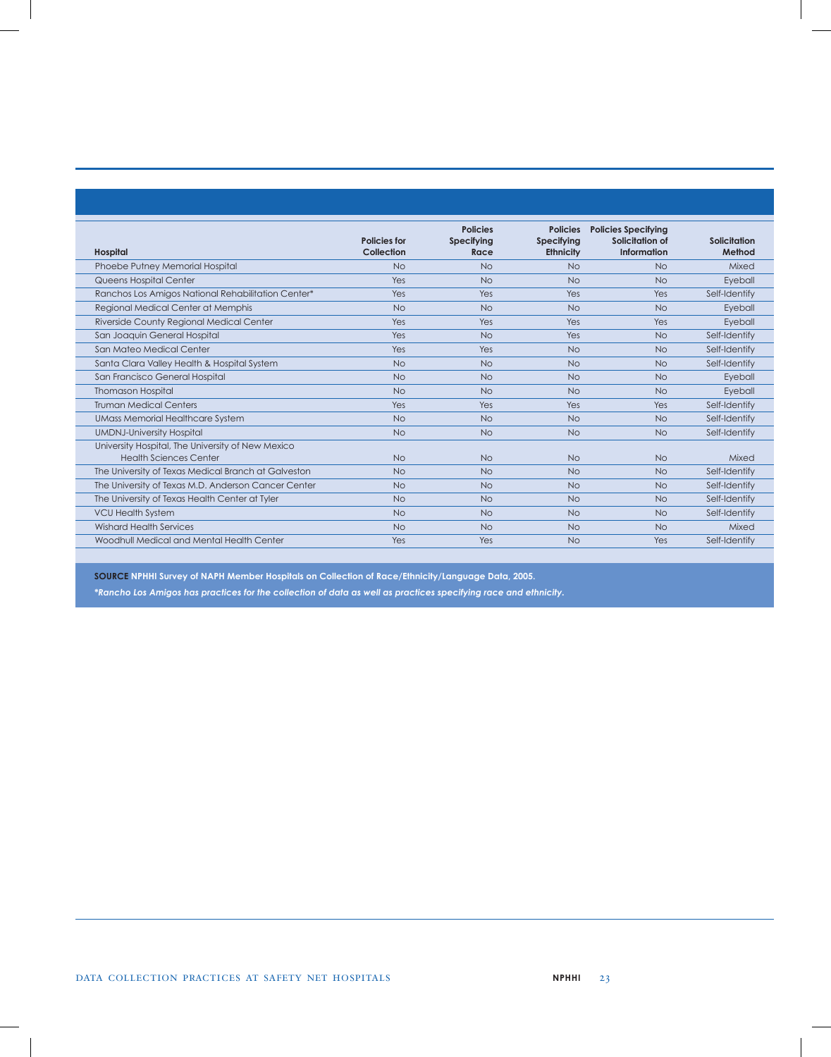| Hospital | Policies for Collection | Policies Specifying Race | Policies Specifying Ethnicity | Policies Specifying Solicitation of Information | Solicitation Method |
|---|---|---|---|---|---|
| Phoebe Putney Memorial Hospital | No | No | No | No | Mixed |
| Queens Hospital Center | Yes | No | No | No | Eyeball |
| Ranchos Los Amigos National Rehabilitation Center* | Yes | Yes | Yes | Yes | Self-Identify |
| Regional Medical Center at Memphis | No | No | No | No | Eyeball |
| Riverside County Regional Medical Center | Yes | Yes | Yes | Yes | Eyeball |
| San Joaquin General Hospital | Yes | No | Yes | No | Self-Identify |
| San Mateo Medical Center | Yes | Yes | No | No | Self-Identify |
| Santa Clara Valley Health & Hospital System | No | No | No | No | Self-Identify |
| San Francisco General Hospital | No | No | No | No | Eyeball |
| Thomason Hospital | No | No | No | No | Eyeball |
| Truman Medical Centers | Yes | Yes | Yes | Yes | Self-Identify |
| UMass Memorial Healthcare System | No | No | No | No | Self-Identify |
| UMDNJ-University Hospital | No | No | No | No | Self-Identify |
| University Hospital, The University of New Mexico Health Sciences Center | No | No | No | No | Mixed |
| The University of Texas Medical Branch at Galveston | No | No | No | No | Self-Identify |
| The University of Texas M.D. Anderson Cancer Center | No | No | No | No | Self-Identify |
| The University of Texas Health Center at Tyler | No | No | No | No | Self-Identify |
| VCU Health System | No | No | No | No | Self-Identify |
| Wishard Health Services | No | No | No | No | Mixed |
| Woodhull Medical and Mental Health Center | Yes | Yes | No | Yes | Self-Identify |

**SOURCE** **NPHHI Survey of NAPH Member Hospitals on Collection of Race/Ethnicity/Language Data, 2005.**

***Rancho Los Amigos has practices for the collection of data as well as practices specifying race and ethnicity.***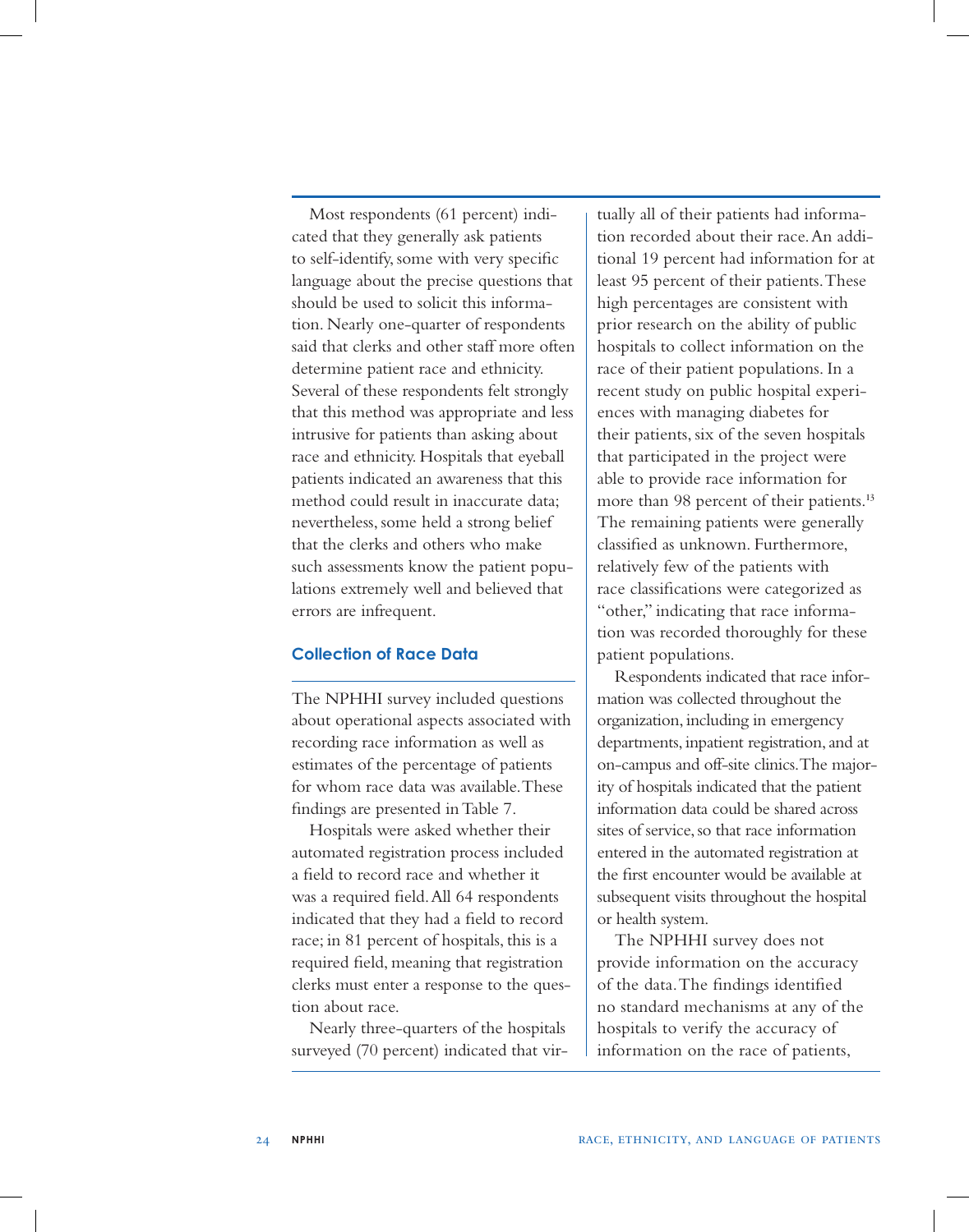Most respondents (61 percent) indicated that they generally ask patients to self-identify, some with very specific language about the precise questions that should be used to solicit this information. Nearly one-quarter of respondents said that clerks and other staff more often determine patient race and ethnicity. Several of these respondents felt strongly that this method was appropriate and less intrusive for patients than asking about race and ethnicity. Hospitals that eyeball patients indicated an awareness that this method could result in inaccurate data; nevertheless, some held a strong belief that the clerks and others who make such assessments know the patient populations extremely well and believed that errors are infrequent.

### Collection of Race Data

The NPHHI survey included questions about operational aspects associated with recording race information as well as estimates of the percentage of patients for whom race data was available. These findings are presented in Table 7.

Hospitals were asked whether their automated registration process included a field to record race and whether it was a required field. All 64 respondents indicated that they had a field to record race; in 81 percent of hospitals, this is a required field, meaning that registration clerks must enter a response to the question about race.

Nearly three-quarters of the hospitals surveyed (70 percent) indicated that virtually all of their patients had information recorded about their race. An additional 19 percent had information for at least 95 percent of their patients. These high percentages are consistent with prior research on the ability of public hospitals to collect information on the race of their patient populations. In a recent study on public hospital experiences with managing diabetes for their patients, six of the seven hospitals that participated in the project were able to provide race information for more than 98 percent of their patients.[13] The remaining patients were generally classified as unknown. Furthermore, relatively few of the patients with race classifications were categorized as "other," indicating that race information was recorded thoroughly for these patient populations.

Respondents indicated that race information was collected throughout the organization, including in emergency departments, inpatient registration, and at on-campus and off-site clinics. The majority of hospitals indicated that the patient information data could be shared across sites of service, so that race information entered in the automated registration at the first encounter would be available at subsequent visits throughout the hospital or health system.

The NPHHI survey does not provide information on the accuracy of the data. The findings identified no standard mechanisms at any of the hospitals to verify the accuracy of information on the race of patients,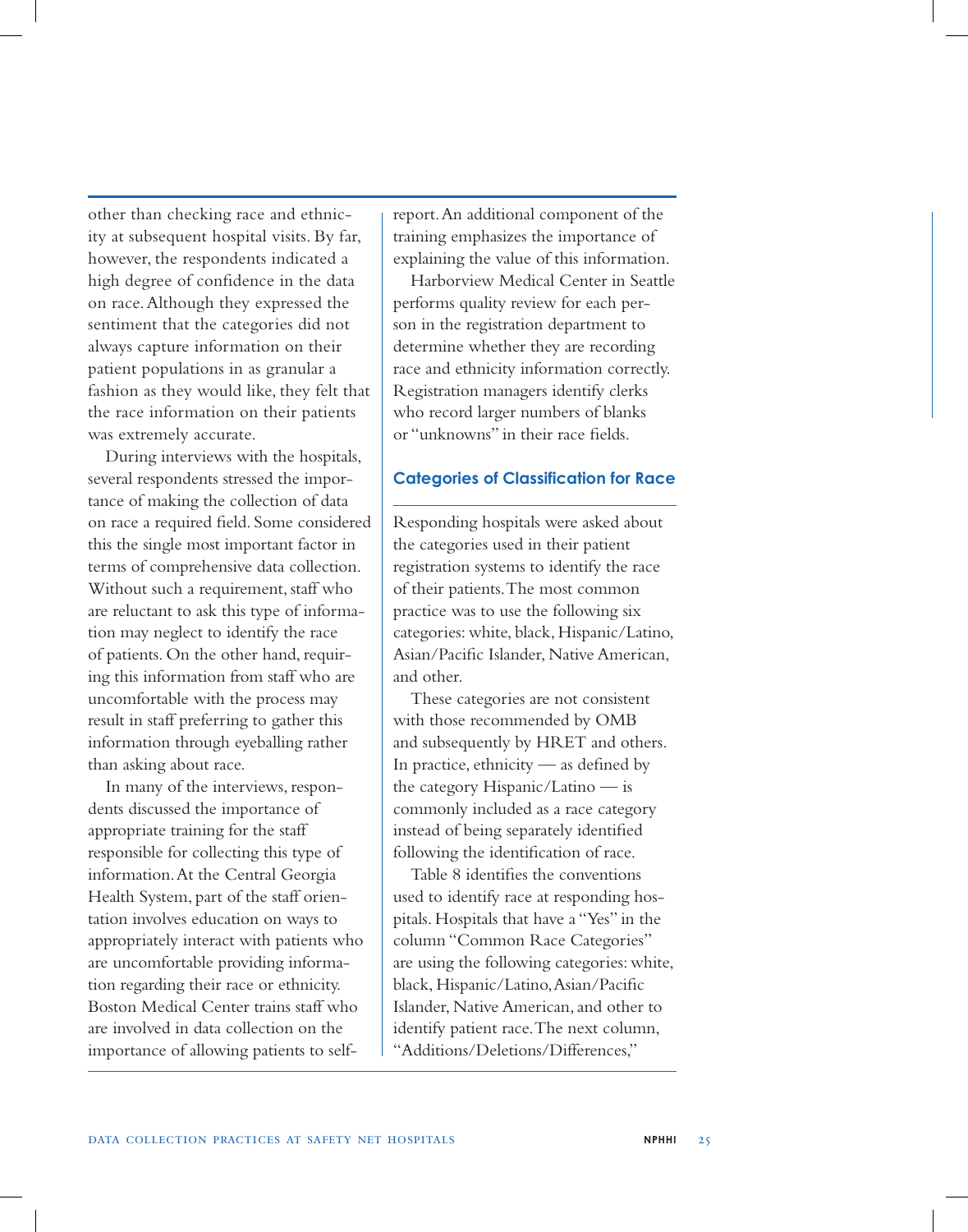other than checking race and ethnicity at subsequent hospital visits. By far, however, the respondents indicated a high degree of confidence in the data on race. Although they expressed the sentiment that the categories did not always capture information on their patient populations in as granular a fashion as they would like, they felt that the race information on their patients was extremely accurate.

During interviews with the hospitals, several respondents stressed the importance of making the collection of data on race a required field. Some considered this the single most important factor in terms of comprehensive data collection. Without such a requirement, staff who are reluctant to ask this type of information may neglect to identify the race of patients. On the other hand, requiring this information from staff who are uncomfortable with the process may result in staff preferring to gather this information through eyeballing rather than asking about race.

In many of the interviews, respondents discussed the importance of appropriate training for the staff responsible for collecting this type of information. At the Central Georgia Health System, part of the staff orientation involves education on ways to appropriately interact with patients who are uncomfortable providing information regarding their race or ethnicity. Boston Medical Center trains staff who are involved in data collection on the importance of allowing patients to self-report. An additional component of the training emphasizes the importance of explaining the value of this information.

Harborview Medical Center in Seattle performs quality review for each person in the registration department to determine whether they are recording race and ethnicity information correctly. Registration managers identify clerks who record larger numbers of blanks or "unknowns" in their race fields.

## Categories of Classification for Race

Responding hospitals were asked about the categories used in their patient registration systems to identify the race of their patients. The most common practice was to use the following six categories: white, black, Hispanic/Latino, Asian/Pacific Islander, Native American, and other.

These categories are not consistent with those recommended by OMB and subsequently by HRET and others. In practice, ethnicity — as defined by the category Hispanic/Latino — is commonly included as a race category instead of being separately identified following the identification of race.

Table 8 identifies the conventions used to identify race at responding hospitals. Hospitals that have a "Yes" in the column "Common Race Categories" are using the following categories: white, black, Hispanic/Latino, Asian/Pacific Islander, Native American, and other to identify patient race. The next column, "Additions/Deletions/Differences,"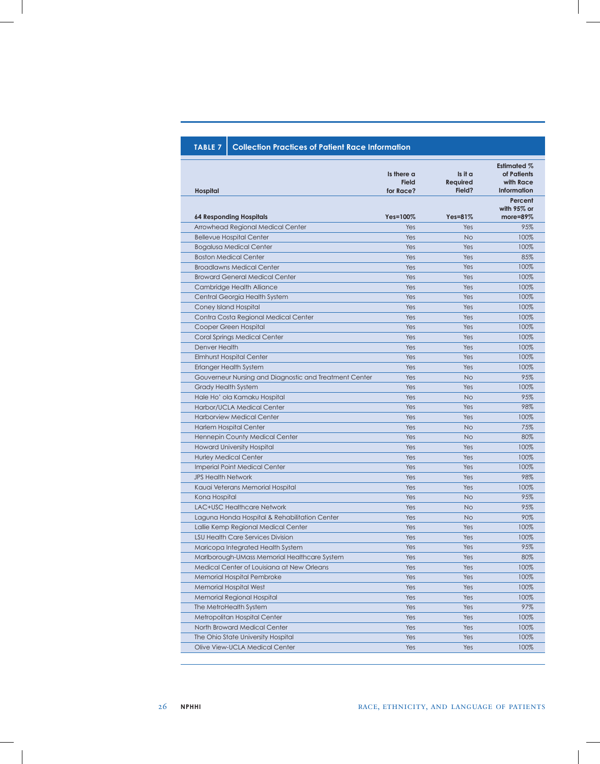**TABLE 7 Collection Practices of Patient Race Information**

| Hospital | Is there a Field for Race? | Is it a Required Field? | Estimated % of Patients with Race Information |
|---|---|---|---|
| **64 Responding Hospitals** | **Yes=100%** | **Yes=81%** | **Percent with 95% or more=89%** |
| Arrowhead Regional Medical Center | Yes | Yes | 95% |
| Bellevue Hospital Center | Yes | No | 100% |
| Bogalusa Medical Center | Yes | Yes | 100% |
| Boston Medical Center | Yes | Yes | 85% |
| Broadlawns Medical Center | Yes | Yes | 100% |
| Broward General Medical Center | Yes | Yes | 100% |
| Cambridge Health Alliance | Yes | Yes | 100% |
| Central Georgia Health System | Yes | Yes | 100% |
| Coney Island Hospital | Yes | Yes | 100% |
| Contra Costa Regional Medical Center | Yes | Yes | 100% |
| Cooper Green Hospital | Yes | Yes | 100% |
| Coral Springs Medical Center | Yes | Yes | 100% |
| Denver Health | Yes | Yes | 100% |
| Elmhurst Hospital Center | Yes | Yes | 100% |
| Erlanger Health System | Yes | Yes | 100% |
| Gouverneur Nursing and Diagnostic and Treatment Center | Yes | No | 95% |
| Grady Health System | Yes | Yes | 100% |
| Hale Ho' ola Kamaku Hospital | Yes | No | 95% |
| Harbor/UCLA Medical Center | Yes | Yes | 98% |
| Harborview Medical Center | Yes | Yes | 100% |
| Harlem Hospital Center | Yes | No | 75% |
| Hennepin County Medical Center | Yes | No | 80% |
| Howard University Hospital | Yes | Yes | 100% |
| Hurley Medical Center | Yes | Yes | 100% |
| Imperial Point Medical Center | Yes | Yes | 100% |
| JPS Health Network | Yes | Yes | 98% |
| Kauai Veterans Memorial Hospital | Yes | Yes | 100% |
| Kona Hospital | Yes | No | 95% |
| LAC+USC Healthcare Network | Yes | No | 95% |
| Laguna Honda Hospital & Rehabilitation Center | Yes | No | 90% |
| Lallie Kemp Regional Medical Center | Yes | Yes | 100% |
| LSU Health Care Services Division | Yes | Yes | 100% |
| Maricopa Integrated Health System | Yes | Yes | 95% |
| Marlborough-UMass Memorial Healthcare System | Yes | Yes | 80% |
| Medical Center of Louisiana at New Orleans | Yes | Yes | 100% |
| Memorial Hospital Pembroke | Yes | Yes | 100% |
| Memorial Hospital West | Yes | Yes | 100% |
| Memorial Regional Hospital | Yes | Yes | 100% |
| The MetroHealth System | Yes | Yes | 97% |
| Metropolitan Hospital Center | Yes | Yes | 100% |
| North Broward Medical Center | Yes | Yes | 100% |
| The Ohio State University Hospital | Yes | Yes | 100% |
| Olive View-UCLA Medical Center | Yes | Yes | 100% |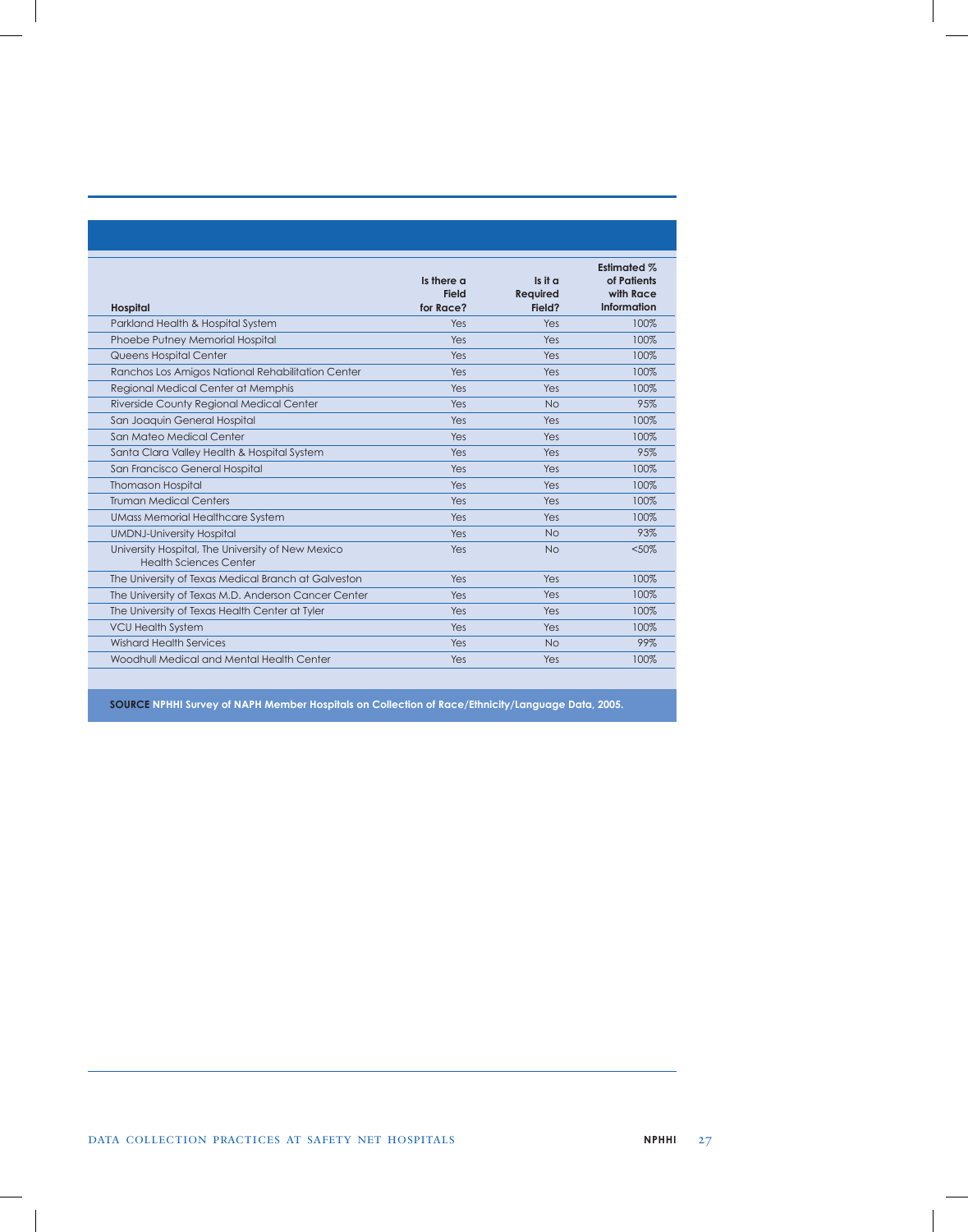| Hospital | Is there a Field for Race? | Is it a Required Field? | Estimated % of Patients with Race Information |
|---|---|---|---|
| Parkland Health & Hospital System | Yes | Yes | 100% |
| Phoebe Putney Memorial Hospital | Yes | Yes | 100% |
| Queens Hospital Center | Yes | Yes | 100% |
| Ranchos Los Amigos National Rehabilitation Center | Yes | Yes | 100% |
| Regional Medical Center at Memphis | Yes | Yes | 100% |
| Riverside County Regional Medical Center | Yes | No | 95% |
| San Joaquin General Hospital | Yes | Yes | 100% |
| San Mateo Medical Center | Yes | Yes | 100% |
| Santa Clara Valley Health & Hospital System | Yes | Yes | 95% |
| San Francisco General Hospital | Yes | Yes | 100% |
| Thomason Hospital | Yes | Yes | 100% |
| Truman Medical Centers | Yes | Yes | 100% |
| UMass Memorial Healthcare System | Yes | Yes | 100% |
| UMDNJ-University Hospital | Yes | No | 93% |
| University Hospital, The University of New Mexico Health Sciences Center | Yes | No | <50% |
| The University of Texas Medical Branch at Galveston | Yes | Yes | 100% |
| The University of Texas M.D. Anderson Cancer Center | Yes | Yes | 100% |
| The University of Texas Health Center at Tyler | Yes | Yes | 100% |
| VCU Health System | Yes | Yes | 100% |
| Wishard Health Services | Yes | No | 99% |
| Woodhull Medical and Mental Health Center | Yes | Yes | 100% |

**SOURCE** NPHHI Survey of NAPH Member Hospitals on Collection of Race/Ethnicity/Language Data, 2005.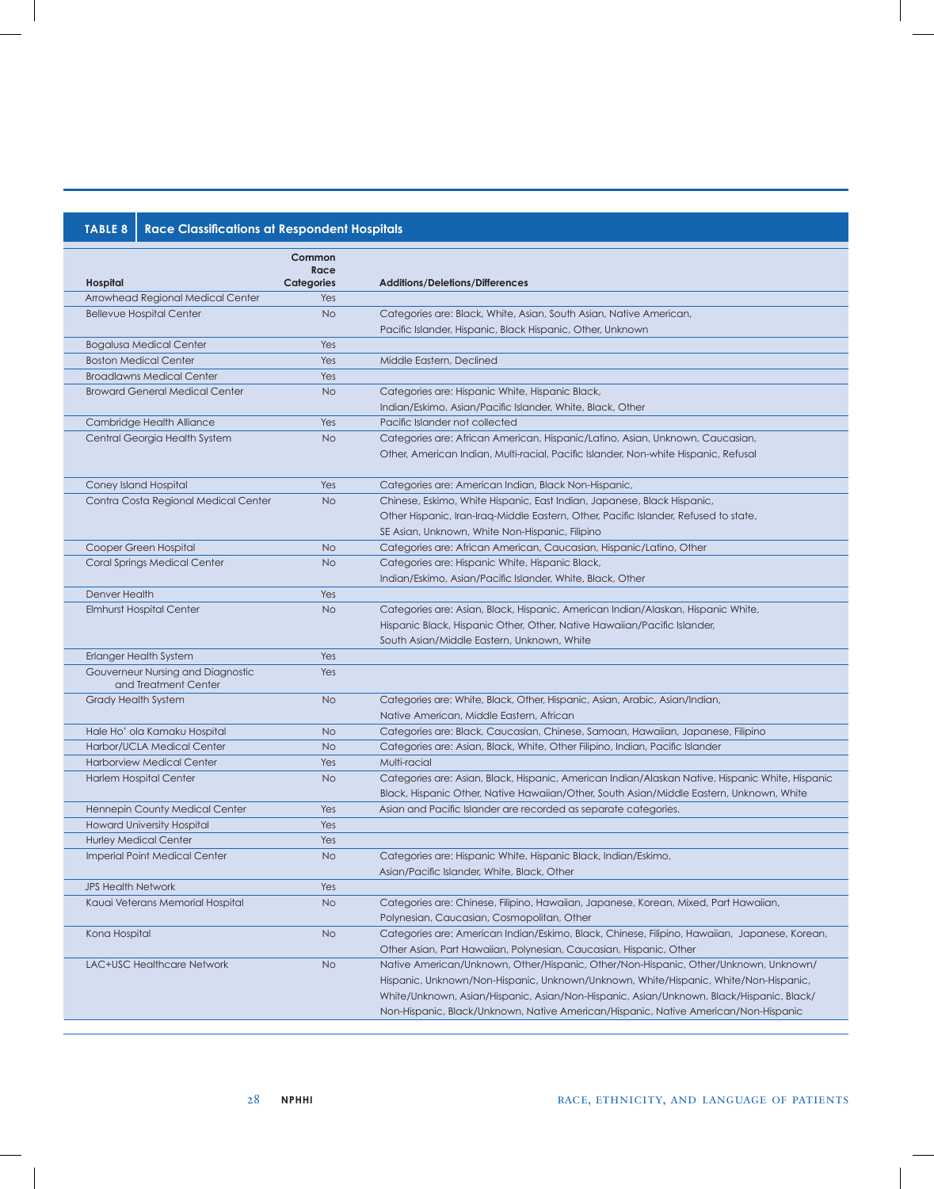**TABLE 8 Race Classifications at Respondent Hospitals**

| Hospital | Common Race Categories | Additions/Deletions/Differences |
|---|---|---|
| Arrowhead Regional Medical Center | Yes | |
| Bellevue Hospital Center | No | Categories are: Black, White, Asian, South Asian, Native American, Pacific Islander, Hispanic, Black Hispanic, Other, Unknown |
| Bogalusa Medical Center | Yes | |
| Boston Medical Center | Yes | Middle Eastern, Declined |
| Broadlawns Medical Center | Yes | |
| Broward General Medical Center | No | Categories are: Hispanic White, Hispanic Black, Indian/Eskimo, Asian/Pacific Islander, White, Black, Other |
| Cambridge Health Alliance | Yes | Pacific Islander not collected |
| Central Georgia Health System | No | Categories are: African American, Hispanic/Latino, Asian, Unknown, Caucasian, Other, American Indian, Multi-racial, Pacific Islander, Non-white Hispanic, Refusal |
| Coney Island Hospital | Yes | Categories are: American Indian, Black Non-Hispanic, |
| Contra Costa Regional Medical Center | No | Chinese, Eskimo, White Hispanic, East Indian, Japanese, Black Hispanic, Other Hispanic, Iran-Iraq-Middle Eastern, Other, Pacific Islander, Refused to state, SE Asian, Unknown, White Non-Hispanic, Filipino |
| Cooper Green Hospital | No | Categories are: African American, Caucasian, Hispanic/Latino, Other |
| Coral Springs Medical Center | No | Categories are: Hispanic White, Hispanic Black, Indian/Eskimo, Asian/Pacific Islander, White, Black, Other |
| Denver Health | Yes | |
| Elmhurst Hospital Center | No | Categories are: Asian, Black, Hispanic, American Indian/Alaskan, Hispanic White, Hispanic Black, Hispanic Other, Other, Native Hawaiian/Pacific Islander, South Asian/Middle Eastern, Unknown, White |
| Erlanger Health System | Yes | |
| Gouverneur Nursing and Diagnostic and Treatment Center | Yes | |
| Grady Health System | No | Categories are: White, Black, Other, Hispanic, Asian, Arabic, Asian/Indian, Native American, Middle Eastern, African |
| Hale Ho' ola Kamaku Hospital | No | Categories are: Black, Caucasian, Chinese, Samoan, Hawaiian, Japanese, Filipino |
| Harbor/UCLA Medical Center | No | Categories are: Asian, Black, White, Other Filipino, Indian, Pacific Islander |
| Harborview Medical Center | Yes | Multi-racial |
| Harlem Hospital Center | No | Categories are: Asian, Black, Hispanic, American Indian/Alaskan Native, Hispanic White, Hispanic Black, Hispanic Other, Native Hawaiian/Other, South Asian/Middle Eastern, Unknown, White |
| Hennepin County Medical Center | Yes | Asian and Pacific Islander are recorded as separate categories. |
| Howard University Hospital | Yes | |
| Hurley Medical Center | Yes | |
| Imperial Point Medical Center | No | Categories are: Hispanic White, Hispanic Black, Indian/Eskimo, Asian/Pacific Islander, White, Black, Other |
| JPS Health Network | Yes | |
| Kauai Veterans Memorial Hospital | No | Categories are: Chinese, Filipino, Hawaiian, Japanese, Korean, Mixed, Part Hawaiian, Polynesian, Caucasian, Cosmopolitan, Other |
| Kona Hospital | No | Categories are: American Indian/Eskimo, Black, Chinese, Filipino, Hawaiian, Japanese, Korean, Other Asian, Part Hawaiian, Polynesian, Caucasian, Hispanic, Other |
| LAC+USC Healthcare Network | No | Native American/Unknown, Other/Hispanic, Other/Non-Hispanic, Other/Unknown, Unknown/Hispanic, Unknown/Non-Hispanic, Unknown/Unknown, White/Hispanic, White/Non-Hispanic, White/Unknown, Asian/Hispanic, Asian/Non-Hispanic, Asian/Unknown, Black/Hispanic, Black/Non-Hispanic, Black/Unknown, Native American/Hispanic, Native American/Non-Hispanic |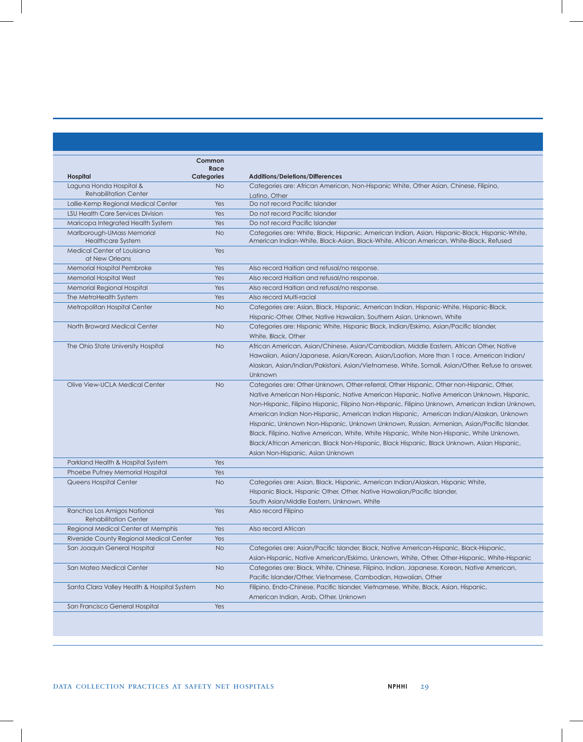| Hospital | Common Race Categories | Additions/Deletions/Differences |
|---|---|---|
| Laguna Honda Hospital & Rehabilitation Center | No | Categories are: African American, Non-Hispanic White, Other Asian, Chinese, Filipino, Latino, Other |
| Lallie-Kemp Regional Medical Center | Yes | Do not record Pacific Islander |
| LSU Health Care Services Division | Yes | Do not record Pacific Islander |
| Maricopa Integrated Health System | Yes | Do not record Pacific Islander |
| Marlborough-UMass Memorial Healthcare System | No | Categories are: White, Black, Hispanic, American Indian, Asian, Hispanic-Black, Hispanic-White, American Indian-White, Black-Asian, Black-White, African American, White-Black, Refused |
| Medical Center of Louisiana at New Orleans | Yes | |
| Memorial Hospital Pembroke | Yes | Also record Haitian and refusal/no response. |
| Memorial Hospital West | Yes | Also record Haitian and refusal/no response. |
| Memorial Regional Hospital | Yes | Also record Haitian and refusal/no response. |
| The MetroHealth System | Yes | Also record Multi-racial |
| Metropolitan Hospital Center | No | Categories are: Asian, Black, Hispanic, American Indian, Hispanic-White, Hispanic-Black, Hispanic-Other, Other, Native Hawaiian, Southern Asian, Unknown, White |
| North Broward Medical Center | No | Categories are: Hispanic White, Hispanic Black, Indian/Eskimo, Asian/Pacific Islander, White, Black, Other |
| The Ohio State University Hospital | No | African American, Asian/Chinese, Asian/Cambodian, Middle Eastern, African Other, Native Hawaiian, Asian/Japanese, Asian/Korean, Asian/Laotian, More than 1 race, American Indian/Alaskan, Asian/Indian/Pakistani, Asian/Vietnamese, White, Somali, Asian/Other, Refuse to answer, Unknown |
| Olive View-UCLA Medical Center | No | Categories are: Other-Unknown, Other-referral, Other Hispanic, Other non-Hispanic, Other, Native American Non-Hispanic, Native American Hispanic, Native American Unknown, Hispanic, Non-Hispanic, Filipino Hispanic, Filipino Non-Hispanic, Filipino Unknown, American Indian Unknown, American Indian Non-Hispanic, American Indian Hispanic, American Indian/Alaskan, Unknown Hispanic, Unknown Non-Hispanic, Unknown Unknown, Russian, Armenian, Asian/Pacific Islander, Black, Filipino, Native American, White, White Hispanic, White Non-Hispanic, White Unknown, Black/African American, Black Non-Hispanic, Black Hispanic, Black Unknown, Asian Hispanic, Asian Non-Hispanic, Asian Unknown |
| Parkland Health & Hospital System | Yes | |
| Phoebe Putney Memorial Hospital | Yes | |
| Queens Hospital Center | No | Categories are: Asian, Black, Hispanic, American Indian/Alaskan, Hispanic White, Hispanic Black, Hispanic Other, Other, Native Hawaiian/Pacific Islander, South Asian/Middle Eastern, Unknown, White |
| Ranchos Los Amigos National Rehabilitation Center | Yes | Also record Filipino |
| Regional Medical Center at Memphis | Yes | Also record African |
| Riverside County Regional Medical Center | Yes | |
| San Joaquin General Hospital | No | Categories are: Asian/Pacific Islander, Black, Native American-Hispanic, Black-Hispanic, Asian-Hispanic, Native American/Eskimo, Unknown, White, Other, Other-Hispanic, White-Hispanic |
| San Mateo Medical Center | No | Categories are: Black, White, Chinese, Filipino, Indian, Japanese, Korean, Native American, Pacific Islander/Other, Vietnamese, Cambodian, Hawaiian, Other |
| Santa Clara Valley Health & Hospital System | No | Filipino, Endo-Chinese, Pacific Islander, Vietnamese, White, Black, Asian, Hispanic, American Indian, Arab, Other, Unknown |
| San Francisco General Hospital | Yes | |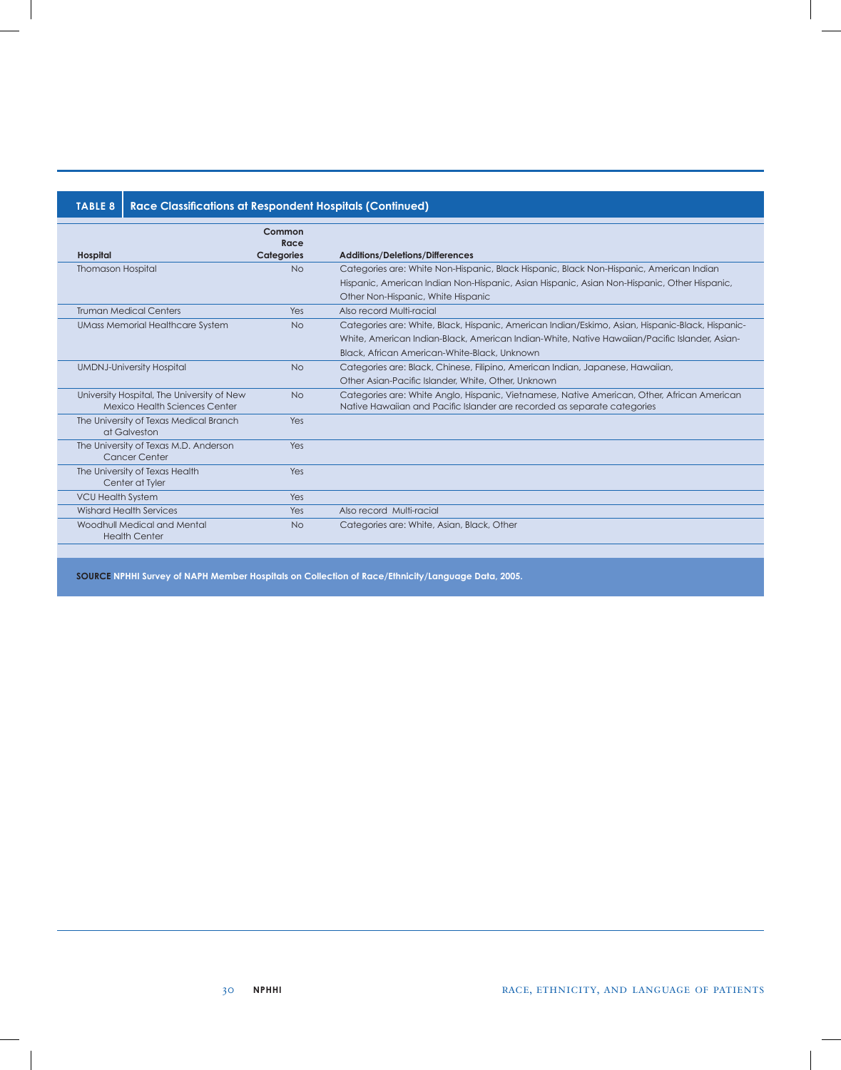**TABLE 8 Race Classifications at Respondent Hospitals (Continued)**

| Hospital | Common Race Categories | Additions/Deletions/Differences |
|---|---|---|
| Thomason Hospital | No | Categories are: White Non-Hispanic, Black Hispanic, Black Non-Hispanic, American Indian Hispanic, American Indian Non-Hispanic, Asian Hispanic, Asian Non-Hispanic, Other Hispanic, Other Non-Hispanic, White Hispanic |
| Truman Medical Centers | Yes | Also record Multi-racial |
| UMass Memorial Healthcare System | No | Categories are: White, Black, Hispanic, American Indian/Eskimo, Asian, Hispanic-Black, Hispanic-White, American Indian-Black, American Indian-White, Native Hawaiian/Pacific Islander, Asian-Black, African American-White-Black, Unknown |
| UMDNJ-University Hospital | No | Categories are: Black, Chinese, Filipino, American Indian, Japanese, Hawaiian, Other Asian-Pacific Islander, White, Other, Unknown |
| University Hospital, The University of New Mexico Health Sciences Center | No | Categories are: White Anglo, Hispanic, Vietnamese, Native American, Other, African American Native Hawaiian and Pacific Islander are recorded as separate categories |
| The University of Texas Medical Branch at Galveston | Yes | |
| The University of Texas M.D. Anderson Cancer Center | Yes | |
| The University of Texas Health Center at Tyler | Yes | |
| VCU Health System | Yes | |
| Wishard Health Services | Yes | Also record Multi-racial |
| Woodhull Medical and Mental Health Center | No | Categories are: White, Asian, Black, Other |

**SOURCE** NPHHI Survey of NAPH Member Hospitals on Collection of Race/Ethnicity/Language Data, 2005.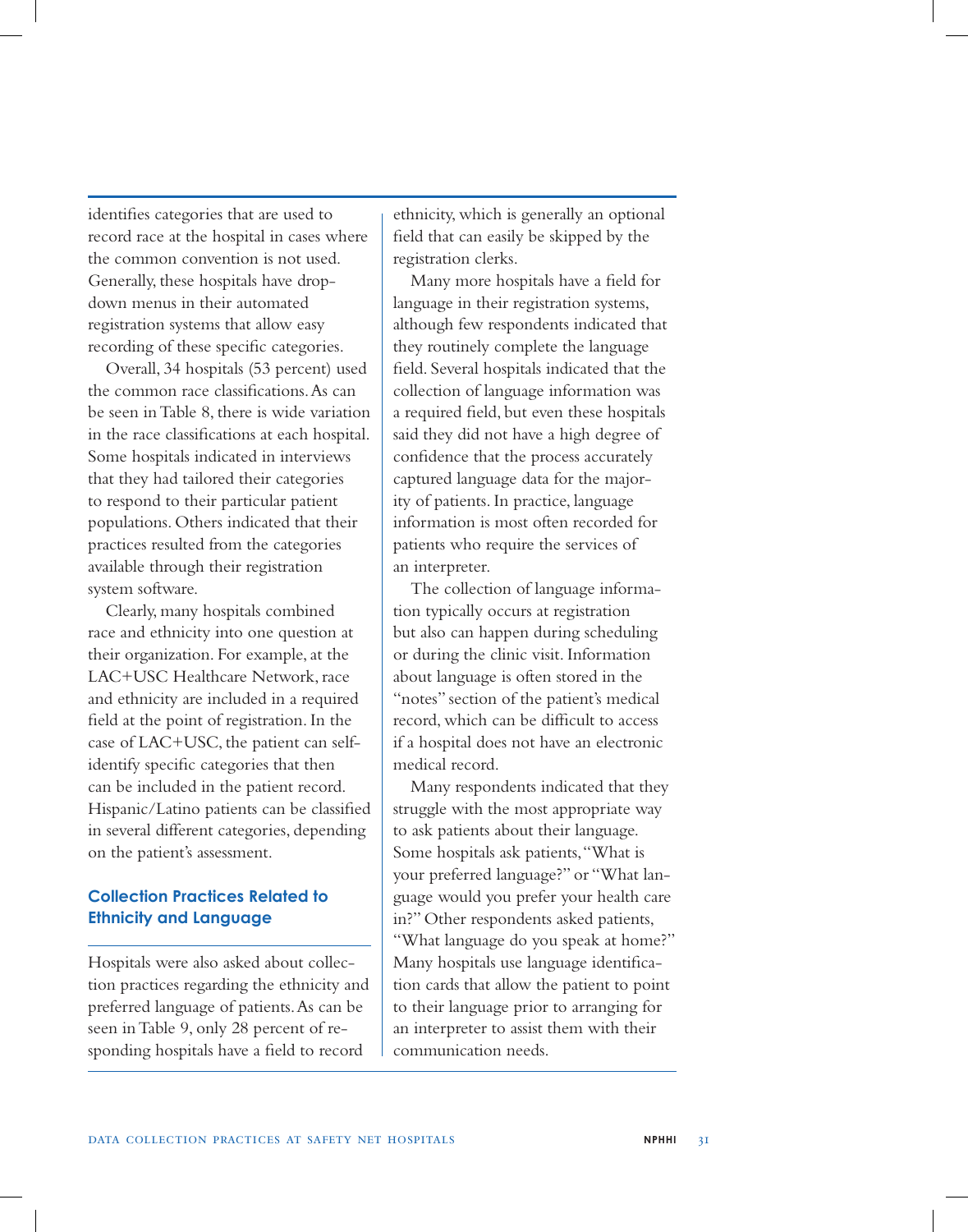identifies categories that are used to record race at the hospital in cases where the common convention is not used. Generally, these hospitals have drop-down menus in their automated registration systems that allow easy recording of these specific categories.

Overall, 34 hospitals (53 percent) used the common race classifications. As can be seen in Table 8, there is wide variation in the race classifications at each hospital. Some hospitals indicated in interviews that they had tailored their categories to respond to their particular patient populations. Others indicated that their practices resulted from the categories available through their registration system software.

Clearly, many hospitals combined race and ethnicity into one question at their organization. For example, at the LAC+USC Healthcare Network, race and ethnicity are included in a required field at the point of registration. In the case of LAC+USC, the patient can self-identify specific categories that then can be included in the patient record. Hispanic/Latino patients can be classified in several different categories, depending on the patient's assessment.

### Collection Practices Related to Ethnicity and Language

Hospitals were also asked about collection practices regarding the ethnicity and preferred language of patients. As can be seen in Table 9, only 28 percent of responding hospitals have a field to record ethnicity, which is generally an optional field that can easily be skipped by the registration clerks.

Many more hospitals have a field for language in their registration systems, although few respondents indicated that they routinely complete the language field. Several hospitals indicated that the collection of language information was a required field, but even these hospitals said they did not have a high degree of confidence that the process accurately captured language data for the majority of patients. In practice, language information is most often recorded for patients who require the services of an interpreter.

The collection of language information typically occurs at registration but also can happen during scheduling or during the clinic visit. Information about language is often stored in the "notes" section of the patient's medical record, which can be difficult to access if a hospital does not have an electronic medical record.

Many respondents indicated that they struggle with the most appropriate way to ask patients about their language. Some hospitals ask patients, "What is your preferred language?" or "What language would you prefer your health care in?" Other respondents asked patients, "What language do you speak at home?" Many hospitals use language identification cards that allow the patient to point to their language prior to arranging for an interpreter to assist them with their communication needs.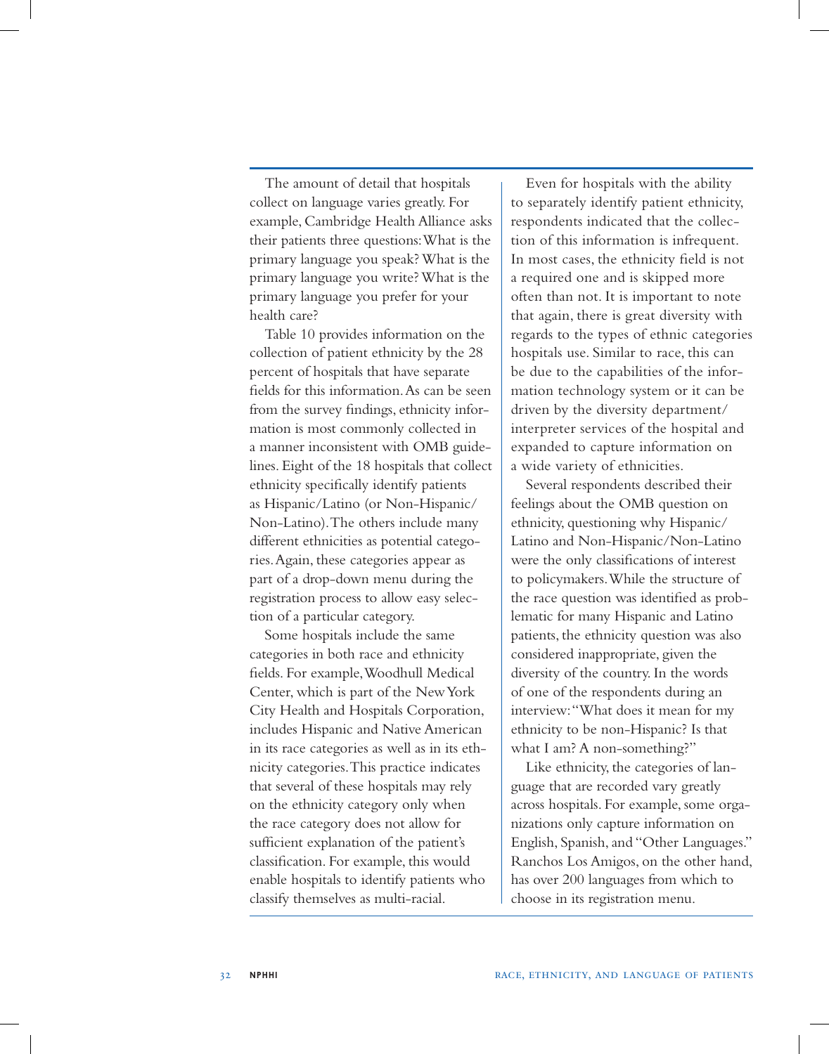The amount of detail that hospitals collect on language varies greatly. For example, Cambridge Health Alliance asks their patients three questions: What is the primary language you speak? What is the primary language you write? What is the primary language you prefer for your health care?

Table 10 provides information on the collection of patient ethnicity by the 28 percent of hospitals that have separate fields for this information. As can be seen from the survey findings, ethnicity information is most commonly collected in a manner inconsistent with OMB guidelines. Eight of the 18 hospitals that collect ethnicity specifically identify patients as Hispanic/Latino (or Non-Hispanic/Non-Latino). The others include many different ethnicities as potential categories. Again, these categories appear as part of a drop-down menu during the registration process to allow easy selection of a particular category.

Some hospitals include the same categories in both race and ethnicity fields. For example, Woodhull Medical Center, which is part of the New York City Health and Hospitals Corporation, includes Hispanic and Native American in its race categories as well as in its ethnicity categories. This practice indicates that several of these hospitals may rely on the ethnicity category only when the race category does not allow for sufficient explanation of the patient's classification. For example, this would enable hospitals to identify patients who classify themselves as multi-racial.

Even for hospitals with the ability to separately identify patient ethnicity, respondents indicated that the collection of this information is infrequent. In most cases, the ethnicity field is not a required one and is skipped more often than not. It is important to note that again, there is great diversity with regards to the types of ethnic categories hospitals use. Similar to race, this can be due to the capabilities of the information technology system or it can be driven by the diversity department/interpreter services of the hospital and expanded to capture information on a wide variety of ethnicities.

Several respondents described their feelings about the OMB question on ethnicity, questioning why Hispanic/Latino and Non-Hispanic/Non-Latino were the only classifications of interest to policymakers. While the structure of the race question was identified as problematic for many Hispanic and Latino patients, the ethnicity question was also considered inappropriate, given the diversity of the country. In the words of one of the respondents during an interview: "What does it mean for my ethnicity to be non-Hispanic? Is that what I am? A non-something?"

Like ethnicity, the categories of language that are recorded vary greatly across hospitals. For example, some organizations only capture information on English, Spanish, and "Other Languages." Ranchos Los Amigos, on the other hand, has over 200 languages from which to choose in its registration menu.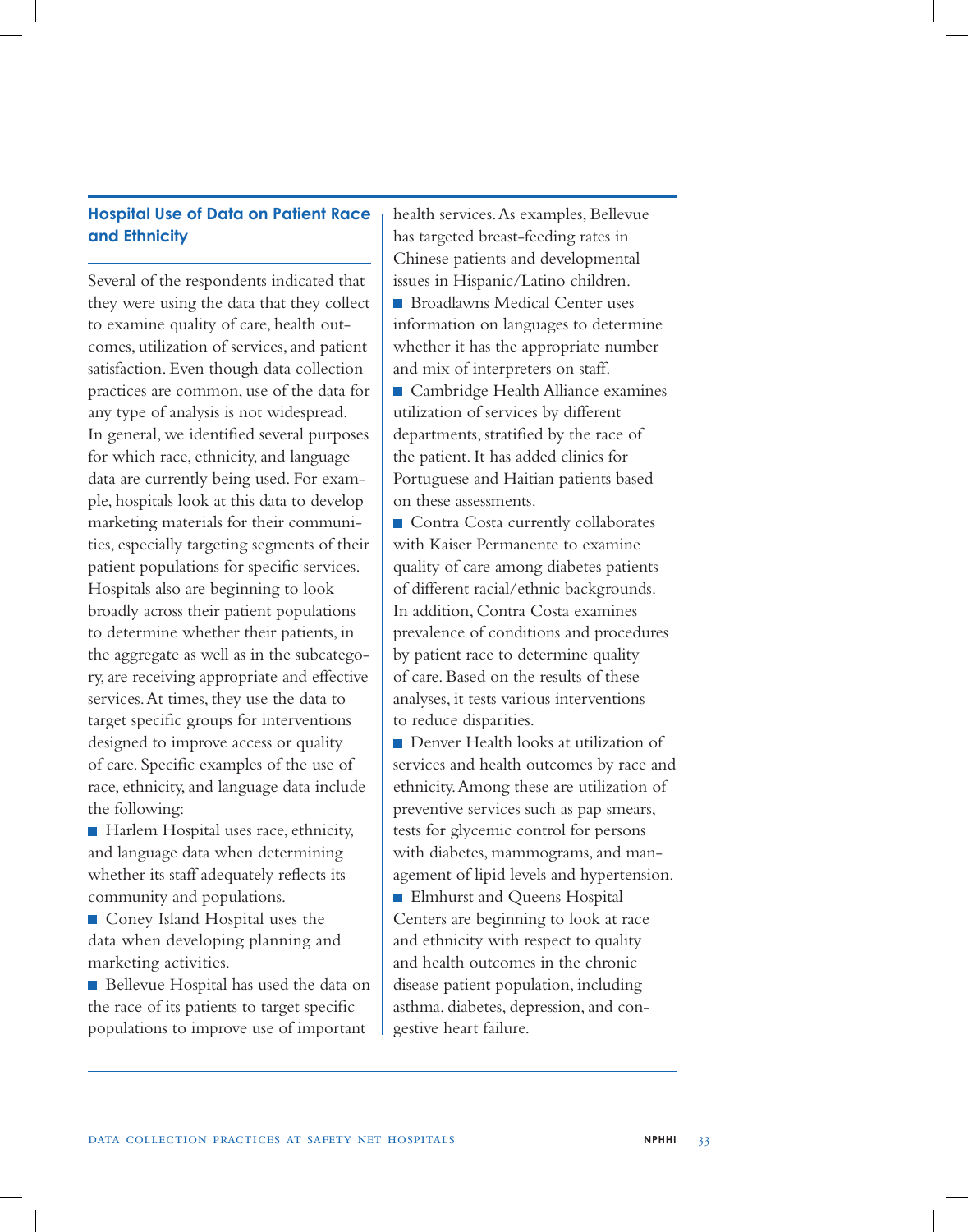## Hospital Use of Data on Patient Race and Ethnicity

Several of the respondents indicated that they were using the data that they collect to examine quality of care, health outcomes, utilization of services, and patient satisfaction. Even though data collection practices are common, use of the data for any type of analysis is not widespread. In general, we identified several purposes for which race, ethnicity, and language data are currently being used. For example, hospitals look at this data to develop marketing materials for their communities, especially targeting segments of their patient populations for specific services. Hospitals also are beginning to look broadly across their patient populations to determine whether their patients, in the aggregate as well as in the subcategory, are receiving appropriate and effective services. At times, they use the data to target specific groups for interventions designed to improve access or quality of care. Specific examples of the use of race, ethnicity, and language data include the following:

- Harlem Hospital uses race, ethnicity, and language data when determining whether its staff adequately reflects its community and populations.
- Coney Island Hospital uses the data when developing planning and marketing activities.
- Bellevue Hospital has used the data on the race of its patients to target specific populations to improve use of important health services. As examples, Bellevue has targeted breast-feeding rates in Chinese patients and developmental issues in Hispanic/Latino children.
- Broadlawns Medical Center uses information on languages to determine whether it has the appropriate number and mix of interpreters on staff.
- Cambridge Health Alliance examines utilization of services by different departments, stratified by the race of the patient. It has added clinics for Portuguese and Haitian patients based on these assessments.
- Contra Costa currently collaborates with Kaiser Permanente to examine quality of care among diabetes patients of different racial/ethnic backgrounds. In addition, Contra Costa examines prevalence of conditions and procedures by patient race to determine quality of care. Based on the results of these analyses, it tests various interventions to reduce disparities.
- Denver Health looks at utilization of services and health outcomes by race and ethnicity. Among these are utilization of preventive services such as pap smears, tests for glycemic control for persons with diabetes, mammograms, and management of lipid levels and hypertension.
- Elmhurst and Queens Hospital Centers are beginning to look at race and ethnicity with respect to quality and health outcomes in the chronic disease patient population, including asthma, diabetes, depression, and congestive heart failure.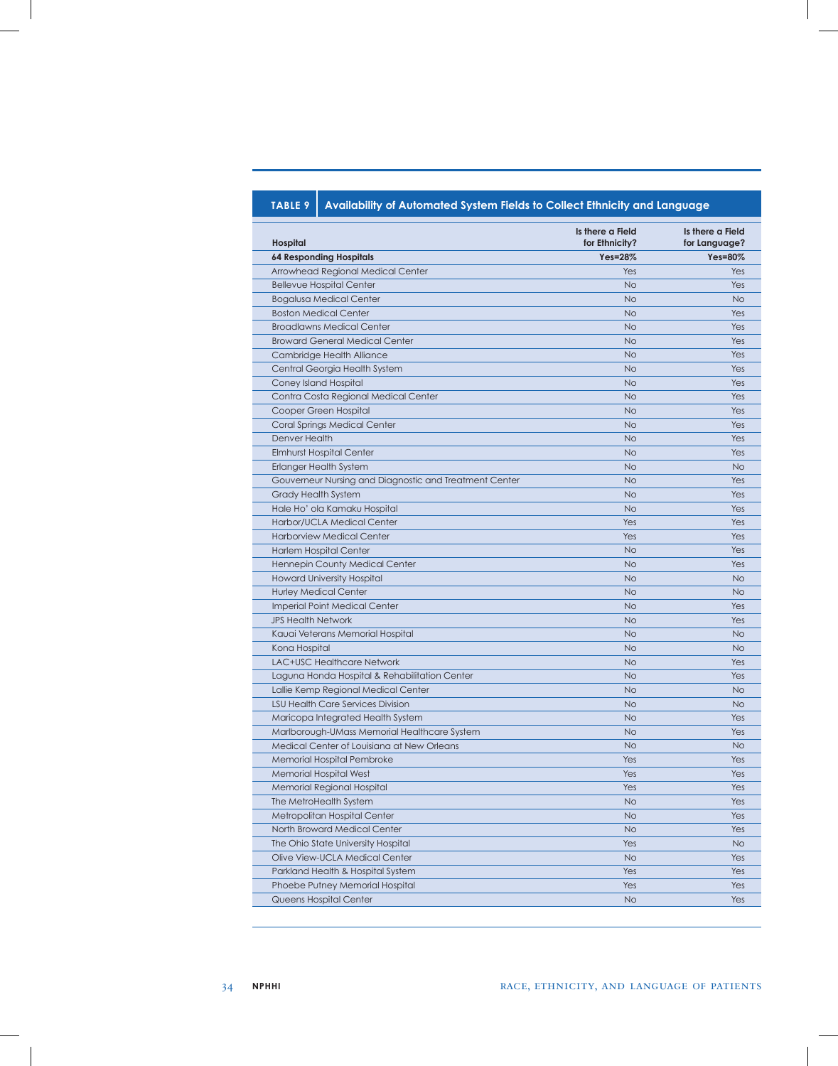**TABLE 9 Availability of Automated System Fields to Collect Ethnicity and Language**

| Hospital | Is there a Field for Ethnicity? | Is there a Field for Language? |
|---|---|---|
| **64 Responding Hospitals** | **Yes=28%** | **Yes=80%** |
| Arrowhead Regional Medical Center | Yes | Yes |
| Bellevue Hospital Center | No | Yes |
| Bogalusa Medical Center | No | No |
| Boston Medical Center | No | Yes |
| Broadlawns Medical Center | No | Yes |
| Broward General Medical Center | No | Yes |
| Cambridge Health Alliance | No | Yes |
| Central Georgia Health System | No | Yes |
| Coney Island Hospital | No | Yes |
| Contra Costa Regional Medical Center | No | Yes |
| Cooper Green Hospital | No | Yes |
| Coral Springs Medical Center | No | Yes |
| Denver Health | No | Yes |
| Elmhurst Hospital Center | No | Yes |
| Erlanger Health System | No | No |
| Gouverneur Nursing and Diagnostic and Treatment Center | No | Yes |
| Grady Health System | No | Yes |
| Hale Ho' ola Kamaku Hospital | No | Yes |
| Harbor/UCLA Medical Center | Yes | Yes |
| Harborview Medical Center | Yes | Yes |
| Harlem Hospital Center | No | Yes |
| Hennepin County Medical Center | No | Yes |
| Howard University Hospital | No | No |
| Hurley Medical Center | No | No |
| Imperial Point Medical Center | No | Yes |
| JPS Health Network | No | Yes |
| Kauai Veterans Memorial Hospital | No | No |
| Kona Hospital | No | No |
| LAC+USC Healthcare Network | No | Yes |
| Laguna Honda Hospital & Rehabilitation Center | No | Yes |
| Lallie Kemp Regional Medical Center | No | No |
| LSU Health Care Services Division | No | No |
| Maricopa Integrated Health System | No | Yes |
| Marlborough-UMass Memorial Healthcare System | No | Yes |
| Medical Center of Louisiana at New Orleans | No | No |
| Memorial Hospital Pembroke | Yes | Yes |
| Memorial Hospital West | Yes | Yes |
| Memorial Regional Hospital | Yes | Yes |
| The MetroHealth System | No | Yes |
| Metropolitan Hospital Center | No | Yes |
| North Broward Medical Center | No | Yes |
| The Ohio State University Hospital | Yes | No |
| Olive View-UCLA Medical Center | No | Yes |
| Parkland Health & Hospital System | Yes | Yes |
| Phoebe Putney Memorial Hospital | Yes | Yes |
| Queens Hospital Center | No | Yes |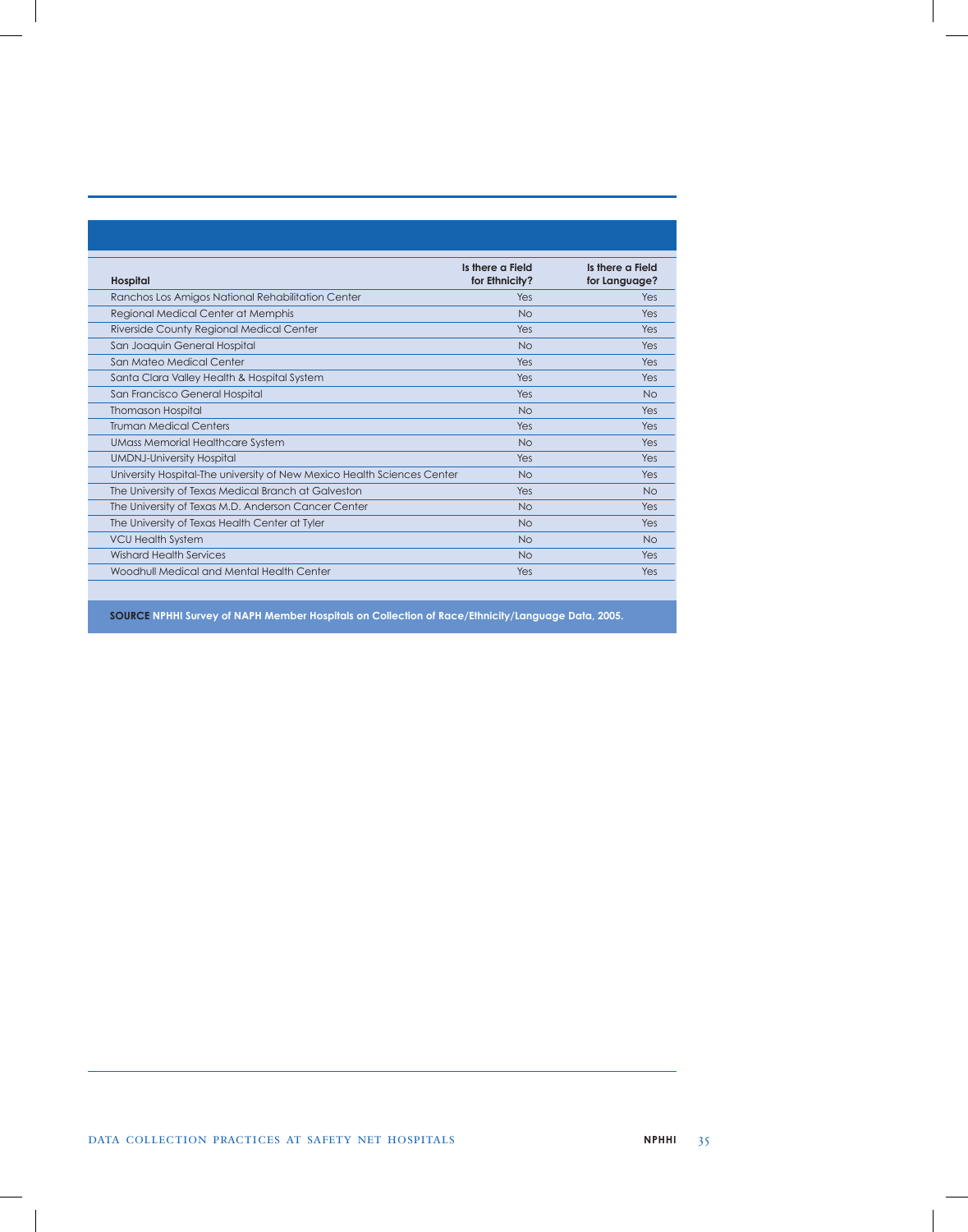| Hospital | Is there a Field for Ethnicity? | Is there a Field for Language? |
|---|---|---|
| Ranchos Los Amigos National Rehabilitation Center | Yes | Yes |
| Regional Medical Center at Memphis | No | Yes |
| Riverside County Regional Medical Center | Yes | Yes |
| San Joaquin General Hospital | No | Yes |
| San Mateo Medical Center | Yes | Yes |
| Santa Clara Valley Health & Hospital System | Yes | Yes |
| San Francisco General Hospital | Yes | No |
| Thomason Hospital | No | Yes |
| Truman Medical Centers | Yes | Yes |
| UMass Memorial Healthcare System | No | Yes |
| UMDNJ-University Hospital | Yes | Yes |
| University Hospital-The university of New Mexico Health Sciences Center | No | Yes |
| The University of Texas Medical Branch at Galveston | Yes | No |
| The University of Texas M.D. Anderson Cancer Center | No | Yes |
| The University of Texas Health Center at Tyler | No | Yes |
| VCU Health System | No | No |
| Wishard Health Services | No | Yes |
| Woodhull Medical and Mental Health Center | Yes | Yes |

**SOURCE** NPHHI Survey of NAPH Member Hospitals on Collection of Race/Ethnicity/Language Data, 2005.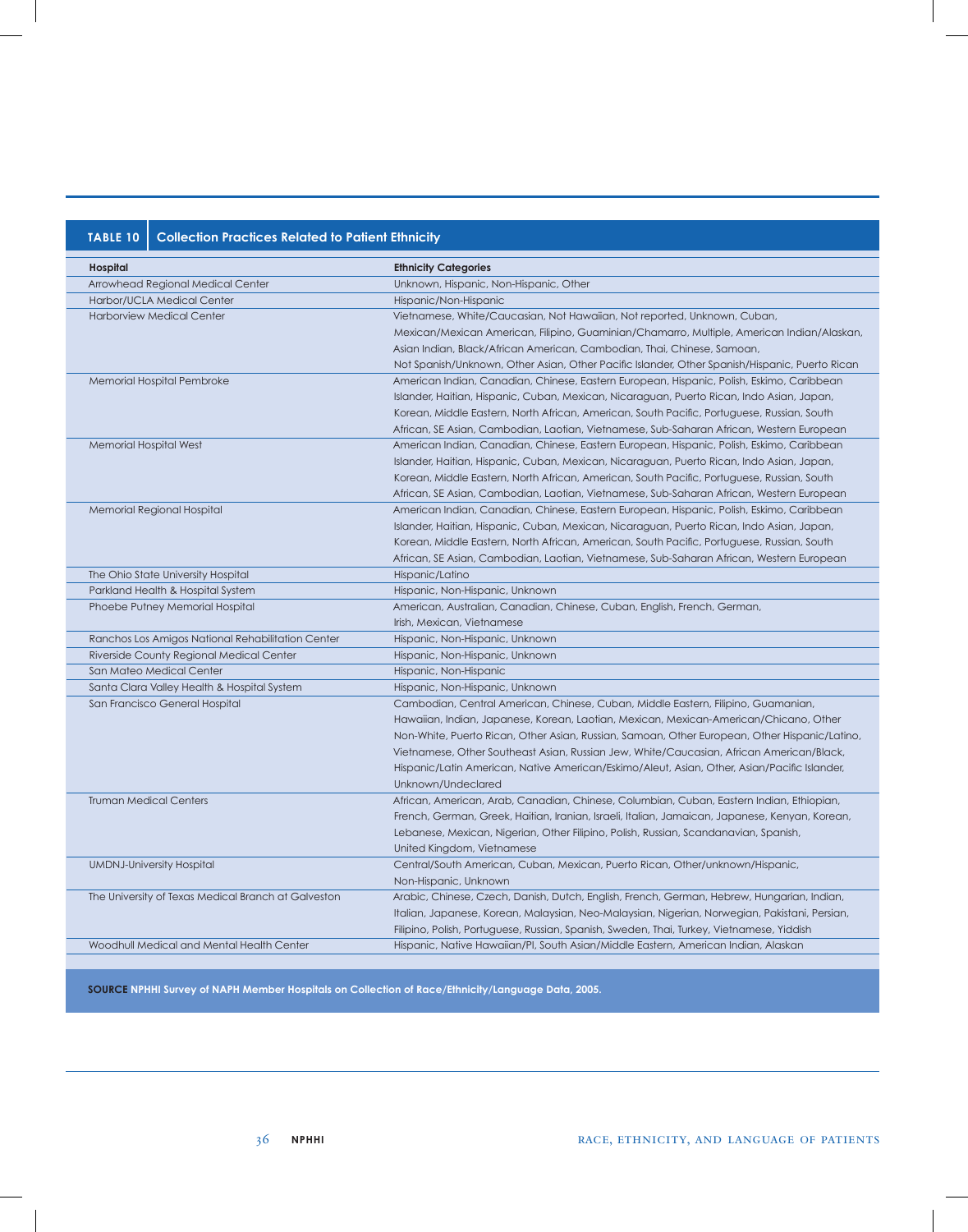## TABLE 10 Collection Practices Related to Patient Ethnicity

| Hospital | Ethnicity Categories |
|---|---|
| Arrowhead Regional Medical Center | Unknown, Hispanic, Non-Hispanic, Other |
| Harbor/UCLA Medical Center | Hispanic/Non-Hispanic |
| Harborview Medical Center | Vietnamese, White/Caucasian, Not Hawaiian, Not reported, Unknown, Cuban, Mexican/Mexican American, Filipino, Guaminian/Chamarro, Multiple, American Indian/Alaskan, Asian Indian, Black/African American, Cambodian, Thai, Chinese, Samoan, Not Spanish/Unknown, Other Asian, Other Pacific Islander, Other Spanish/Hispanic, Puerto Rican |
| Memorial Hospital Pembroke | American Indian, Canadian, Chinese, Eastern European, Hispanic, Polish, Eskimo, Caribbean Islander, Haitian, Hispanic, Cuban, Mexican, Nicaraguan, Puerto Rican, Indo Asian, Japan, Korean, Middle Eastern, North African, American, South Pacific, Portuguese, Russian, South African, SE Asian, Cambodian, Laotian, Vietnamese, Sub-Saharan African, Western European |
| Memorial Hospital West | American Indian, Canadian, Chinese, Eastern European, Hispanic, Polish, Eskimo, Caribbean Islander, Haitian, Hispanic, Cuban, Mexican, Nicaraguan, Puerto Rican, Indo Asian, Japan, Korean, Middle Eastern, North African, American, South Pacific, Portuguese, Russian, South African, SE Asian, Cambodian, Laotian, Vietnamese, Sub-Saharan African, Western European |
| Memorial Regional Hospital | American Indian, Canadian, Chinese, Eastern European, Hispanic, Polish, Eskimo, Caribbean Islander, Haitian, Hispanic, Cuban, Mexican, Nicaraguan, Puerto Rican, Indo Asian, Japan, Korean, Middle Eastern, North African, American, South Pacific, Portuguese, Russian, South African, SE Asian, Cambodian, Laotian, Vietnamese, Sub-Saharan African, Western European |
| The Ohio State University Hospital | Hispanic/Latino |
| Parkland Health & Hospital System | Hispanic, Non-Hispanic, Unknown |
| Phoebe Putney Memorial Hospital | American, Australian, Canadian, Chinese, Cuban, English, French, German, Irish, Mexican, Vietnamese |
| Ranchos Los Amigos National Rehabilitation Center | Hispanic, Non-Hispanic, Unknown |
| Riverside County Regional Medical Center | Hispanic, Non-Hispanic, Unknown |
| San Mateo Medical Center | Hispanic, Non-Hispanic |
| Santa Clara Valley Health & Hospital System | Hispanic, Non-Hispanic, Unknown |
| San Francisco General Hospital | Cambodian, Central American, Chinese, Cuban, Middle Eastern, Filipino, Guamanian, Hawaiian, Indian, Japanese, Korean, Laotian, Mexican, Mexican-American/Chicano, Other Non-White, Puerto Rican, Other Asian, Russian, Samoan, Other European, Other Hispanic/Latino, Vietnamese, Other Southeast Asian, Russian Jew, White/Caucasian, African American/Black, Hispanic/Latin American, Native American/Eskimo/Aleut, Asian, Other, Asian/Pacific Islander, Unknown/Undeclared |
| Truman Medical Centers | African, American, Arab, Canadian, Chinese, Columbian, Cuban, Eastern Indian, Ethiopian, French, German, Greek, Haitian, Iranian, Israeli, Italian, Jamaican, Japanese, Kenyan, Korean, Lebanese, Mexican, Nigerian, Other Filipino, Polish, Russian, Scandanavian, Spanish, United Kingdom, Vietnamese |
| UMDNJ-University Hospital | Central/South American, Cuban, Mexican, Puerto Rican, Other/unknown/Hispanic, Non-Hispanic, Unknown |
| The University of Texas Medical Branch at Galveston | Arabic, Chinese, Czech, Danish, Dutch, English, French, German, Hebrew, Hungarian, Indian, Italian, Japanese, Korean, Malaysian, Neo-Malaysian, Nigerian, Norwegian, Pakistani, Persian, Filipino, Polish, Portuguese, Russian, Spanish, Sweden, Thai, Turkey, Vietnamese, Yiddish |
| Woodhull Medical and Mental Health Center | Hispanic, Native Hawaiian/PI, South Asian/Middle Eastern, American Indian, Alaskan |

**SOURCE** NPHHI Survey of NAPH Member Hospitals on Collection of Race/Ethnicity/Language Data, 2005.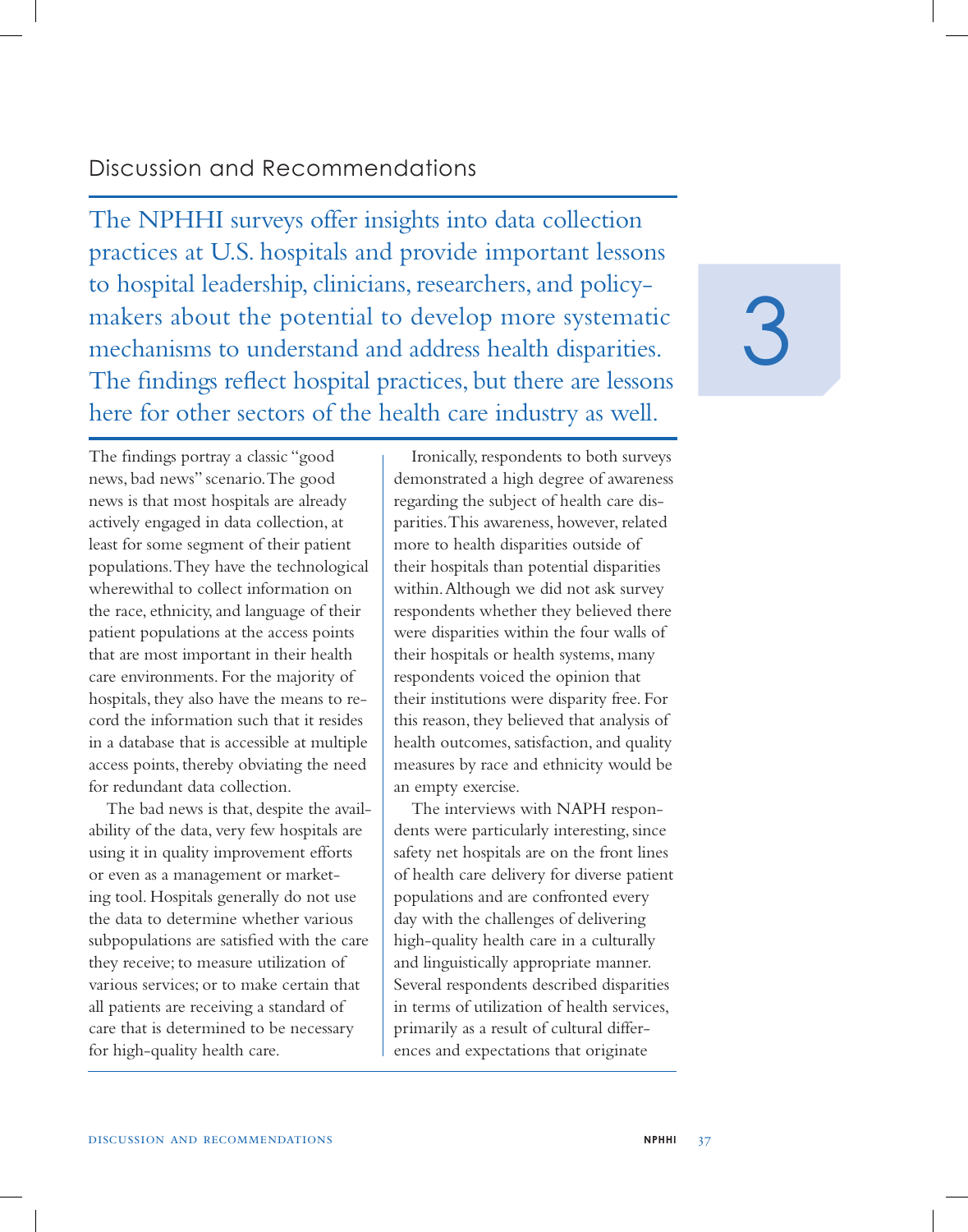# Discussion and Recommendations

3

The NPHHI surveys offer insights into data collection practices at U.S. hospitals and provide important lessons to hospital leadership, clinicians, researchers, and policy-makers about the potential to develop more systematic mechanisms to understand and address health disparities. The findings reflect hospital practices, but there are lessons here for other sectors of the health care industry as well.

The findings portray a classic "good news, bad news" scenario. The good news is that most hospitals are already actively engaged in data collection, at least for some segment of their patient populations. They have the technological wherewithal to collect information on the race, ethnicity, and language of their patient populations at the access points that are most important in their health care environments. For the majority of hospitals, they also have the means to record the information such that it resides in a database that is accessible at multiple access points, thereby obviating the need for redundant data collection.

The bad news is that, despite the availability of the data, very few hospitals are using it in quality improvement efforts or even as a management or marketing tool. Hospitals generally do not use the data to determine whether various subpopulations are satisfied with the care they receive; to measure utilization of various services; or to make certain that all patients are receiving a standard of care that is determined to be necessary for high-quality health care.

Ironically, respondents to both surveys demonstrated a high degree of awareness regarding the subject of health care disparities. This awareness, however, related more to health disparities outside of their hospitals than potential disparities within. Although we did not ask survey respondents whether they believed there were disparities within the four walls of their hospitals or health systems, many respondents voiced the opinion that their institutions were disparity free. For this reason, they believed that analysis of health outcomes, satisfaction, and quality measures by race and ethnicity would be an empty exercise.

The interviews with NAPH respondents were particularly interesting, since safety net hospitals are on the front lines of health care delivery for diverse patient populations and are confronted every day with the challenges of delivering high-quality health care in a culturally and linguistically appropriate manner. Several respondents described disparities in terms of utilization of health services, primarily as a result of cultural differences and expectations that originate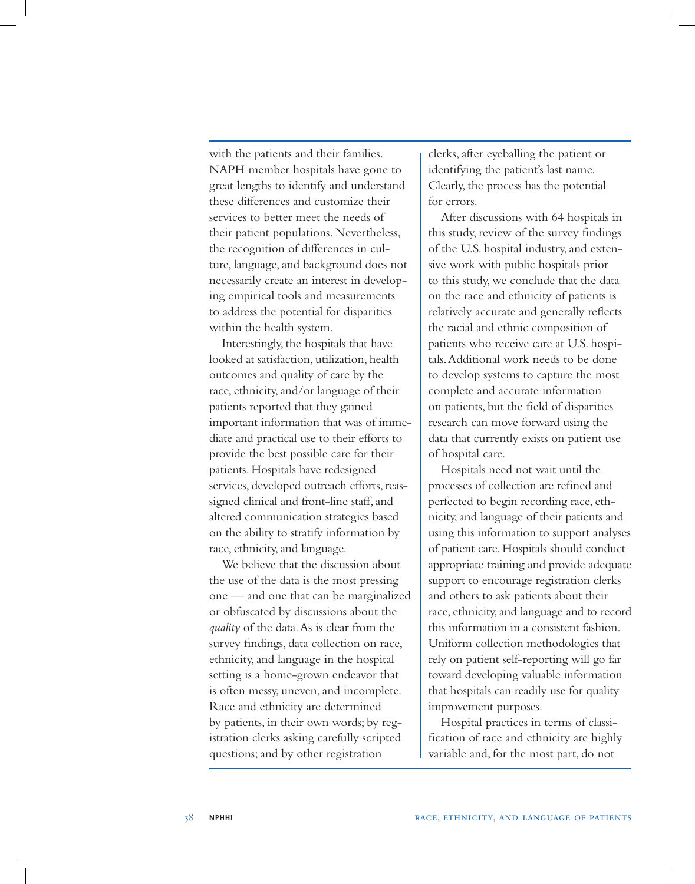with the patients and their families. NAPH member hospitals have gone to great lengths to identify and understand these differences and customize their services to better meet the needs of their patient populations. Nevertheless, the recognition of differences in culture, language, and background does not necessarily create an interest in developing empirical tools and measurements to address the potential for disparities within the health system.

Interestingly, the hospitals that have looked at satisfaction, utilization, health outcomes and quality of care by the race, ethnicity, and/or language of their patients reported that they gained important information that was of immediate and practical use to their efforts to provide the best possible care for their patients. Hospitals have redesigned services, developed outreach efforts, reassigned clinical and front-line staff, and altered communication strategies based on the ability to stratify information by race, ethnicity, and language.

We believe that the discussion about the use of the data is the most pressing one — and one that can be marginalized or obfuscated by discussions about the *quality* of the data. As is clear from the survey findings, data collection on race, ethnicity, and language in the hospital setting is a home-grown endeavor that is often messy, uneven, and incomplete. Race and ethnicity are determined by patients, in their own words; by registration clerks asking carefully scripted questions; and by other registration clerks, after eyeballing the patient or identifying the patient's last name. Clearly, the process has the potential for errors.

After discussions with 64 hospitals in this study, review of the survey findings of the U.S. hospital industry, and extensive work with public hospitals prior to this study, we conclude that the data on the race and ethnicity of patients is relatively accurate and generally reflects the racial and ethnic composition of patients who receive care at U.S. hospitals. Additional work needs to be done to develop systems to capture the most complete and accurate information on patients, but the field of disparities research can move forward using the data that currently exists on patient use of hospital care.

Hospitals need not wait until the processes of collection are refined and perfected to begin recording race, ethnicity, and language of their patients and using this information to support analyses of patient care. Hospitals should conduct appropriate training and provide adequate support to encourage registration clerks and others to ask patients about their race, ethnicity, and language and to record this information in a consistent fashion. Uniform collection methodologies that rely on patient self-reporting will go far toward developing valuable information that hospitals can readily use for quality improvement purposes.

Hospital practices in terms of classification of race and ethnicity are highly variable and, for the most part, do not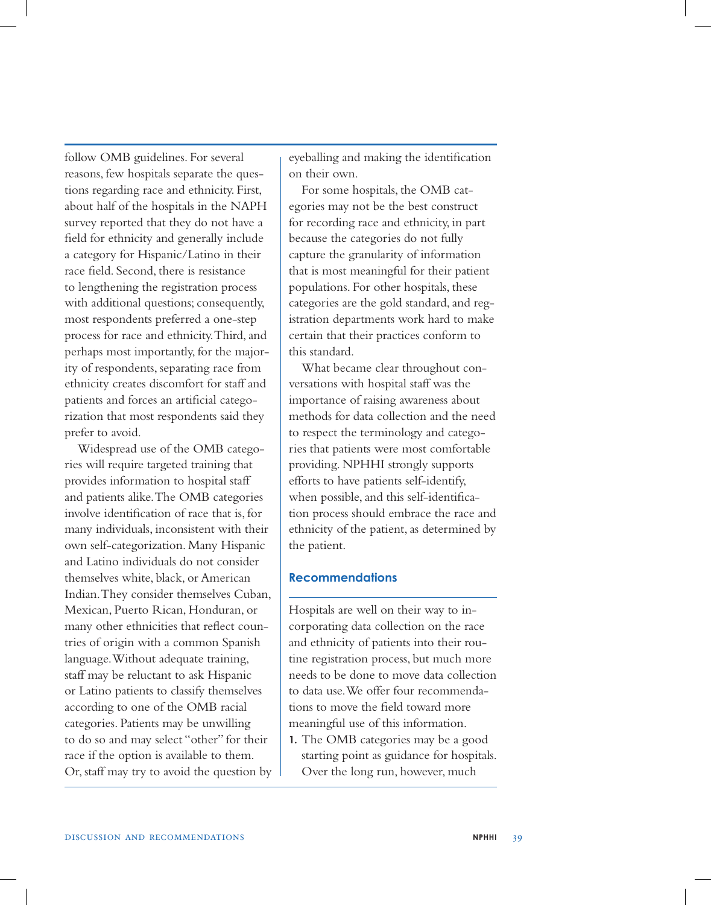follow OMB guidelines. For several reasons, few hospitals separate the questions regarding race and ethnicity. First, about half of the hospitals in the NAPH survey reported that they do not have a field for ethnicity and generally include a category for Hispanic/Latino in their race field. Second, there is resistance to lengthening the registration process with additional questions; consequently, most respondents preferred a one-step process for race and ethnicity. Third, and perhaps most importantly, for the majority of respondents, separating race from ethnicity creates discomfort for staff and patients and forces an artificial categorization that most respondents said they prefer to avoid.

Widespread use of the OMB categories will require targeted training that provides information to hospital staff and patients alike. The OMB categories involve identification of race that is, for many individuals, inconsistent with their own self-categorization. Many Hispanic and Latino individuals do not consider themselves white, black, or American Indian. They consider themselves Cuban, Mexican, Puerto Rican, Honduran, or many other ethnicities that reflect countries of origin with a common Spanish language. Without adequate training, staff may be reluctant to ask Hispanic or Latino patients to classify themselves according to one of the OMB racial categories. Patients may be unwilling to do so and may select "other" for their race if the option is available to them. Or, staff may try to avoid the question by eyeballing and making the identification on their own.

For some hospitals, the OMB categories may not be the best construct for recording race and ethnicity, in part because the categories do not fully capture the granularity of information that is most meaningful for their patient populations. For other hospitals, these categories are the gold standard, and registration departments work hard to make certain that their practices conform to this standard.

What became clear throughout conversations with hospital staff was the importance of raising awareness about methods for data collection and the need to respect the terminology and categories that patients were most comfortable providing. NPHHI strongly supports efforts to have patients self-identify, when possible, and this self-identification process should embrace the race and ethnicity of the patient, as determined by the patient.

## Recommendations

Hospitals are well on their way to incorporating data collection on the race and ethnicity of patients into their routine registration process, but much more needs to be done to move data collection to data use. We offer four recommendations to move the field toward more meaningful use of this information.

1. The OMB categories may be a good starting point as guidance for hospitals. Over the long run, however, much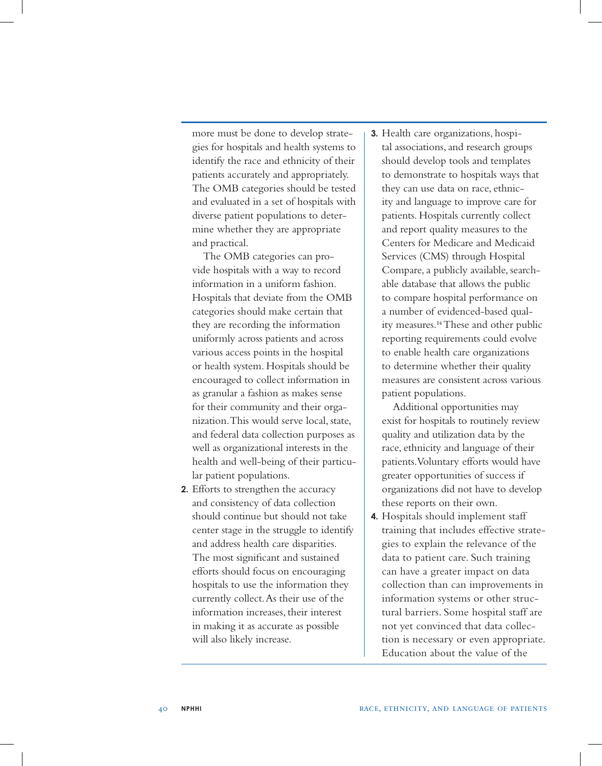more must be done to develop strategies for hospitals and health systems to identify the race and ethnicity of their patients accurately and appropriately. The OMB categories should be tested and evaluated in a set of hospitals with diverse patient populations to determine whether they are appropriate and practical.

The OMB categories can provide hospitals with a way to record information in a uniform fashion. Hospitals that deviate from the OMB categories should make certain that they are recording the information uniformly across patients and across various access points in the hospital or health system. Hospitals should be encouraged to collect information in as granular a fashion as makes sense for their community and their organization. This would serve local, state, and federal data collection purposes as well as organizational interests in the health and well-being of their particular patient populations.

2. Efforts to strengthen the accuracy and consistency of data collection should continue but should not take center stage in the struggle to identify and address health care disparities. The most significant and sustained efforts should focus on encouraging hospitals to use the information they currently collect. As their use of the information increases, their interest in making it as accurate as possible will also likely increase.

3. Health care organizations, hospital associations, and research groups should develop tools and templates to demonstrate to hospitals ways that they can use data on race, ethnicity and language to improve care for patients. Hospitals currently collect and report quality measures to the Centers for Medicare and Medicaid Services (CMS) through Hospital Compare, a publicly available, searchable database that allows the public to compare hospital performance on a number of evidenced-based quality measures.[14] These and other public reporting requirements could evolve to enable health care organizations to determine whether their quality measures are consistent across various patient populations.

   Additional opportunities may exist for hospitals to routinely review quality and utilization data by the race, ethnicity and language of their patients. Voluntary efforts would have greater opportunities of success if organizations did not have to develop these reports on their own.

4. Hospitals should implement staff training that includes effective strategies to explain the relevance of the data to patient care. Such training can have a greater impact on data collection than can improvements in information systems or other structural barriers. Some hospital staff are not yet convinced that data collection is necessary or even appropriate. Education about the value of the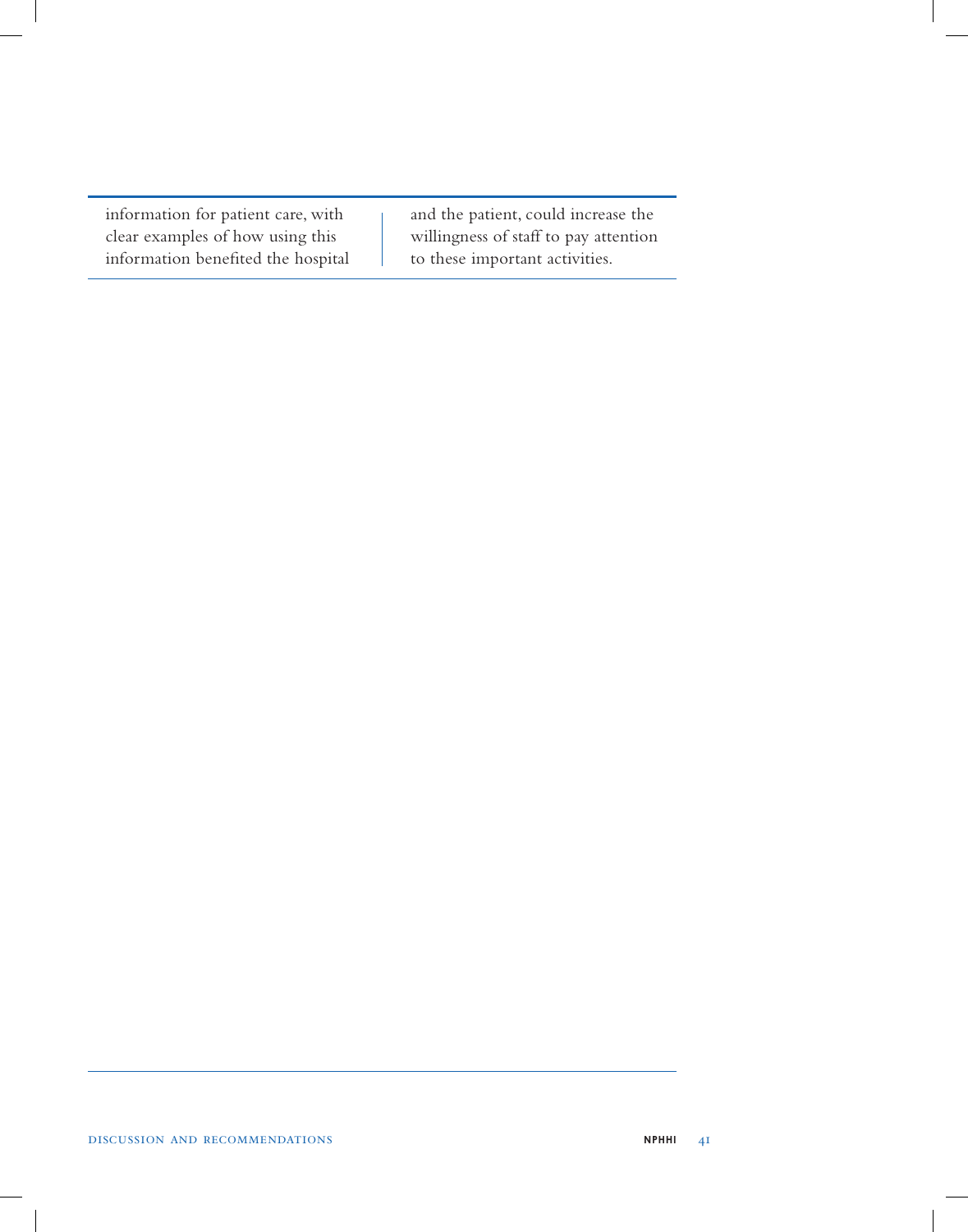information for patient care, with clear examples of how using this information benefited the hospital and the patient, could increase the willingness of staff to pay attention to these important activities.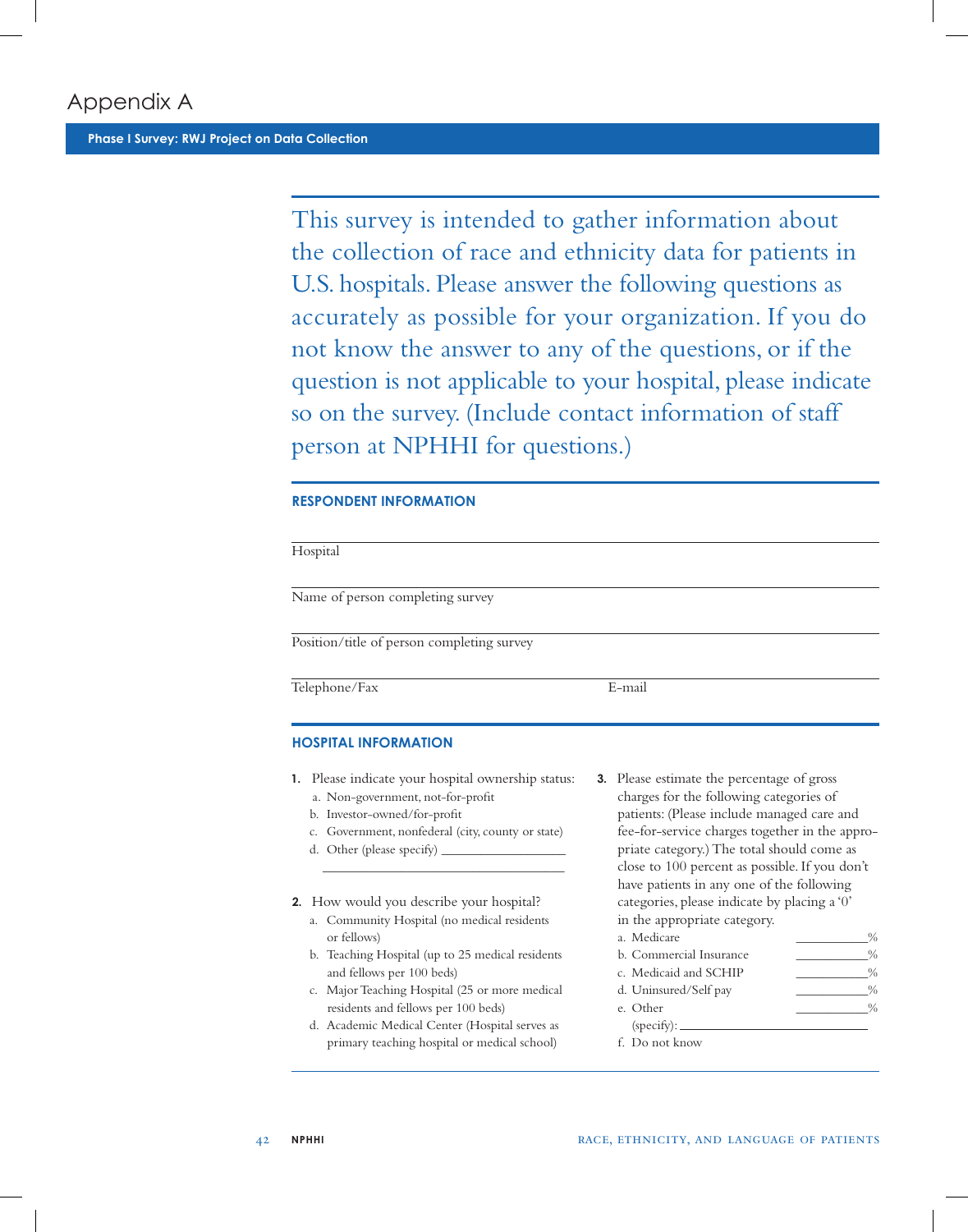# Appendix A

## Phase I Survey: RWJ Project on Data Collection

This survey is intended to gather information about the collection of race and ethnicity data for patients in U.S. hospitals. Please answer the following questions as accurately as possible for your organization. If you do not know the answer to any of the questions, or if the question is not applicable to your hospital, please indicate so on the survey. (Include contact information of staff person at NPHHI for questions.)

### RESPONDENT INFORMATION

Hospital ______________________________

Name of person completing survey ______________________________

Position/title of person completing survey ______________________________

Telephone/Fax ______________________________ E-mail ______________________________

### HOSPITAL INFORMATION

**1.** Please indicate your hospital ownership status:

a. Non-government, not-for-profit
b. Investor-owned/for-profit
c. Government, nonfederal (city, county or state)
d. Other (please specify) ______________________________

**2.** How would you describe your hospital?

a. Community Hospital (no medical residents or fellows)
b. Teaching Hospital (up to 25 medical residents and fellows per 100 beds)
c. Major Teaching Hospital (25 or more medical residents and fellows per 100 beds)
d. Academic Medical Center (Hospital serves as primary teaching hospital or medical school)

**3.** Please estimate the percentage of gross charges for the following categories of patients: (Please include managed care and fee-for-service charges together in the appropriate category.) The total should come as close to 100 percent as possible. If you don't have patients in any one of the following categories, please indicate by placing a '0' in the appropriate category.

a. Medicare __________%
b. Commercial Insurance __________%
c. Medicaid and SCHIP __________%
d. Uninsured/Self pay __________%
e. Other __________%
(specify): ______________________________
f. Do not know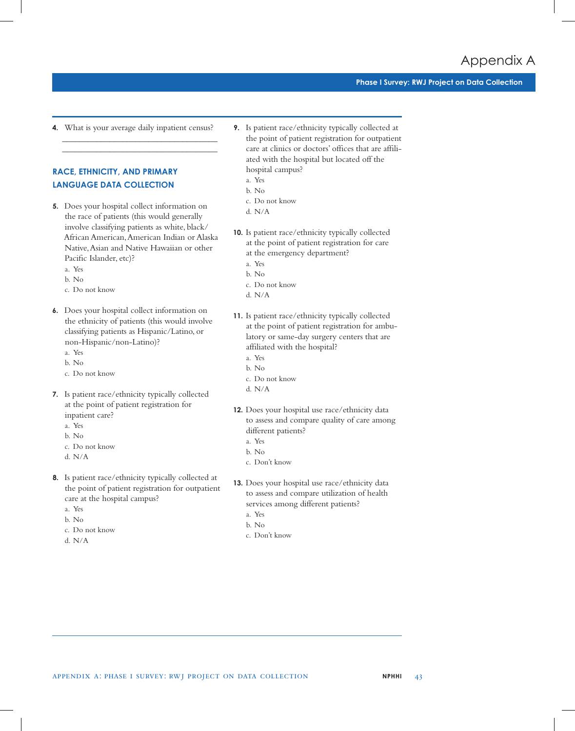# Appendix A

## Phase I Survey: RWJ Project on Data Collection

**4.** What is your average daily inpatient census?

\_\_\_\_\_\_\_\_\_\_\_\_\_\_\_\_\_\_\_\_\_\_\_\_\_\_\_\_\_\_\_\_\_\_\_\_

\_\_\_\_\_\_\_\_\_\_\_\_\_\_\_\_\_\_\_\_\_\_\_\_\_\_\_\_\_\_\_\_\_\_\_\_

### RACE, ETHNICITY, AND PRIMARY LANGUAGE DATA COLLECTION

**5.** Does your hospital collect information on the race of patients (this would generally involve classifying patients as white, black/African American, American Indian or Alaska Native, Asian and Native Hawaiian or other Pacific Islander, etc)?

a. Yes
b. No
c. Do not know

**6.** Does your hospital collect information on the ethnicity of patients (this would involve classifying patients as Hispanic/Latino, or non-Hispanic/non-Latino)?

a. Yes
b. No
c. Do not know

**7.** Is patient race/ethnicity typically collected at the point of patient registration for inpatient care?

a. Yes
b. No
c. Do not know
d. N/A

**8.** Is patient race/ethnicity typically collected at the point of patient registration for outpatient care at the hospital campus?

a. Yes
b. No
c. Do not know
d. N/A

**9.** Is patient race/ethnicity typically collected at the point of patient registration for outpatient care at clinics or doctors' offices that are affiliated with the hospital but located off the hospital campus?

a. Yes
b. No
c. Do not know
d. N/A

**10.** Is patient race/ethnicity typically collected at the point of patient registration for care at the emergency department?

a. Yes
b. No
c. Do not know
d. N/A

**11.** Is patient race/ethnicity typically collected at the point of patient registration for ambulatory or same-day surgery centers that are affiliated with the hospital?

a. Yes
b. No
c. Do not know
d. N/A

**12.** Does your hospital use race/ethnicity data to assess and compare quality of care among different patients?

a. Yes
b. No
c. Don't know

**13.** Does your hospital use race/ethnicity data to assess and compare utilization of health services among different patients?

a. Yes
b. No
c. Don't know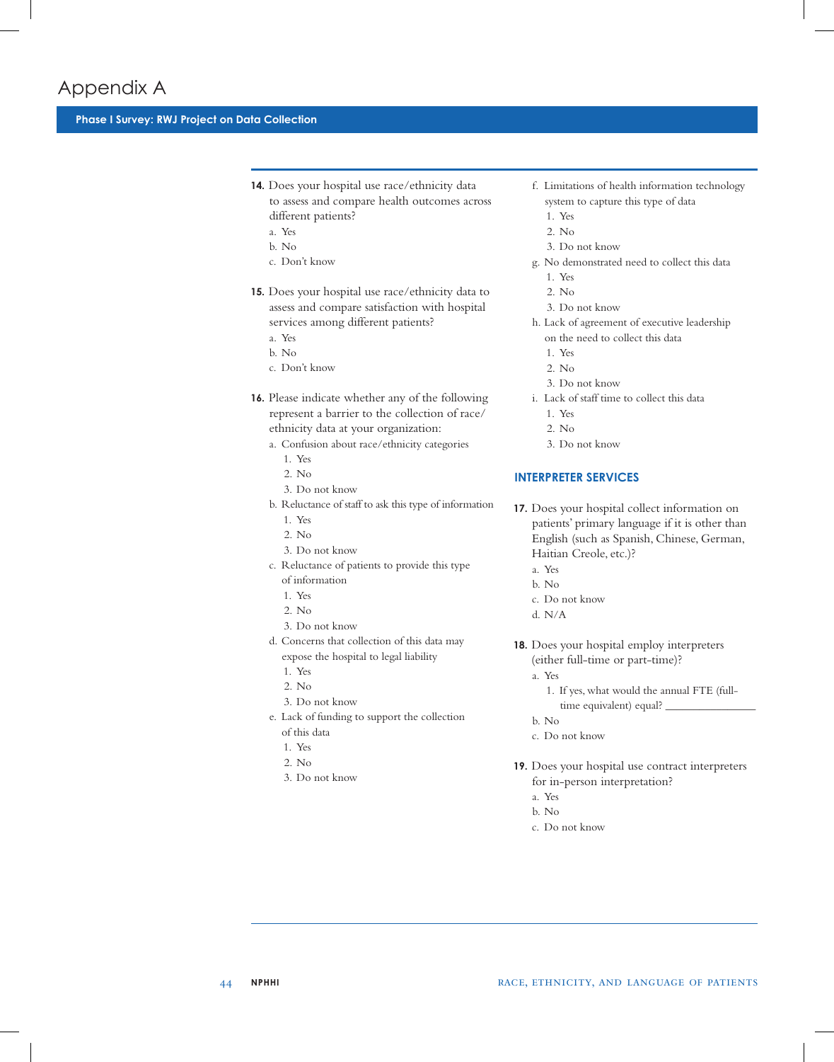# Appendix A

## Phase I Survey: RWJ Project on Data Collection

**14.** Does your hospital use race/ethnicity data to assess and compare health outcomes across different patients?
- a. Yes
- b. No
- c. Don't know

**15.** Does your hospital use race/ethnicity data to assess and compare satisfaction with hospital services among different patients?
- a. Yes
- b. No
- c. Don't know

**16.** Please indicate whether any of the following represent a barrier to the collection of race/ethnicity data at your organization:
- a. Confusion about race/ethnicity categories
  1. Yes
  2. No
  3. Do not know
- b. Reluctance of staff to ask this type of information
  1. Yes
  2. No
  3. Do not know
- c. Reluctance of patients to provide this type of information
  1. Yes
  2. No
  3. Do not know
- d. Concerns that collection of this data may expose the hospital to legal liability
  1. Yes
  2. No
  3. Do not know
- e. Lack of funding to support the collection of this data
  1. Yes
  2. No
  3. Do not know
- f. Limitations of health information technology system to capture this type of data
  1. Yes
  2. No
  3. Do not know
- g. No demonstrated need to collect this data
  1. Yes
  2. No
  3. Do not know
- h. Lack of agreement of executive leadership on the need to collect this data
  1. Yes
  2. No
  3. Do not know
- i. Lack of staff time to collect this data
  1. Yes
  2. No
  3. Do not know

### INTERPRETER SERVICES

**17.** Does your hospital collect information on patients' primary language if it is other than English (such as Spanish, Chinese, German, Haitian Creole, etc.)?
- a. Yes
- b. No
- c. Do not know
- d. N/A

**18.** Does your hospital employ interpreters (either full-time or part-time)?
- a. Yes
  1. If yes, what would the annual FTE (full-time equivalent) equal? _______________
- b. No
- c. Do not know

**19.** Does your hospital use contract interpreters for in-person interpretation?
- a. Yes
- b. No
- c. Do not know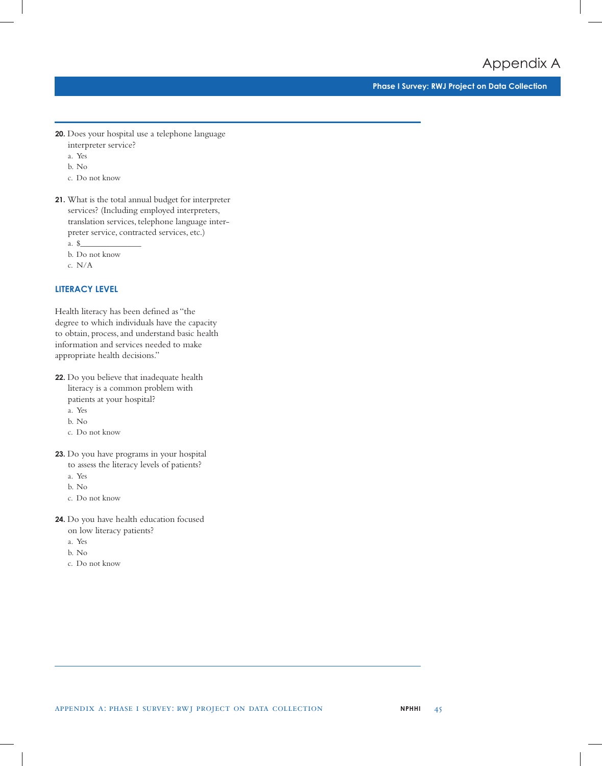**20.** Does your hospital use a telephone language interpreter service?

a. Yes
b. No
c. Do not know

**21.** What is the total annual budget for interpreter services? (Including employed interpreters, translation services, telephone language interpreter service, contracted services, etc.)

a. $_______________
b. Do not know
c. N/A

### LITERACY LEVEL

Health literacy has been defined as "the degree to which individuals have the capacity to obtain, process, and understand basic health information and services needed to make appropriate health decisions."

**22.** Do you believe that inadequate health literacy is a common problem with patients at your hospital?

a. Yes
b. No
c. Do not know

**23.** Do you have programs in your hospital to assess the literacy levels of patients?

a. Yes
b. No
c. Do not know

**24.** Do you have health education focused on low literacy patients?

a. Yes
b. No
c. Do not know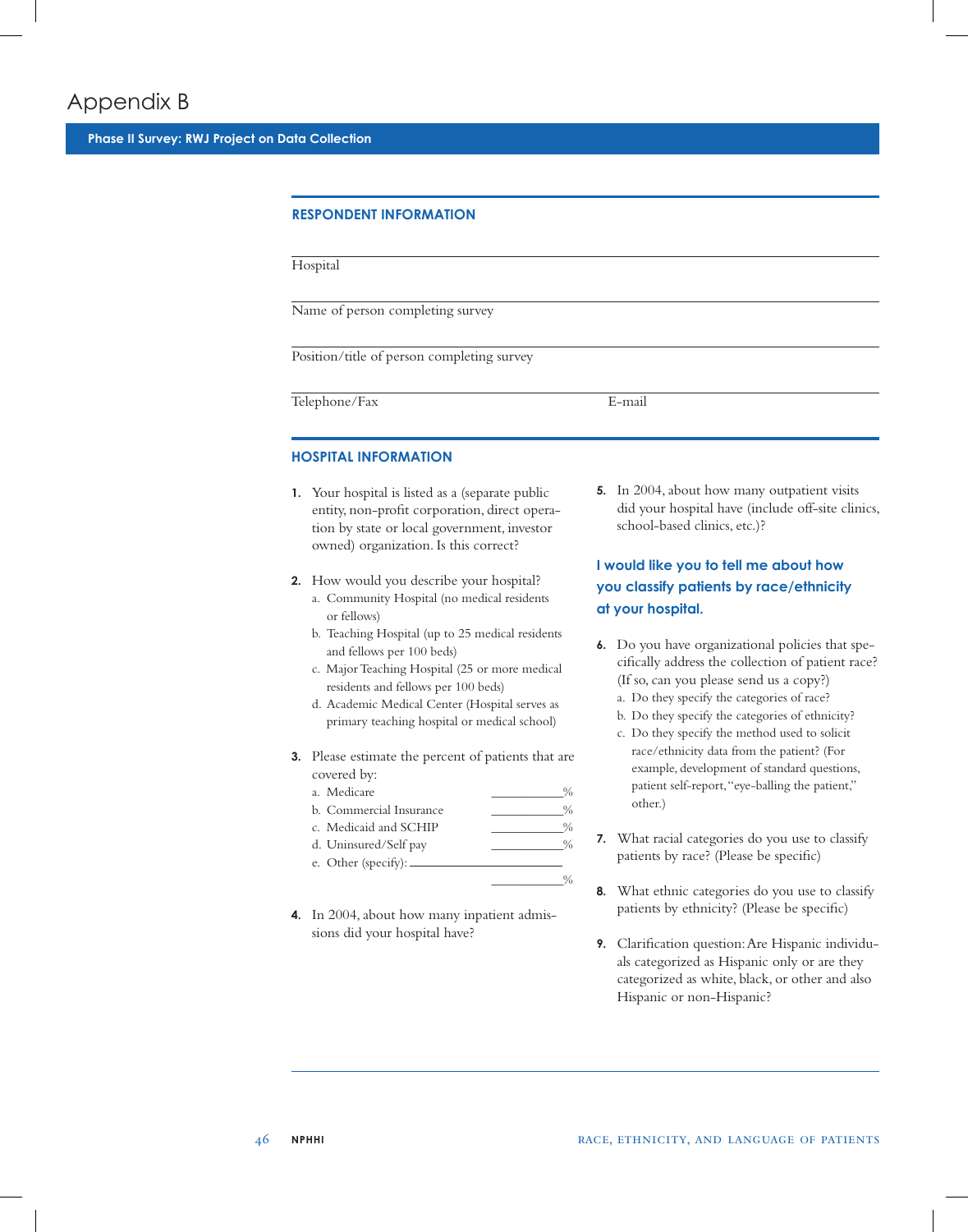# Appendix B

## Phase II Survey: RWJ Project on Data Collection

### RESPONDENT INFORMATION

Hospital

Name of person completing survey

Position/title of person completing survey

Telephone/Fax E-mail

### HOSPITAL INFORMATION

1. Your hospital is listed as a (separate public entity, non-profit corporation, direct operation by state or local government, investor owned) organization. Is this correct?

2. How would you describe your hospital?
   a. Community Hospital (no medical residents or fellows)
   b. Teaching Hospital (up to 25 medical residents and fellows per 100 beds)
   c. Major Teaching Hospital (25 or more medical residents and fellows per 100 beds)
   d. Academic Medical Center (Hospital serves as primary teaching hospital or medical school)

3. Please estimate the percent of patients that are covered by:
   a. Medicare ________%
   b. Commercial Insurance ________%
   c. Medicaid and SCHIP ________%
   d. Uninsured/Self pay ________%
   e. Other (specify): ________________ ________%

4. In 2004, about how many inpatient admissions did your hospital have?

5. In 2004, about how many outpatient visits did your hospital have (include off-site clinics, school-based clinics, etc.)?

**I would like you to tell me about how you classify patients by race/ethnicity at your hospital.**

6. Do you have organizational policies that specifically address the collection of patient race? (If so, can you please send us a copy?)
   a. Do they specify the categories of race?
   b. Do they specify the categories of ethnicity?
   c. Do they specify the method used to solicit race/ethnicity data from the patient? (For example, development of standard questions, patient self-report, "eye-balling the patient," other.)

7. What racial categories do you use to classify patients by race? (Please be specific)

8. What ethnic categories do you use to classify patients by ethnicity? (Please be specific)

9. Clarification question: Are Hispanic individuals categorized as Hispanic only or are they categorized as white, black, or other and also Hispanic or non-Hispanic?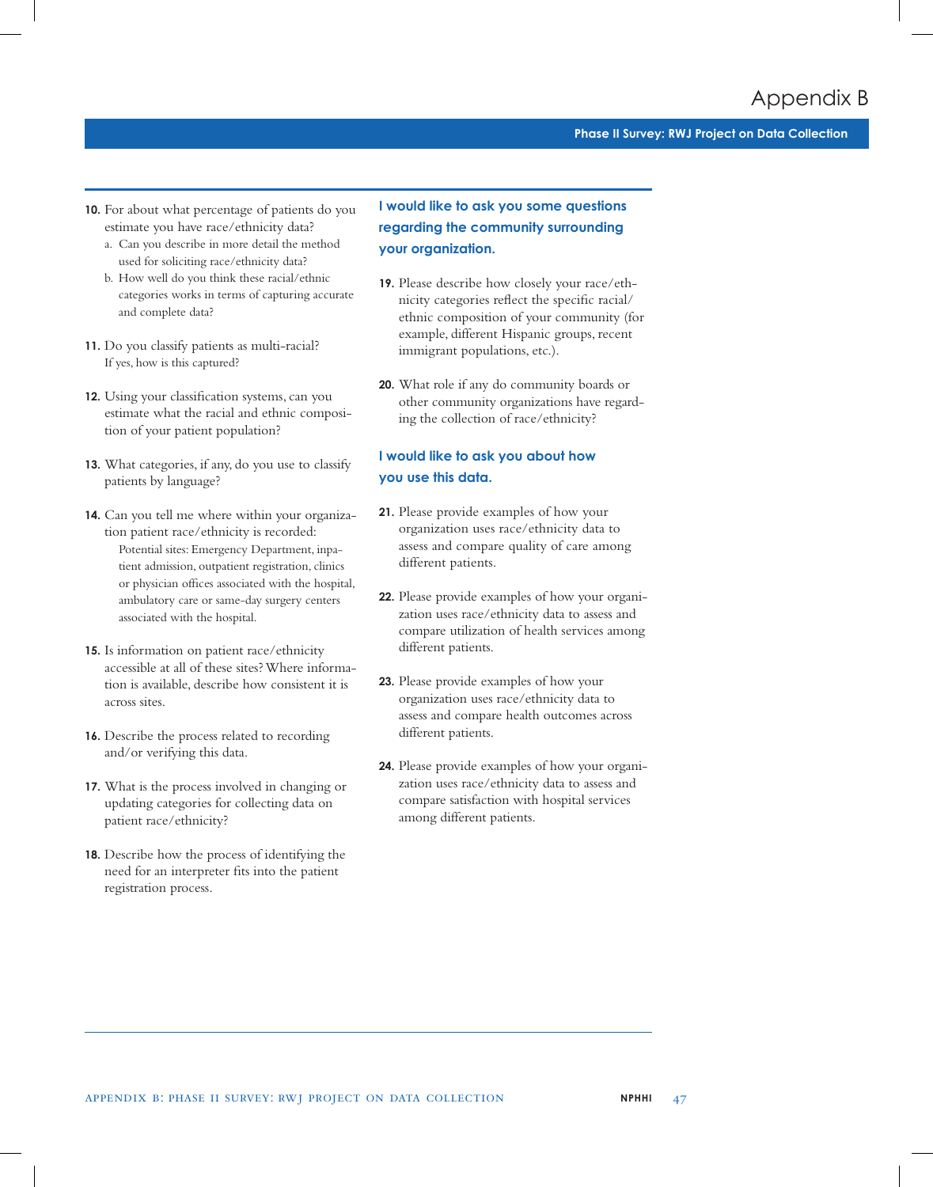# Appendix B

## Phase II Survey: RWJ Project on Data Collection

**10.** For about what percentage of patients do you estimate you have race/ethnicity data?
   a. Can you describe in more detail the method used for soliciting race/ethnicity data?
   b. How well do you think these racial/ethnic categories works in terms of capturing accurate and complete data?

**11.** Do you classify patients as multi-racial? If yes, how is this captured?

**12.** Using your classification systems, can you estimate what the racial and ethnic composition of your patient population?

**13.** What categories, if any, do you use to classify patients by language?

**14.** Can you tell me where within your organization patient race/ethnicity is recorded:
   Potential sites: Emergency Department, inpatient admission, outpatient registration, clinics or physician offices associated with the hospital, ambulatory care or same-day surgery centers associated with the hospital.

**15.** Is information on patient race/ethnicity accessible at all of these sites? Where information is available, describe how consistent it is across sites.

**16.** Describe the process related to recording and/or verifying this data.

**17.** What is the process involved in changing or updating categories for collecting data on patient race/ethnicity?

**18.** Describe how the process of identifying the need for an interpreter fits into the patient registration process.

### I would like to ask you some questions regarding the community surrounding your organization.

**19.** Please describe how closely your race/ethnicity categories reflect the specific racial/ethnic composition of your community (for example, different Hispanic groups, recent immigrant populations, etc.).

**20.** What role if any do community boards or other community organizations have regarding the collection of race/ethnicity?

### I would like to ask you about how you use this data.

**21.** Please provide examples of how your organization uses race/ethnicity data to assess and compare quality of care among different patients.

**22.** Please provide examples of how your organization uses race/ethnicity data to assess and compare utilization of health services among different patients.

**23.** Please provide examples of how your organization uses race/ethnicity data to assess and compare health outcomes across different patients.

**24.** Please provide examples of how your organization uses race/ethnicity data to assess and compare satisfaction with hospital services among different patients.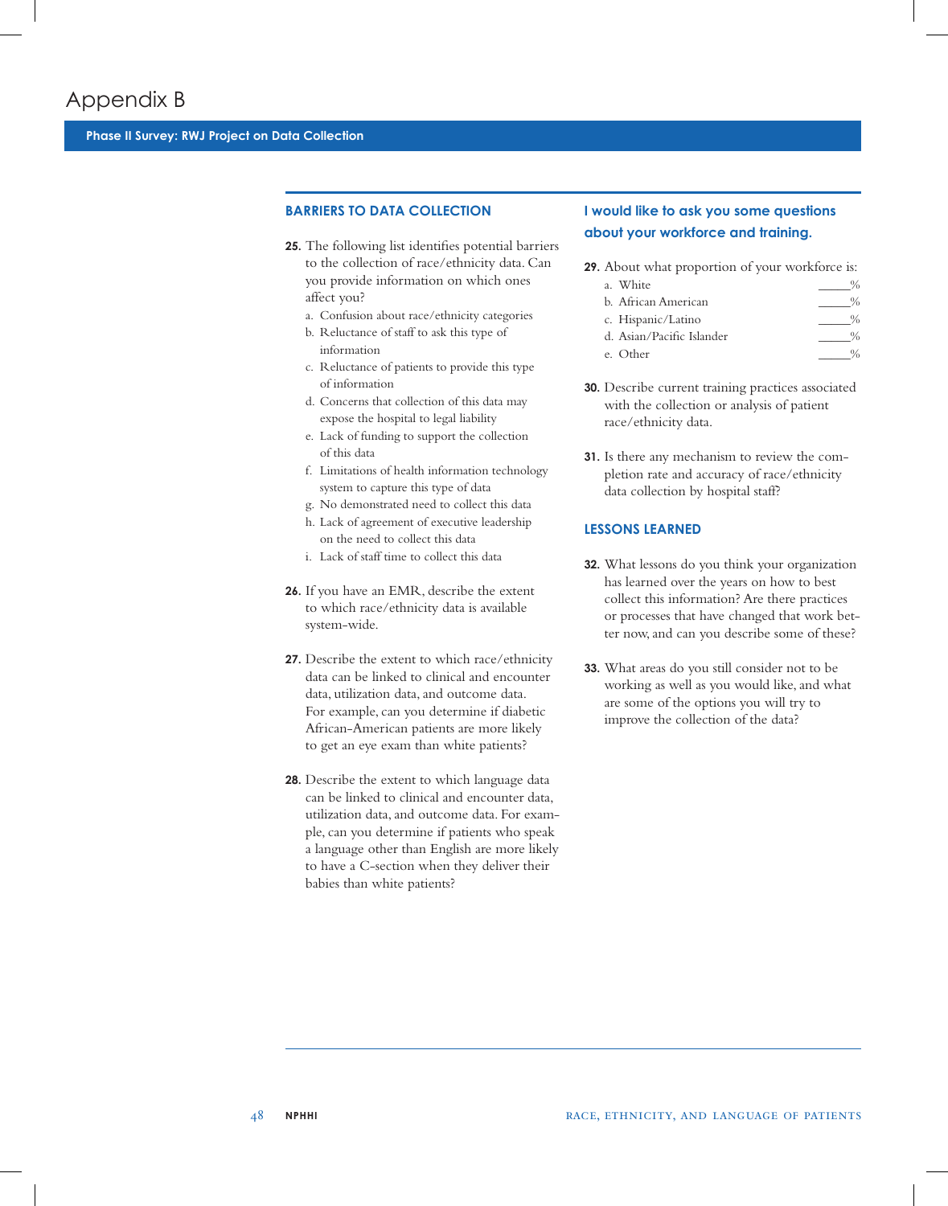# Appendix B

## Phase II Survey: RWJ Project on Data Collection

### BARRIERS TO DATA COLLECTION

**25.** The following list identifies potential barriers to the collection of race/ethnicity data. Can you provide information on which ones affect you?

a. Confusion about race/ethnicity categories
b. Reluctance of staff to ask this type of information
c. Reluctance of patients to provide this type of information
d. Concerns that collection of this data may expose the hospital to legal liability
e. Lack of funding to support the collection of this data
f. Limitations of health information technology system to capture this type of data
g. No demonstrated need to collect this data
h. Lack of agreement of executive leadership on the need to collect this data
i. Lack of staff time to collect this data

**26.** If you have an EMR, describe the extent to which race/ethnicity data is available system-wide.

**27.** Describe the extent to which race/ethnicity data can be linked to clinical and encounter data, utilization data, and outcome data. For example, can you determine if diabetic African-American patients are more likely to get an eye exam than white patients?

**28.** Describe the extent to which language data can be linked to clinical and encounter data, utilization data, and outcome data. For example, can you determine if patients who speak a language other than English are more likely to have a C-section when they deliver their babies than white patients?

### I would like to ask you some questions about your workforce and training.

**29.** About what proportion of your workforce is:

a. White _____%
b. African American _____%
c. Hispanic/Latino _____%
d. Asian/Pacific Islander _____%
e. Other _____%

**30.** Describe current training practices associated with the collection or analysis of patient race/ethnicity data.

**31.** Is there any mechanism to review the completion rate and accuracy of race/ethnicity data collection by hospital staff?

### LESSONS LEARNED

**32.** What lessons do you think your organization has learned over the years on how to best collect this information? Are there practices or processes that have changed that work better now, and can you describe some of these?

**33.** What areas do you still consider not to be working as well as you would like, and what are some of the options you will try to improve the collection of the data?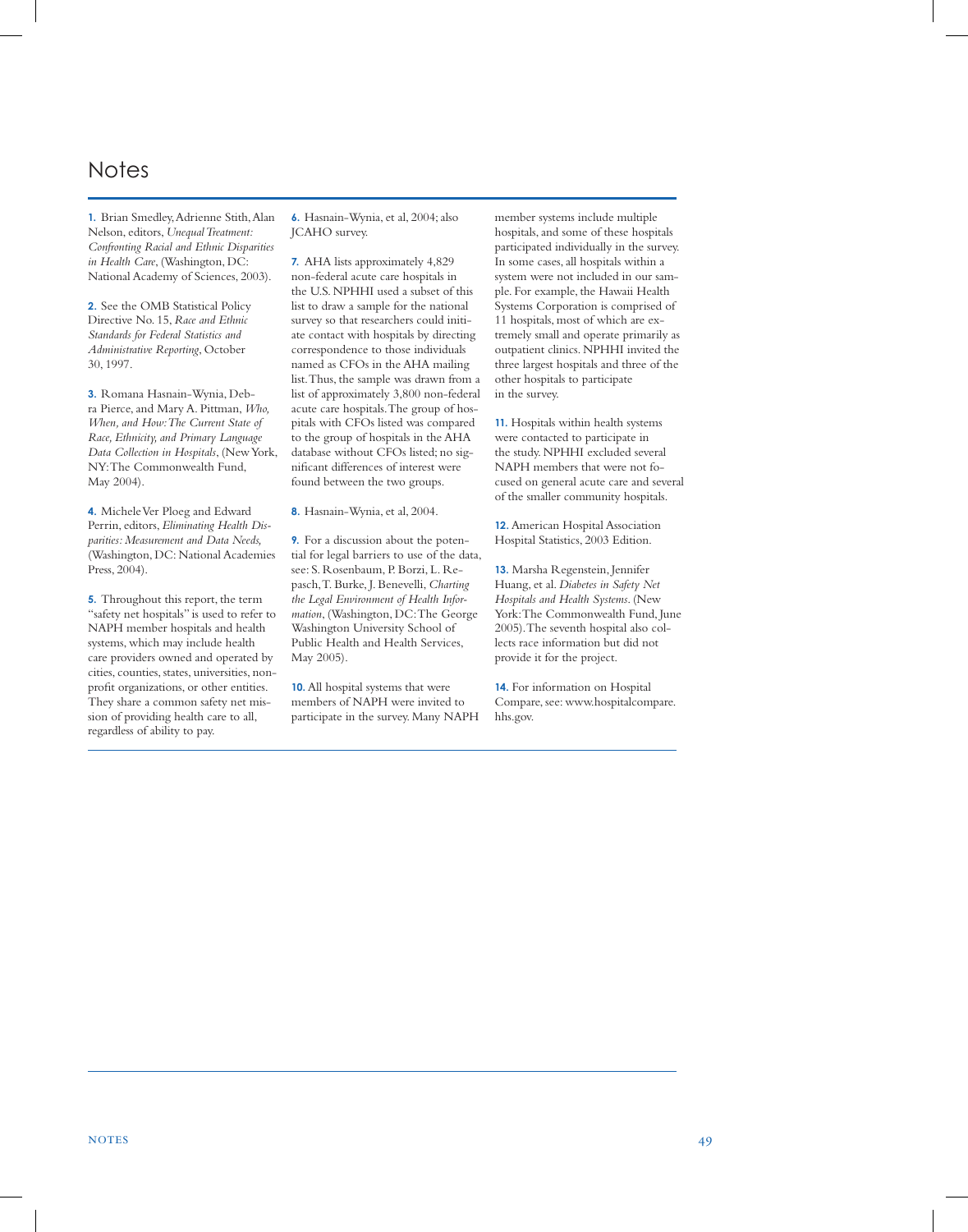# Notes

**1.** Brian Smedley, Adrienne Stith, Alan Nelson, editors, *Unequal Treatment: Confronting Racial and Ethnic Disparities in Health Care*, (Washington, DC: National Academy of Sciences, 2003).

**2.** See the OMB Statistical Policy Directive No. 15, *Race and Ethnic Standards for Federal Statistics and Administrative Reporting*, October 30, 1997.

**3.** Romana Hasnain-Wynia, Debra Pierce, and Mary A. Pittman, *Who, When, and How: The Current State of Race, Ethnicity, and Primary Language Data Collection in Hospitals*, (New York, NY: The Commonwealth Fund, May 2004).

**4.** Michele Ver Ploeg and Edward Perrin, editors, *Eliminating Health Disparities: Measurement and Data Needs,* (Washington, DC: National Academies Press, 2004).

**5.** Throughout this report, the term "safety net hospitals" is used to refer to NAPH member hospitals and health systems, which may include health care providers owned and operated by cities, counties, states, universities, nonprofit organizations, or other entities. They share a common safety net mission of providing health care to all, regardless of ability to pay.

**6.** Hasnain-Wynia, et al, 2004; also JCAHO survey.

**7.** AHA lists approximately 4,829 non-federal acute care hospitals in the U.S. NPHHI used a subset of this list to draw a sample for the national survey so that researchers could initiate contact with hospitals by directing correspondence to those individuals named as CFOs in the AHA mailing list. Thus, the sample was drawn from a list of approximately 3,800 non-federal acute care hospitals. The group of hospitals with CFOs listed was compared to the group of hospitals in the AHA database without CFOs listed; no significant differences of interest were found between the two groups.

**8.** Hasnain-Wynia, et al, 2004.

**9.** For a discussion about the potential for legal barriers to use of the data, see: S. Rosenbaum, P. Borzi, L. Repasch, T. Burke, J. Benevelli, *Charting the Legal Environment of Health Information*, (Washington, DC: The George Washington University School of Public Health and Health Services, May 2005).

**10.** All hospital systems that were members of NAPH were invited to participate in the survey. Many NAPH member systems include multiple hospitals, and some of these hospitals participated individually in the survey. In some cases, all hospitals within a system were not included in our sample. For example, the Hawaii Health Systems Corporation is comprised of 11 hospitals, most of which are extremely small and operate primarily as outpatient clinics. NPHHI invited the three largest hospitals and three of the other hospitals to participate in the survey.

**11.** Hospitals within health systems were contacted to participate in the study. NPHHI excluded several NAPH members that were not focused on general acute care and several of the smaller community hospitals.

**12.** American Hospital Association Hospital Statistics, 2003 Edition.

**13.** Marsha Regenstein, Jennifer Huang, et al. *Diabetes in Safety Net Hospitals and Health Systems*. (New York: The Commonwealth Fund, June 2005). The seventh hospital also collects race information but did not provide it for the project.

**14.** For information on Hospital Compare, see: www.hospitalcompare.hhs.gov.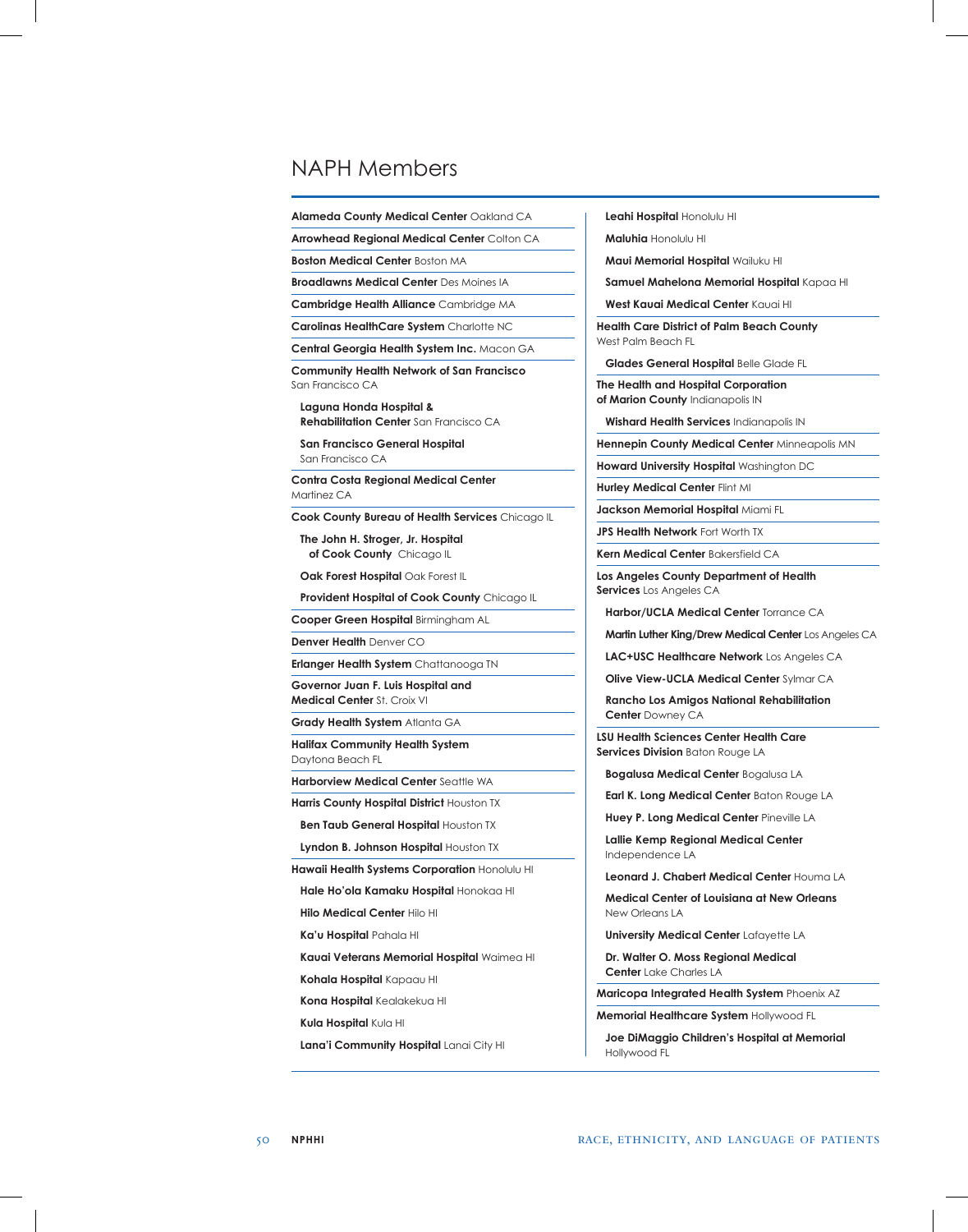# NAPH Members

- **Alameda County Medical Center** Oakland CA
- **Arrowhead Regional Medical Center** Colton CA
- **Boston Medical Center** Boston MA
- **Broadlawns Medical Center** Des Moines IA
- **Cambridge Health Alliance** Cambridge MA
- **Carolinas HealthCare System** Charlotte NC
- **Central Georgia Health System Inc.** Macon GA
- **Community Health Network of San Francisco** San Francisco CA
  - **Laguna Honda Hospital & Rehabilitation Center** San Francisco CA
  - **San Francisco General Hospital** San Francisco CA
- **Contra Costa Regional Medical Center** Martinez CA
- **Cook County Bureau of Health Services** Chicago IL
  - **The John H. Stroger, Jr. Hospital of Cook County** Chicago IL
  - **Oak Forest Hospital** Oak Forest IL
  - **Provident Hospital of Cook County** Chicago IL
- **Cooper Green Hospital** Birmingham AL
- **Denver Health** Denver CO
- **Erlanger Health System** Chattanooga TN
- **Governor Juan F. Luis Hospital and Medical Center** St. Croix VI
- **Grady Health System** Atlanta GA
- **Halifax Community Health System** Daytona Beach FL
- **Harborview Medical Center** Seattle WA
- **Harris County Hospital District** Houston TX
  - **Ben Taub General Hospital** Houston TX
  - **Lyndon B. Johnson Hospital** Houston TX
- **Hawaii Health Systems Corporation** Honolulu HI
  - **Hale Ho'ola Kamaku Hospital** Honokaa HI
  - **Hilo Medical Center** Hilo HI
  - **Ka'u Hospital** Pahala HI
  - **Kauai Veterans Memorial Hospital** Waimea HI
  - **Kohala Hospital** Kapaau HI
  - **Kona Hospital** Kealakekua HI
  - **Kula Hospital** Kula HI
  - **Lana'i Community Hospital** Lanai City HI
  - **Leahi Hospital** Honolulu HI
  - **Maluhia** Honolulu HI
  - **Maui Memorial Hospital** Wailuku HI
  - **Samuel Mahelona Memorial Hospital** Kapaa HI
  - **West Kauai Medical Center** Kauai HI
- **Health Care District of Palm Beach County** West Palm Beach FL
  - **Glades General Hospital** Belle Glade FL
- **The Health and Hospital Corporation of Marion County** Indianapolis IN
  - **Wishard Health Services** Indianapolis IN
- **Hennepin County Medical Center** Minneapolis MN
- **Howard University Hospital** Washington DC
- **Hurley Medical Center** Flint MI
- **Jackson Memorial Hospital** Miami FL
- **JPS Health Network** Fort Worth TX
- **Kern Medical Center** Bakersfield CA
- **Los Angeles County Department of Health Services** Los Angeles CA
  - **Harbor/UCLA Medical Center** Torrance CA
  - **Martin Luther King/Drew Medical Center** Los Angeles CA
  - **LAC+USC Healthcare Network** Los Angeles CA
  - **Olive View-UCLA Medical Center** Sylmar CA
  - **Rancho Los Amigos National Rehabilitation Center** Downey CA
- **LSU Health Sciences Center Health Care Services Division** Baton Rouge LA
  - **Bogalusa Medical Center** Bogalusa LA
  - **Earl K. Long Medical Center** Baton Rouge LA
  - **Huey P. Long Medical Center** Pineville LA
  - **Lallie Kemp Regional Medical Center** Independence LA
  - **Leonard J. Chabert Medical Center** Houma LA
  - **Medical Center of Louisiana at New Orleans** New Orleans LA
  - **University Medical Center** Lafayette LA
  - **Dr. Walter O. Moss Regional Medical Center** Lake Charles LA
- **Maricopa Integrated Health System** Phoenix AZ
- **Memorial Healthcare System** Hollywood FL
  - **Joe DiMaggio Children's Hospital at Memorial** Hollywood FL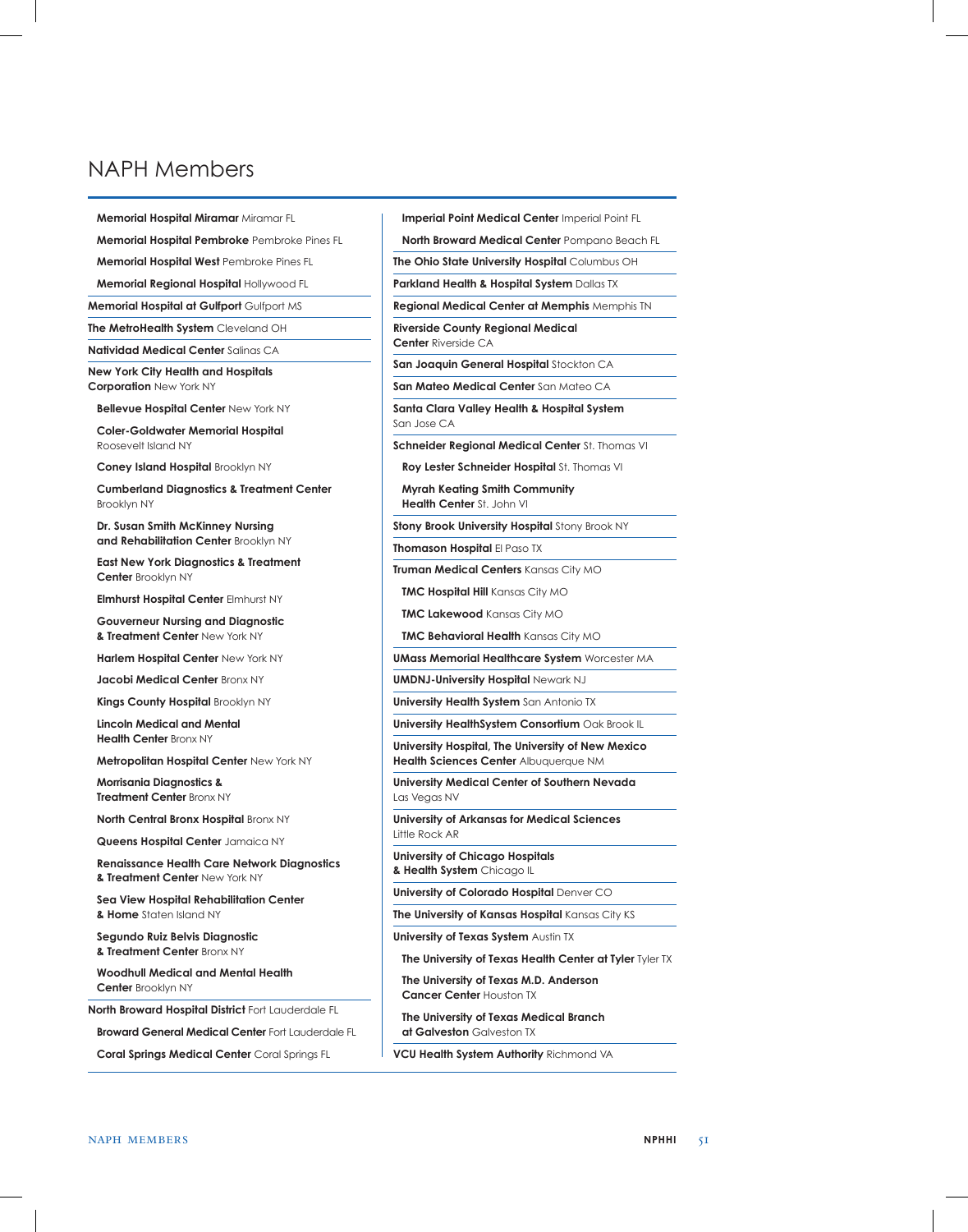# NAPH Members

- **Memorial Hospital Miramar** Miramar FL
- **Memorial Hospital Pembroke** Pembroke Pines FL
- **Memorial Hospital West** Pembroke Pines FL
- **Memorial Regional Hospital** Hollywood FL

**Memorial Hospital at Gulfport** Gulfport MS

**The MetroHealth System** Cleveland OH

**Natividad Medical Center** Salinas CA

**New York City Health and Hospitals Corporation** New York NY

- **Bellevue Hospital Center** New York NY
- **Coler-Goldwater Memorial Hospital** Roosevelt Island NY
- **Coney Island Hospital** Brooklyn NY
- **Cumberland Diagnostics & Treatment Center** Brooklyn NY
- **Dr. Susan Smith McKinney Nursing and Rehabilitation Center** Brooklyn NY
- **East New York Diagnostics & Treatment Center** Brooklyn NY
- **Elmhurst Hospital Center** Elmhurst NY
- **Gouverneur Nursing and Diagnostic & Treatment Center** New York NY
- **Harlem Hospital Center** New York NY
- **Jacobi Medical Center** Bronx NY
- **Kings County Hospital** Brooklyn NY
- **Lincoln Medical and Mental Health Center** Bronx NY
- **Metropolitan Hospital Center** New York NY
- **Morrisania Diagnostics & Treatment Center** Bronx NY
- **North Central Bronx Hospital** Bronx NY
- **Queens Hospital Center** Jamaica NY
- **Renaissance Health Care Network Diagnostics & Treatment Center** New York NY
- **Sea View Hospital Rehabilitation Center & Home** Staten Island NY
- **Segundo Ruiz Belvis Diagnostic & Treatment Center** Bronx NY
- **Woodhull Medical and Mental Health Center** Brooklyn NY

**North Broward Hospital District** Fort Lauderdale FL

- **Broward General Medical Center** Fort Lauderdale FL
- **Coral Springs Medical Center** Coral Springs FL
- **Imperial Point Medical Center** Imperial Point FL
- **North Broward Medical Center** Pompano Beach FL

**The Ohio State University Hospital** Columbus OH

**Parkland Health & Hospital System** Dallas TX

**Regional Medical Center at Memphis** Memphis TN

**Riverside County Regional Medical Center** Riverside CA

**San Joaquin General Hospital** Stockton CA

**San Mateo Medical Center** San Mateo CA

**Santa Clara Valley Health & Hospital System** San Jose CA

**Schneider Regional Medical Center** St. Thomas VI

- **Roy Lester Schneider Hospital** St. Thomas VI
- **Myrah Keating Smith Community Health Center** St. John VI

**Stony Brook University Hospital** Stony Brook NY

**Thomason Hospital** El Paso TX

**Truman Medical Centers** Kansas City MO

- **TMC Hospital Hill** Kansas City MO
- **TMC Lakewood** Kansas City MO
- **TMC Behavioral Health** Kansas City MO

**UMass Memorial Healthcare System** Worcester MA

**UMDNJ-University Hospital** Newark NJ

**University Health System** San Antonio TX

**University HealthSystem Consortium** Oak Brook IL

**University Hospital, The University of New Mexico Health Sciences Center** Albuquerque NM

**University Medical Center of Southern Nevada** Las Vegas NV

**University of Arkansas for Medical Sciences** Little Rock AR

**University of Chicago Hospitals & Health System** Chicago IL

**University of Colorado Hospital** Denver CO

**The University of Kansas Hospital** Kansas City KS

**University of Texas System** Austin TX

- **The University of Texas Health Center at Tyler** Tyler TX
- **The University of Texas M.D. Anderson Cancer Center** Houston TX
- **The University of Texas Medical Branch at Galveston** Galveston TX

**VCU Health System Authority** Richmond VA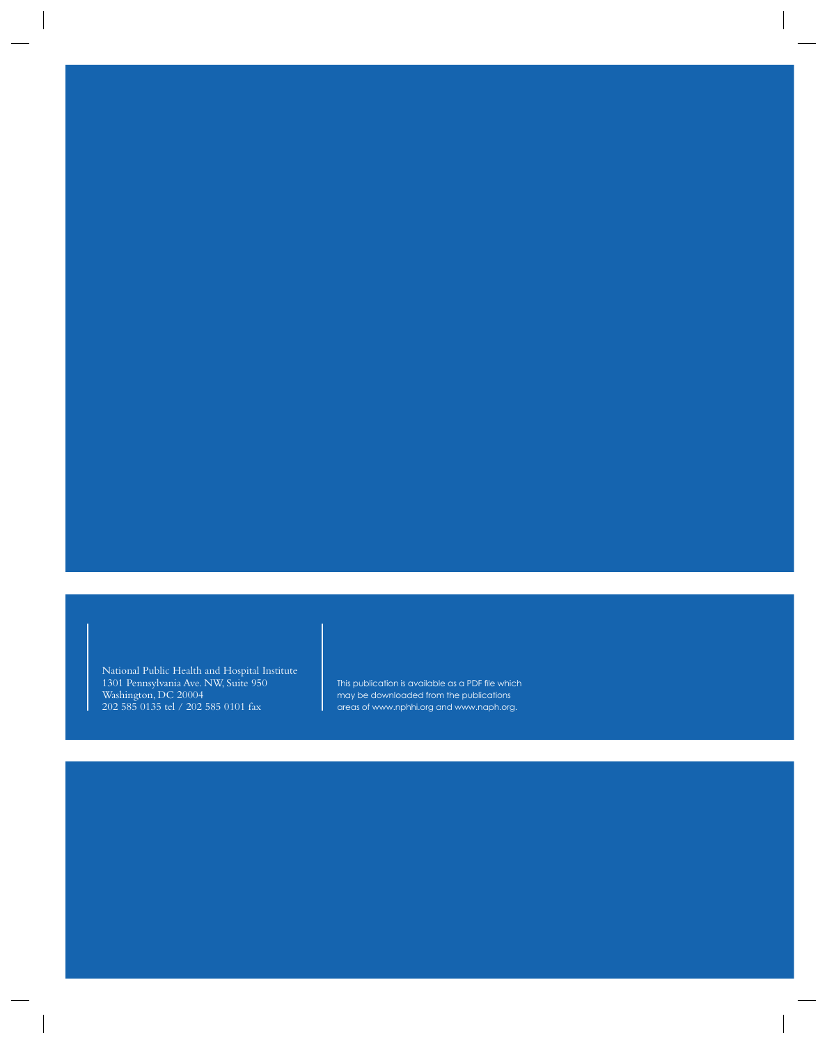National Public Health and Hospital Institute
1301 Pennsylvania Ave. NW, Suite 950
Washington, DC 20004
202 585 0135 tel / 202 585 0101 fax

This publication is available as a PDF file which may be downloaded from the publications areas of www.nphhi.org and www.naph.org.